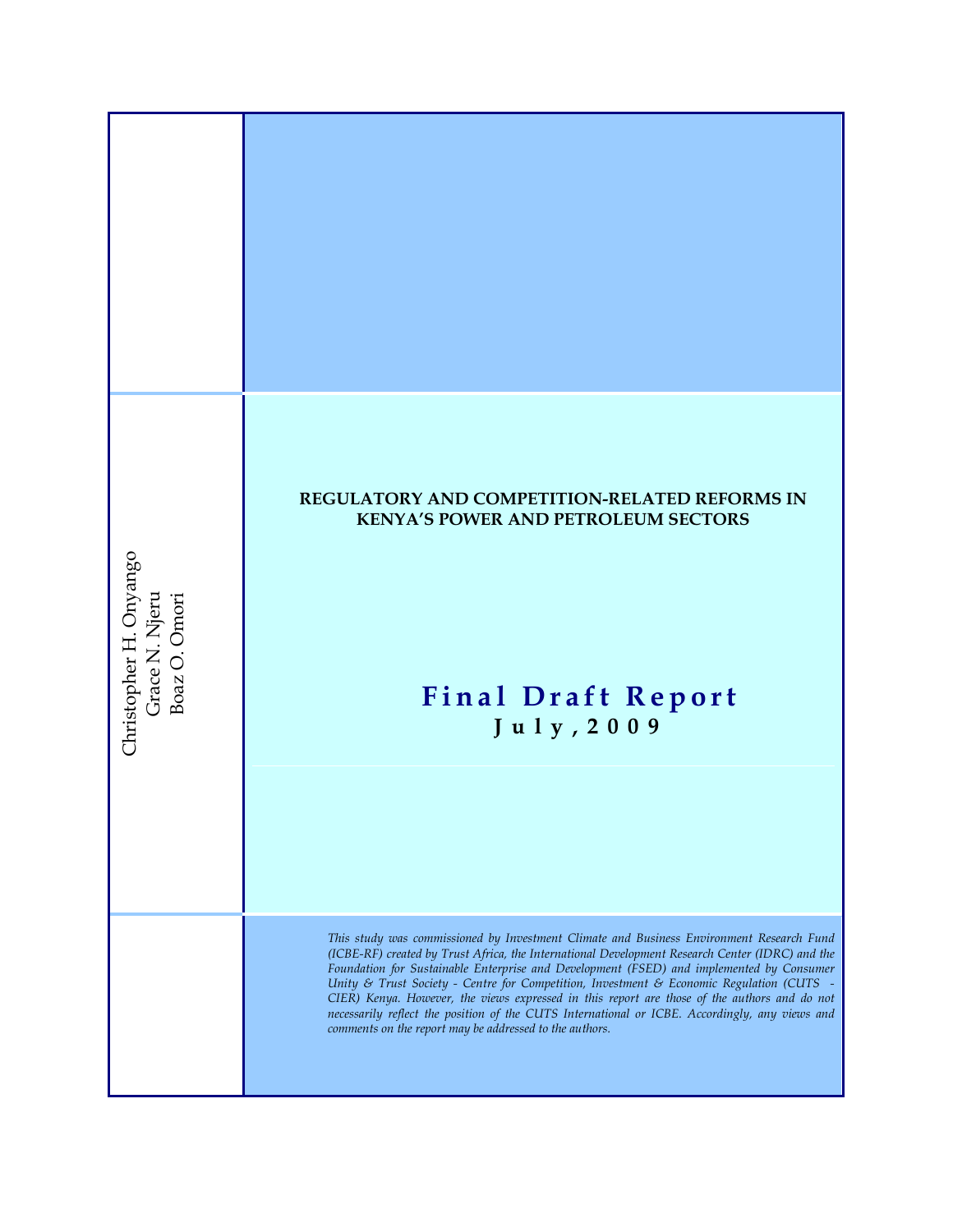# REGULATORY AND COMPETITION-RELATED REFORMS IN KENYA'S POWER AND PETROLEUM SECTORS

Christopher H. Onyango
Grace N. Njeru
Boaz O. Omori

## Final Draft Report

**July, 2009**

*This study was commissioned by Investment Climate and Business Environment Research Fund (ICBE-RF) created by Trust Africa, the International Development Research Center (IDRC) and the Foundation for Sustainable Enterprise and Development (FSED) and implemented by Consumer Unity & Trust Society - Centre for Competition, Investment & Economic Regulation (CUTS - CIER) Kenya. However, the views expressed in this report are those of the authors and do not necessarily reflect the position of the CUTS International or ICBE. Accordingly, any views and comments on the report may be addressed to the authors.*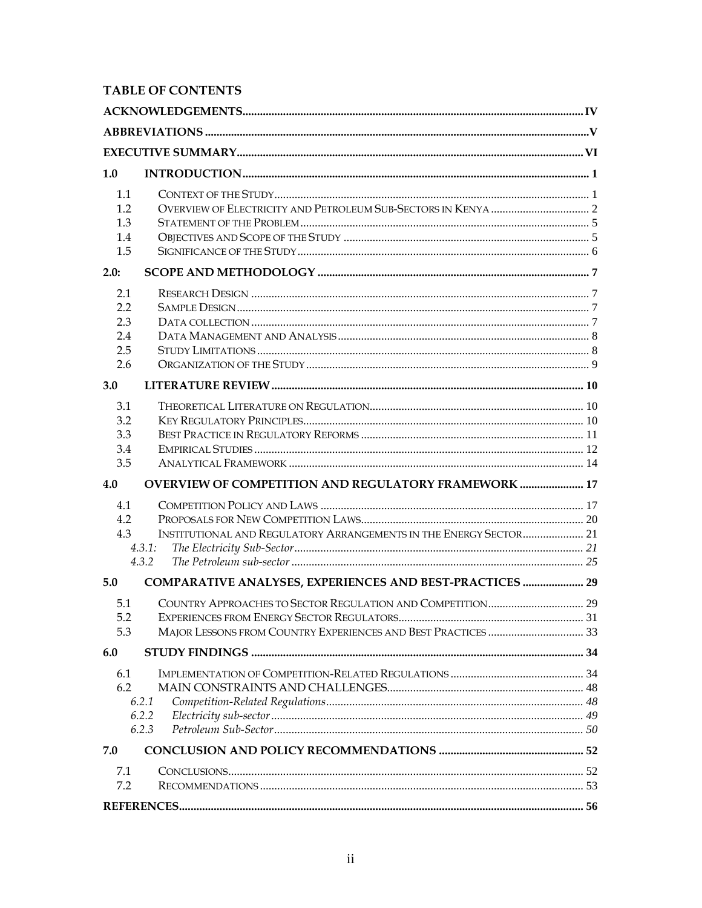# TABLE OF CONTENTS

**ACKNOWLEDGEMENTS** .......... IV

**ABBREVIATIONS** .......... V

**EXECUTIVE SUMMARY** .......... VI

**1.0 INTRODUCTION** .......... 1

- 1.1 Context of the Study .......... 1
- 1.2 Overview of Electricity and Petroleum Sub-Sectors in Kenya .......... 2
- 1.3 Statement of the Problem .......... 5
- 1.4 Objectives and Scope of the Study .......... 5
- 1.5 Significance of the Study .......... 6

**2.0: SCOPE AND METHODOLOGY** .......... 7

- 2.1 Research Design .......... 7
- 2.2 Sample Design .......... 7
- 2.3 Data collection .......... 7
- 2.4 Data Management and Analysis .......... 8
- 2.5 Study Limitations .......... 8
- 2.6 Organization of the Study .......... 9

**3.0 LITERATURE REVIEW** .......... 10

- 3.1 Theoretical Literature on Regulation .......... 10
- 3.2 Key Regulatory Principles .......... 10
- 3.3 Best Practice in Regulatory Reforms .......... 11
- 3.4 Empirical Studies .......... 12
- 3.5 Analytical Framework .......... 14

**4.0 OVERVIEW OF COMPETITION AND REGULATORY FRAMEWORK** .......... 17

- 4.1 Competition Policy and Laws .......... 17
- 4.2 Proposals for New Competition Laws .......... 20
- 4.3 Institutional and Regulatory Arrangements in the Energy Sector .......... 21
  - *4.3.1: The Electricity Sub-Sector* .......... *21*
  - *4.3.2 The Petroleum sub-sector* .......... *25*

**5.0 COMPARATIVE ANALYSES, EXPERIENCES AND BEST-PRACTICES** .......... 29

- 5.1 Country Approaches to Sector Regulation and Competition .......... 29
- 5.2 Experiences from Energy Sector Regulators .......... 31
- 5.3 Major Lessons from Country Experiences and Best Practices .......... 33

**6.0 STUDY FINDINGS** .......... 34

- 6.1 Implementation of Competition-Related Regulations .......... 34
- 6.2 MAIN CONSTRAINTS AND CHALLENGES .......... 48
  - *6.2.1 Competition-Related Regulations* .......... *48*
  - *6.2.2 Electricity sub-sector* .......... *49*
  - *6.2.3 Petroleum Sub-Sector* .......... *50*

**7.0 CONCLUSION AND POLICY RECOMMENDATIONS** .......... 52

- 7.1 Conclusions .......... 52
- 7.2 Recommendations .......... 53

**REFERENCES** .......... 56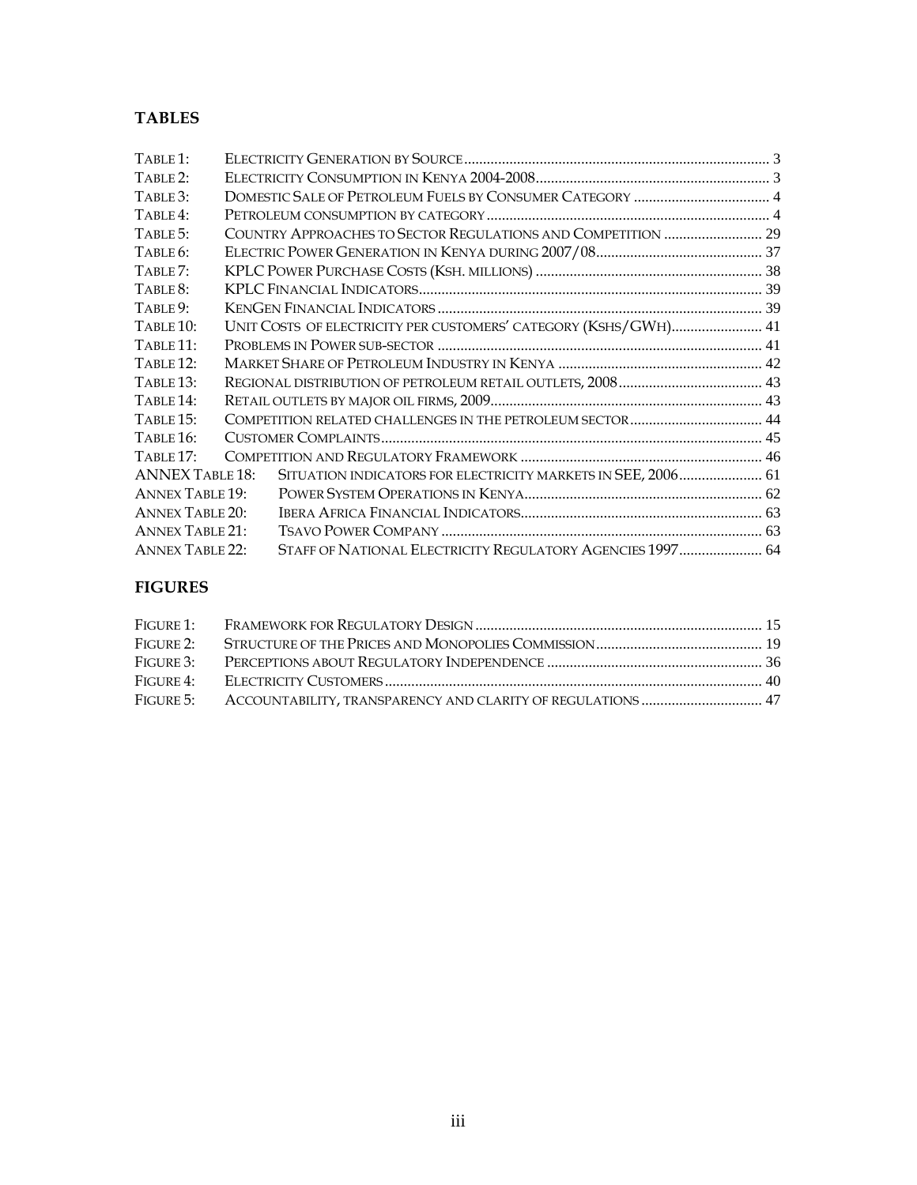**TABLES**

| | | |
|---|---|---|
| Table 1: | Electricity Generation by Source | 3 |
| Table 2: | Electricity Consumption in Kenya 2004-2008 | 3 |
| Table 3: | Domestic Sale of Petroleum Fuels by Consumer Category | 4 |
| Table 4: | Petroleum consumption by category | 4 |
| Table 5: | Country Approaches to Sector Regulations and Competition | 29 |
| Table 6: | Electric Power Generation in Kenya during 2007/08 | 37 |
| Table 7: | KPLC Power Purchase Costs (Ksh. millions) | 38 |
| Table 8: | KPLC Financial Indicators | 39 |
| Table 9: | KenGen Financial Indicators | 39 |
| Table 10: | Unit Costs of electricity per customers' category (Kshs/GWh) | 41 |
| Table 11: | Problems in Power sub-sector | 41 |
| Table 12: | Market Share of Petroleum Industry in Kenya | 42 |
| Table 13: | Regional distribution of petroleum retail outlets, 2008 | 43 |
| Table 14: | Retail outlets by major oil firms, 2009 | 43 |
| Table 15: | Competition related challenges in the petroleum sector | 44 |
| Table 16: | Customer Complaints | 45 |
| Table 17: | Competition and Regulatory Framework | 46 |
| ANNEX Table 18: | Situation indicators for electricity markets in SEE, 2006 | 61 |
| Annex Table 19: | Power System Operations in Kenya | 62 |
| Annex Table 20: | Ibera Africa Financial Indicators | 63 |
| Annex Table 21: | Tsavo Power Company | 63 |
| Annex Table 22: | Staff of National Electricity Regulatory Agencies 1997 | 64 |

**FIGURES**

| | | |
|---|---|---|
| Figure 1: | Framework for Regulatory Design | 15 |
| Figure 2: | Structure of the Prices and Monopolies Commission | 19 |
| Figure 3: | Perceptions about Regulatory Independence | 36 |
| Figure 4: | Electricity Customers | 40 |
| Figure 5: | Accountability, transparency and clarity of regulations | 47 |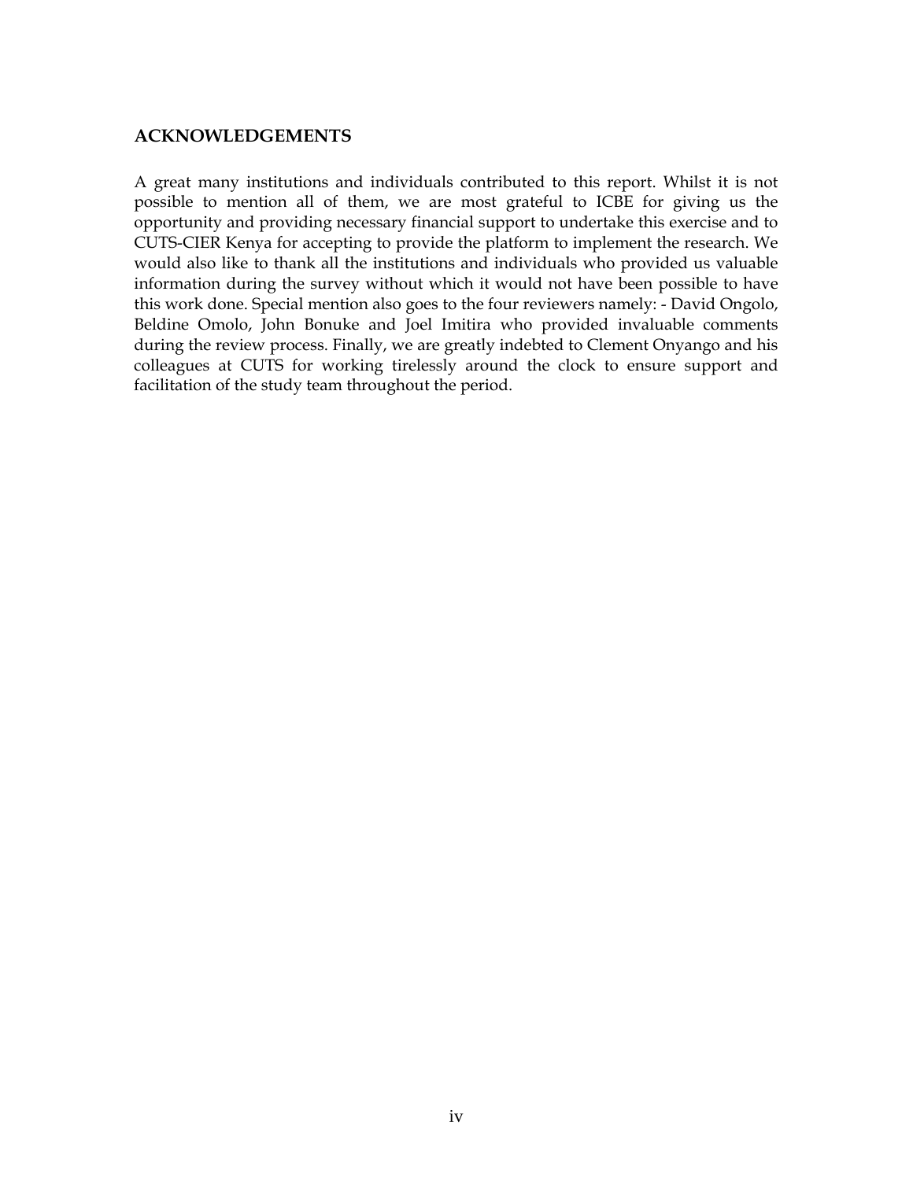## ACKNOWLEDGEMENTS

A great many institutions and individuals contributed to this report. Whilst it is not possible to mention all of them, we are most grateful to ICBE for giving us the opportunity and providing necessary financial support to undertake this exercise and to CUTS-CIER Kenya for accepting to provide the platform to implement the research. We would also like to thank all the institutions and individuals who provided us valuable information during the survey without which it would not have been possible to have this work done. Special mention also goes to the four reviewers namely: - David Ongolo, Beldine Omolo, John Bonuke and Joel Imitira who provided invaluable comments during the review process. Finally, we are greatly indebted to Clement Onyango and his colleagues at CUTS for working tirelessly around the clock to ensure support and facilitation of the study team throughout the period.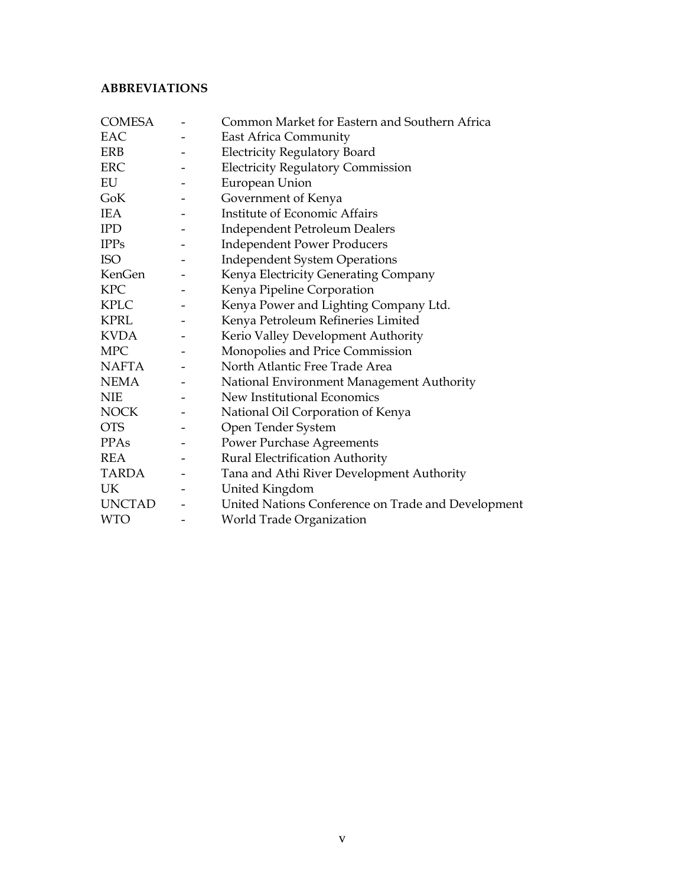## ABBREVIATIONS

| | | |
|---|---|---|
| COMESA | - | Common Market for Eastern and Southern Africa |
| EAC | - | East Africa Community |
| ERB | - | Electricity Regulatory Board |
| ERC | - | Electricity Regulatory Commission |
| EU | - | European Union |
| GoK | - | Government of Kenya |
| IEA | - | Institute of Economic Affairs |
| IPD | - | Independent Petroleum Dealers |
| IPPs | - | Independent Power Producers |
| ISO | - | Independent System Operations |
| KenGen | - | Kenya Electricity Generating Company |
| KPC | - | Kenya Pipeline Corporation |
| KPLC | - | Kenya Power and Lighting Company Ltd. |
| KPRL | - | Kenya Petroleum Refineries Limited |
| KVDA | - | Kerio Valley Development Authority |
| MPC | - | Monopolies and Price Commission |
| NAFTA | - | North Atlantic Free Trade Area |
| NEMA | - | National Environment Management Authority |
| NIE | - | New Institutional Economics |
| NOCK | - | National Oil Corporation of Kenya |
| OTS | - | Open Tender System |
| PPAs | - | Power Purchase Agreements |
| REA | - | Rural Electrification Authority |
| TARDA | - | Tana and Athi River Development Authority |
| UK | - | United Kingdom |
| UNCTAD | - | United Nations Conference on Trade and Development |
| WTO | - | World Trade Organization |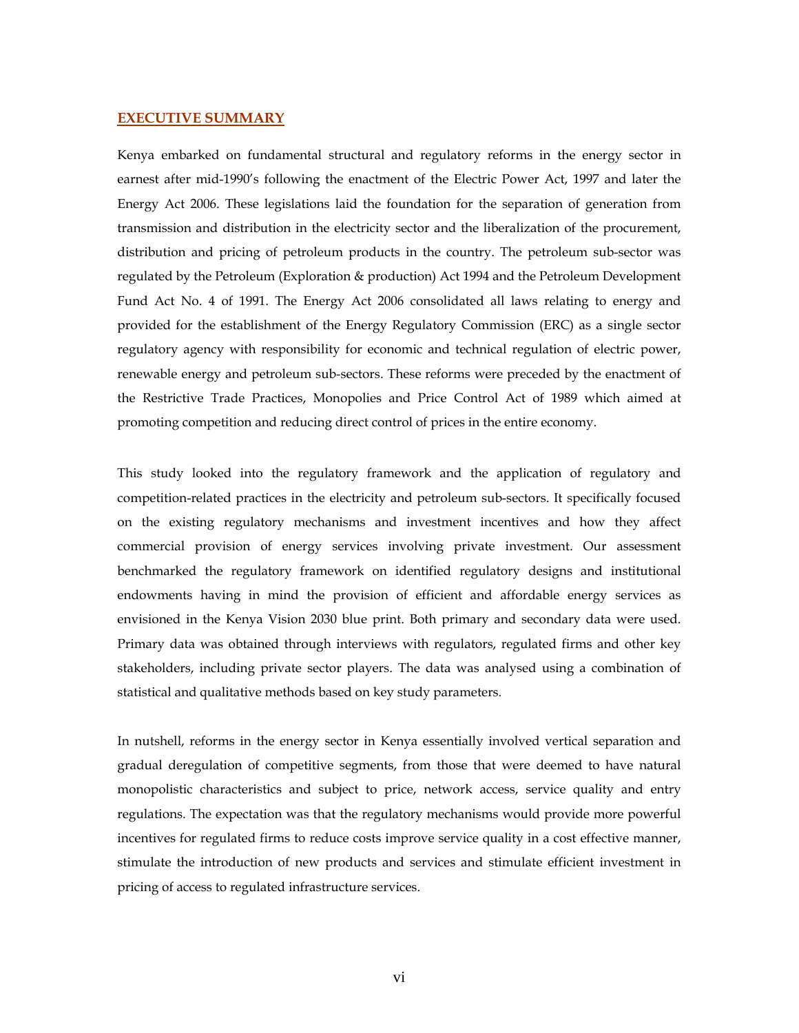## EXECUTIVE SUMMARY

Kenya embarked on fundamental structural and regulatory reforms in the energy sector in earnest after mid-1990's following the enactment of the Electric Power Act, 1997 and later the Energy Act 2006. These legislations laid the foundation for the separation of generation from transmission and distribution in the electricity sector and the liberalization of the procurement, distribution and pricing of petroleum products in the country. The petroleum sub-sector was regulated by the Petroleum (Exploration & production) Act 1994 and the Petroleum Development Fund Act No. 4 of 1991. The Energy Act 2006 consolidated all laws relating to energy and provided for the establishment of the Energy Regulatory Commission (ERC) as a single sector regulatory agency with responsibility for economic and technical regulation of electric power, renewable energy and petroleum sub-sectors. These reforms were preceded by the enactment of the Restrictive Trade Practices, Monopolies and Price Control Act of 1989 which aimed at promoting competition and reducing direct control of prices in the entire economy.

This study looked into the regulatory framework and the application of regulatory and competition-related practices in the electricity and petroleum sub-sectors. It specifically focused on the existing regulatory mechanisms and investment incentives and how they affect commercial provision of energy services involving private investment. Our assessment benchmarked the regulatory framework on identified regulatory designs and institutional endowments having in mind the provision of efficient and affordable energy services as envisioned in the Kenya Vision 2030 blue print. Both primary and secondary data were used. Primary data was obtained through interviews with regulators, regulated firms and other key stakeholders, including private sector players. The data was analysed using a combination of statistical and qualitative methods based on key study parameters.

In nutshell, reforms in the energy sector in Kenya essentially involved vertical separation and gradual deregulation of competitive segments, from those that were deemed to have natural monopolistic characteristics and subject to price, network access, service quality and entry regulations. The expectation was that the regulatory mechanisms would provide more powerful incentives for regulated firms to reduce costs improve service quality in a cost effective manner, stimulate the introduction of new products and services and stimulate efficient investment in pricing of access to regulated infrastructure services.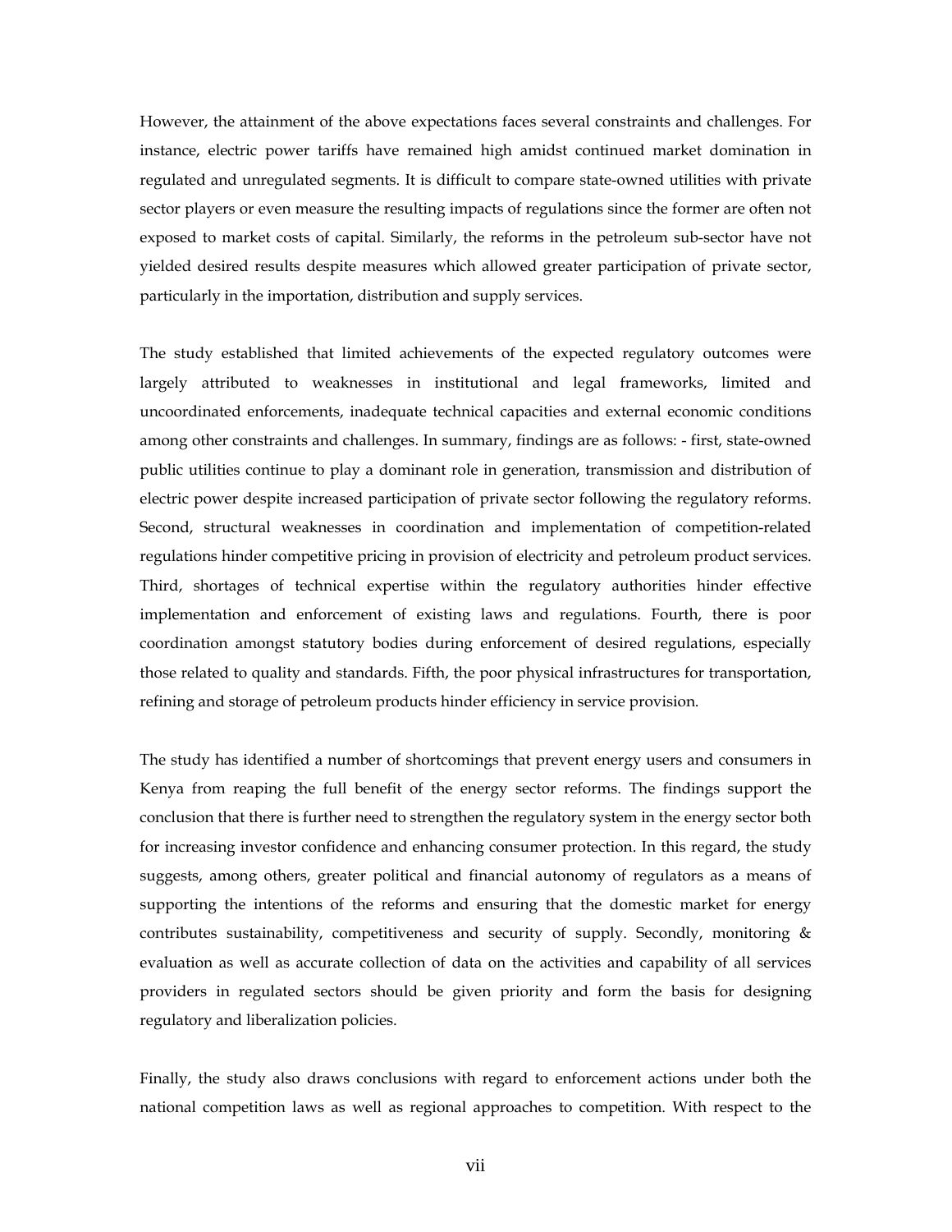However, the attainment of the above expectations faces several constraints and challenges. For instance, electric power tariffs have remained high amidst continued market domination in regulated and unregulated segments. It is difficult to compare state-owned utilities with private sector players or even measure the resulting impacts of regulations since the former are often not exposed to market costs of capital. Similarly, the reforms in the petroleum sub-sector have not yielded desired results despite measures which allowed greater participation of private sector, particularly in the importation, distribution and supply services.

The study established that limited achievements of the expected regulatory outcomes were largely attributed to weaknesses in institutional and legal frameworks, limited and uncoordinated enforcements, inadequate technical capacities and external economic conditions among other constraints and challenges. In summary, findings are as follows: - first, state-owned public utilities continue to play a dominant role in generation, transmission and distribution of electric power despite increased participation of private sector following the regulatory reforms. Second, structural weaknesses in coordination and implementation of competition-related regulations hinder competitive pricing in provision of electricity and petroleum product services. Third, shortages of technical expertise within the regulatory authorities hinder effective implementation and enforcement of existing laws and regulations. Fourth, there is poor coordination amongst statutory bodies during enforcement of desired regulations, especially those related to quality and standards. Fifth, the poor physical infrastructures for transportation, refining and storage of petroleum products hinder efficiency in service provision.

The study has identified a number of shortcomings that prevent energy users and consumers in Kenya from reaping the full benefit of the energy sector reforms. The findings support the conclusion that there is further need to strengthen the regulatory system in the energy sector both for increasing investor confidence and enhancing consumer protection. In this regard, the study suggests, among others, greater political and financial autonomy of regulators as a means of supporting the intentions of the reforms and ensuring that the domestic market for energy contributes sustainability, competitiveness and security of supply. Secondly, monitoring & evaluation as well as accurate collection of data on the activities and capability of all services providers in regulated sectors should be given priority and form the basis for designing regulatory and liberalization policies.

Finally, the study also draws conclusions with regard to enforcement actions under both the national competition laws as well as regional approaches to competition. With respect to the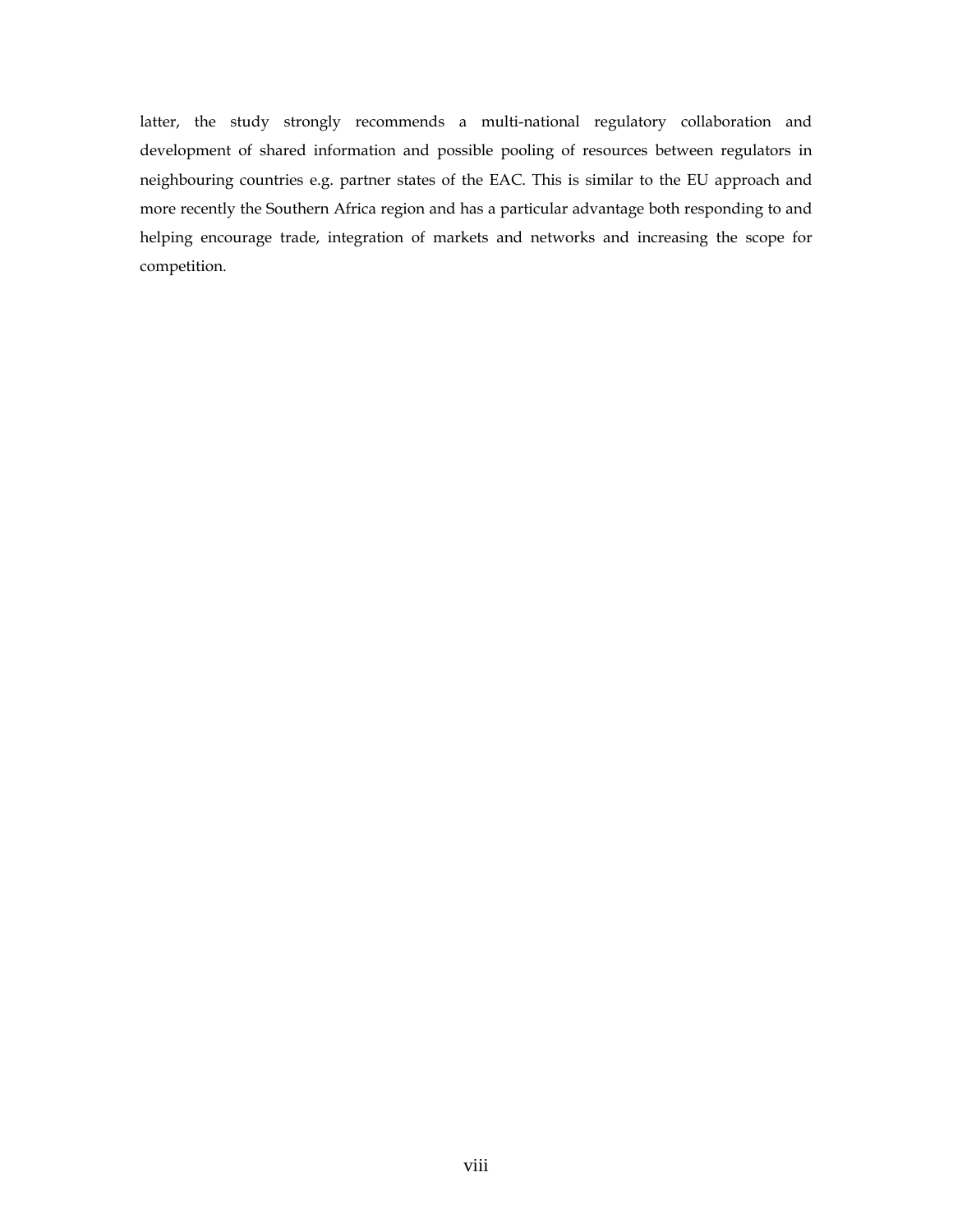latter, the study strongly recommends a multi-national regulatory collaboration and development of shared information and possible pooling of resources between regulators in neighbouring countries e.g. partner states of the EAC. This is similar to the EU approach and more recently the Southern Africa region and has a particular advantage both responding to and helping encourage trade, integration of markets and networks and increasing the scope for competition.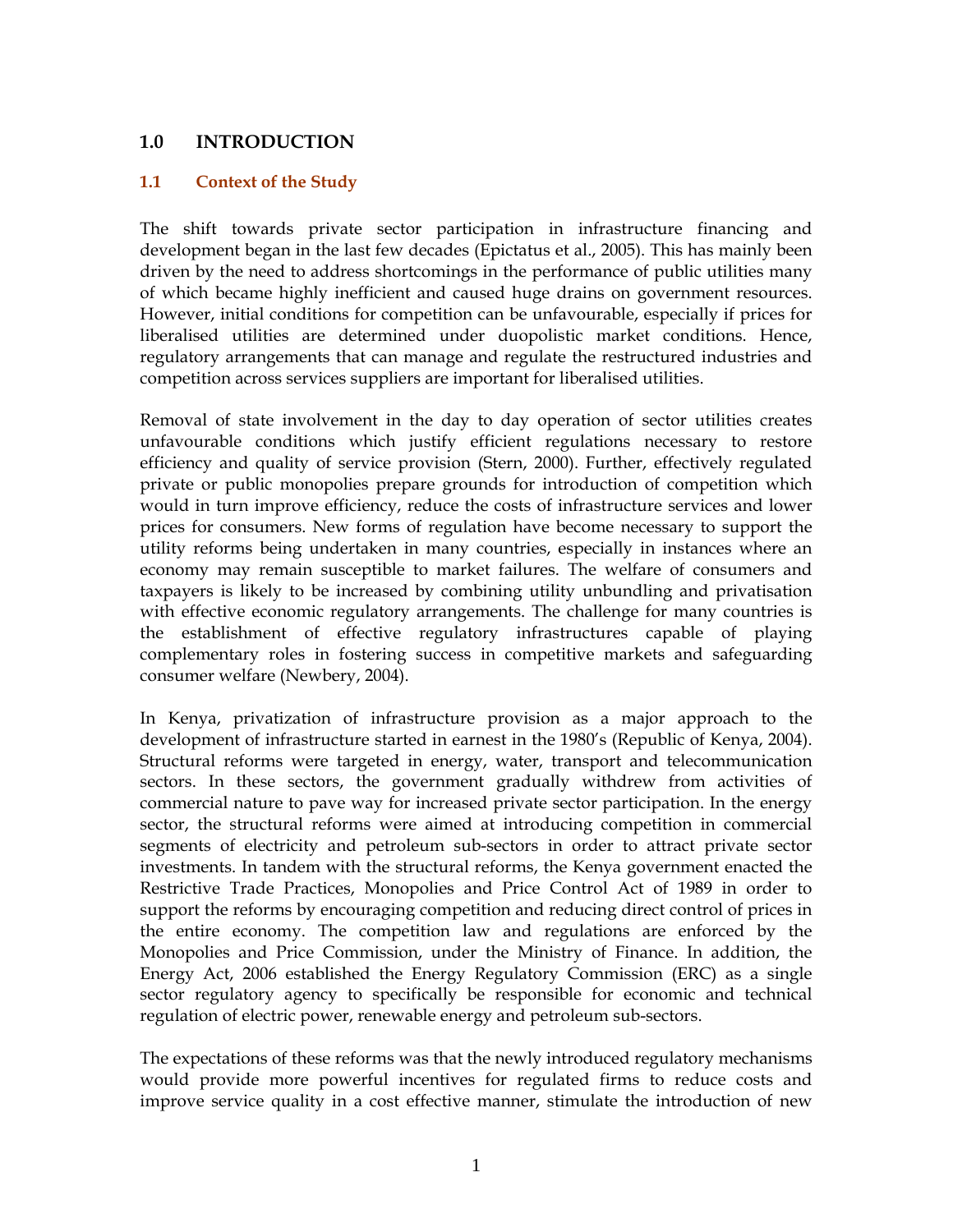## 1.0 INTRODUCTION

### 1.1 Context of the Study

The shift towards private sector participation in infrastructure financing and development began in the last few decades (Epictatus et al., 2005). This has mainly been driven by the need to address shortcomings in the performance of public utilities many of which became highly inefficient and caused huge drains on government resources. However, initial conditions for competition can be unfavourable, especially if prices for liberalised utilities are determined under duopolistic market conditions. Hence, regulatory arrangements that can manage and regulate the restructured industries and competition across services suppliers are important for liberalised utilities.

Removal of state involvement in the day to day operation of sector utilities creates unfavourable conditions which justify efficient regulations necessary to restore efficiency and quality of service provision (Stern, 2000). Further, effectively regulated private or public monopolies prepare grounds for introduction of competition which would in turn improve efficiency, reduce the costs of infrastructure services and lower prices for consumers. New forms of regulation have become necessary to support the utility reforms being undertaken in many countries, especially in instances where an economy may remain susceptible to market failures. The welfare of consumers and taxpayers is likely to be increased by combining utility unbundling and privatisation with effective economic regulatory arrangements. The challenge for many countries is the establishment of effective regulatory infrastructures capable of playing complementary roles in fostering success in competitive markets and safeguarding consumer welfare (Newbery, 2004).

In Kenya, privatization of infrastructure provision as a major approach to the development of infrastructure started in earnest in the 1980's (Republic of Kenya, 2004). Structural reforms were targeted in energy, water, transport and telecommunication sectors. In these sectors, the government gradually withdrew from activities of commercial nature to pave way for increased private sector participation. In the energy sector, the structural reforms were aimed at introducing competition in commercial segments of electricity and petroleum sub-sectors in order to attract private sector investments. In tandem with the structural reforms, the Kenya government enacted the Restrictive Trade Practices, Monopolies and Price Control Act of 1989 in order to support the reforms by encouraging competition and reducing direct control of prices in the entire economy. The competition law and regulations are enforced by the Monopolies and Price Commission, under the Ministry of Finance. In addition, the Energy Act, 2006 established the Energy Regulatory Commission (ERC) as a single sector regulatory agency to specifically be responsible for economic and technical regulation of electric power, renewable energy and petroleum sub-sectors.

The expectations of these reforms was that the newly introduced regulatory mechanisms would provide more powerful incentives for regulated firms to reduce costs and improve service quality in a cost effective manner, stimulate the introduction of new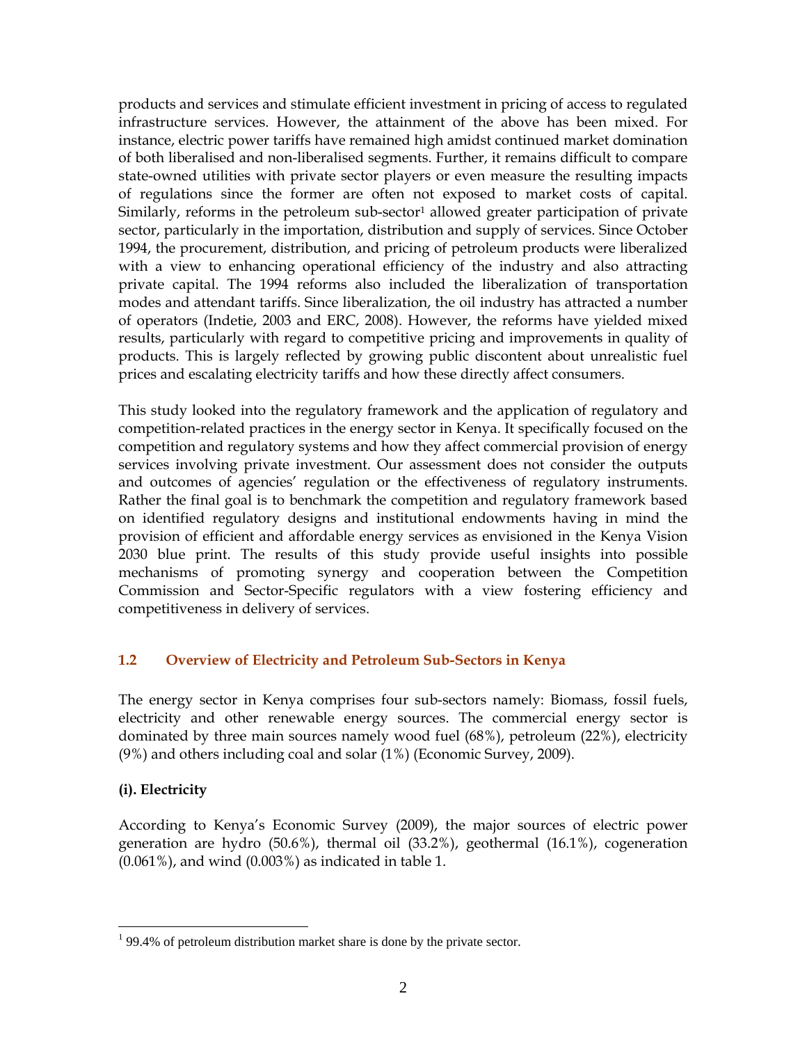products and services and stimulate efficient investment in pricing of access to regulated infrastructure services. However, the attainment of the above has been mixed. For instance, electric power tariffs have remained high amidst continued market domination of both liberalised and non-liberalised segments. Further, it remains difficult to compare state-owned utilities with private sector players or even measure the resulting impacts of regulations since the former are often not exposed to market costs of capital. Similarly, reforms in the petroleum sub-sector[1] allowed greater participation of private sector, particularly in the importation, distribution and supply of services. Since October 1994, the procurement, distribution, and pricing of petroleum products were liberalized with a view to enhancing operational efficiency of the industry and also attracting private capital. The 1994 reforms also included the liberalization of transportation modes and attendant tariffs. Since liberalization, the oil industry has attracted a number of operators (Indetie, 2003 and ERC, 2008). However, the reforms have yielded mixed results, particularly with regard to competitive pricing and improvements in quality of products. This is largely reflected by growing public discontent about unrealistic fuel prices and escalating electricity tariffs and how these directly affect consumers.

This study looked into the regulatory framework and the application of regulatory and competition-related practices in the energy sector in Kenya. It specifically focused on the competition and regulatory systems and how they affect commercial provision of energy services involving private investment. Our assessment does not consider the outputs and outcomes of agencies' regulation or the effectiveness of regulatory instruments. Rather the final goal is to benchmark the competition and regulatory framework based on identified regulatory designs and institutional endowments having in mind the provision of efficient and affordable energy services as envisioned in the Kenya Vision 2030 blue print. The results of this study provide useful insights into possible mechanisms of promoting synergy and cooperation between the Competition Commission and Sector-Specific regulators with a view fostering efficiency and competitiveness in delivery of services.

## 1.2 Overview of Electricity and Petroleum Sub-Sectors in Kenya

The energy sector in Kenya comprises four sub-sectors namely: Biomass, fossil fuels, electricity and other renewable energy sources. The commercial energy sector is dominated by three main sources namely wood fuel (68%), petroleum (22%), electricity (9%) and others including coal and solar (1%) (Economic Survey, 2009).

**(i). Electricity**

According to Kenya's Economic Survey (2009), the major sources of electric power generation are hydro (50.6%), thermal oil (33.2%), geothermal (16.1%), cogeneration (0.061%), and wind (0.003%) as indicated in table 1.

---

[1] 99.4% of petroleum distribution market share is done by the private sector.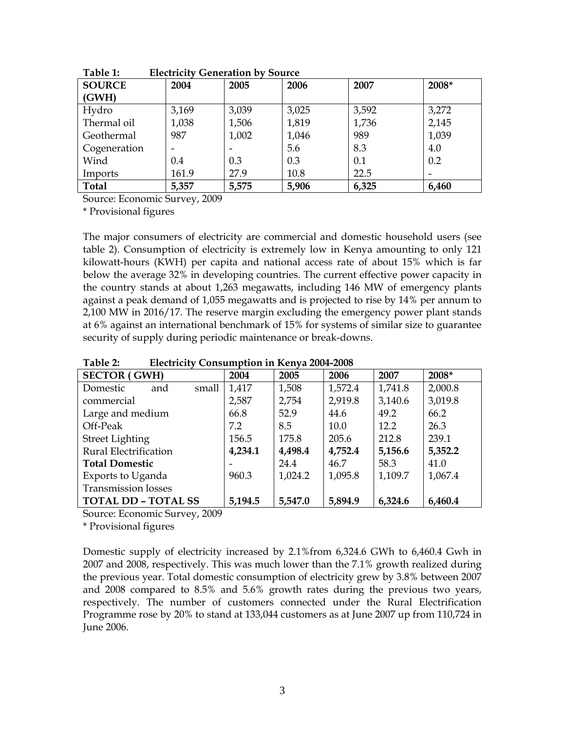**Table 1: Electricity Generation by Source**

| SOURCE (GWH) | 2004 | 2005 | 2006 | 2007 | 2008* |
|---|---|---|---|---|---|
| Hydro | 3,169 | 3,039 | 3,025 | 3,592 | 3,272 |
| Thermal oil | 1,038 | 1,506 | 1,819 | 1,736 | 2,145 |
| Geothermal | 987 | 1,002 | 1,046 | 989 | 1,039 |
| Cogeneration | - | - | 5.6 | 8.3 | 4.0 |
| Wind | 0.4 | 0.3 | 0.3 | 0.1 | 0.2 |
| Imports | 161.9 | 27.9 | 10.8 | 22.5 | - |
| **Total** | **5,357** | **5,575** | **5,906** | **6,325** | **6,460** |

Source: Economic Survey, 2009

\* Provisional figures

The major consumers of electricity are commercial and domestic household users (see table 2). Consumption of electricity is extremely low in Kenya amounting to only 121 kilowatt-hours (KWH) per capita and national access rate of about 15% which is far below the average 32% in developing countries. The current effective power capacity in the country stands at about 1,263 megawatts, including 146 MW of emergency plants against a peak demand of 1,055 megawatts and is projected to rise by 14% per annum to 2,100 MW in 2016/17. The reserve margin excluding the emergency power plant stands at 6% against an international benchmark of 15% for systems of similar size to guarantee security of supply during periodic maintenance or break-downs.

**Table 2: Electricity Consumption in Kenya 2004-2008**

| SECTOR ( GWH) | 2004 | 2005 | 2006 | 2007 | 2008* |
|---|---|---|---|---|---|
| Domestic and small commercial | 1,417 | 1,508 | 1,572.4 | 1,741.8 | 2,000.8 |
| Large and medium | 2,587 | 2,754 | 2,919.8 | 3,140.6 | 3,019.8 |
| Off-Peak | 66.8 | 52.9 | 44.6 | 49.2 | 66.2 |
| Street Lighting | 7.2 | 8.5 | 10.0 | 12.2 | 26.3 |
| Rural Electrification | 156.5 | 175.8 | 205.6 | 212.8 | 239.1 |
| **Total Domestic** | **4,234.1** | **4,498.4** | **4,752.4** | **5,156.6** | **5,352.2** |
| Exports to Uganda | - | 24.4 | 46.7 | 58.3 | 41.0 |
| Transmission losses | 960.3 | 1,024.2 | 1,095.8 | 1,109.7 | 1,067.4 |
| **TOTAL DD – TOTAL SS** | **5,194.5** | **5,547.0** | **5,894.9** | **6,324.6** | **6,460.4** |

Source: Economic Survey, 2009

\* Provisional figures

Domestic supply of electricity increased by 2.1%from 6,324.6 GWh to 6,460.4 Gwh in 2007 and 2008, respectively. This was much lower than the 7.1% growth realized during the previous year. Total domestic consumption of electricity grew by 3.8% between 2007 and 2008 compared to 8.5% and 5.6% growth rates during the previous two years, respectively. The number of customers connected under the Rural Electrification Programme rose by 20% to stand at 133,044 customers as at June 2007 up from 110,724 in June 2006.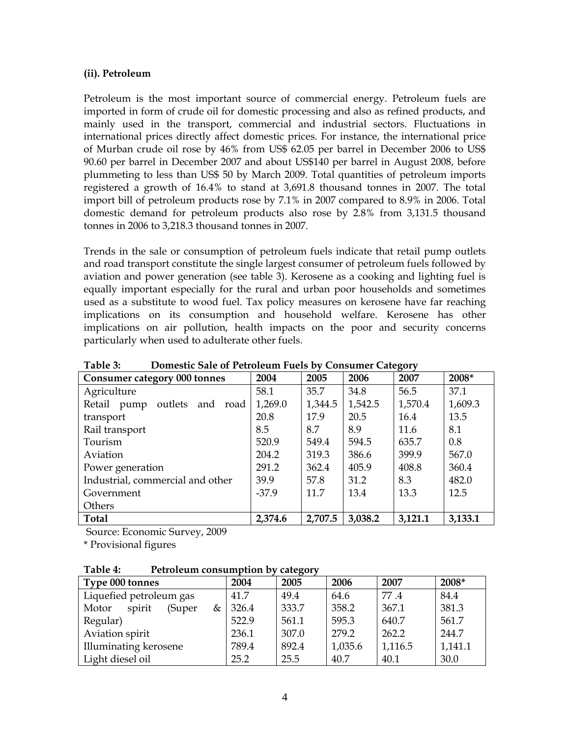**(ii). Petroleum**

Petroleum is the most important source of commercial energy. Petroleum fuels are imported in form of crude oil for domestic processing and also as refined products, and mainly used in the transport, commercial and industrial sectors. Fluctuations in international prices directly affect domestic prices. For instance, the international price of Murban crude oil rose by 46% from US$ 62.05 per barrel in December 2006 to US$ 90.60 per barrel in December 2007 and about US$140 per barrel in August 2008, before plummeting to less than US$ 50 by March 2009. Total quantities of petroleum imports registered a growth of 16.4% to stand at 3,691.8 thousand tonnes in 2007. The total import bill of petroleum products rose by 7.1% in 2007 compared to 8.9% in 2006. Total domestic demand for petroleum products also rose by 2.8% from 3,131.5 thousand tonnes in 2006 to 3,218.3 thousand tonnes in 2007.

Trends in the sale or consumption of petroleum fuels indicate that retail pump outlets and road transport constitute the single largest consumer of petroleum fuels followed by aviation and power generation (see table 3). Kerosene as a cooking and lighting fuel is equally important especially for the rural and urban poor households and sometimes used as a substitute to wood fuel. Tax policy measures on kerosene have far reaching implications on its consumption and household welfare. Kerosene has other implications on air pollution, health impacts on the poor and security concerns particularly when used to adulterate other fuels.

**Table 3: Domestic Sale of Petroleum Fuels by Consumer Category**

| Consumer category 000 tonnes | 2004 | 2005 | 2006 | 2007 | 2008* |
|---|---|---|---|---|---|
| Agriculture | 58.1 | 35.7 | 34.8 | 56.5 | 37.1 |
| Retail pump outlets and road | 1,269.0 | 1,344.5 | 1,542.5 | 1,570.4 | 1,609.3 |
| transport | 20.8 | 17.9 | 20.5 | 16.4 | 13.5 |
| Rail transport | 8.5 | 8.7 | 8.9 | 11.6 | 8.1 |
| Tourism | 520.9 | 549.4 | 594.5 | 635.7 | 0.8 |
| Aviation | 204.2 | 319.3 | 386.6 | 399.9 | 567.0 |
| Power generation | 291.2 | 362.4 | 405.9 | 408.8 | 360.4 |
| Industrial, commercial and other | 39.9 | 57.8 | 31.2 | 8.3 | 482.0 |
| Government | -37.9 | 11.7 | 13.4 | 13.3 | 12.5 |
| Others | | | | | |
| **Total** | **2,374.6** | **2,707.5** | **3,038.2** | **3,121.1** | **3,133.1** |

Source: Economic Survey, 2009

\* Provisional figures

**Table 4: Petroleum consumption by category**

| Type 000 tonnes | 2004 | 2005 | 2006 | 2007 | 2008* |
|---|---|---|---|---|---|
| Liquefied petroleum gas | 41.7 | 49.4 | 64.6 | 77 .4 | 84.4 |
| Motor spirit (Super & | 326.4 | 333.7 | 358.2 | 367.1 | 381.3 |
| Regular) | 522.9 | 561.1 | 595.3 | 640.7 | 561.7 |
| Aviation spirit | 236.1 | 307.0 | 279.2 | 262.2 | 244.7 |
| Illuminating kerosene | 789.4 | 892.4 | 1,035.6 | 1,116.5 | 1,141.1 |
| Light diesel oil | 25.2 | 25.5 | 40.7 | 40.1 | 30.0 |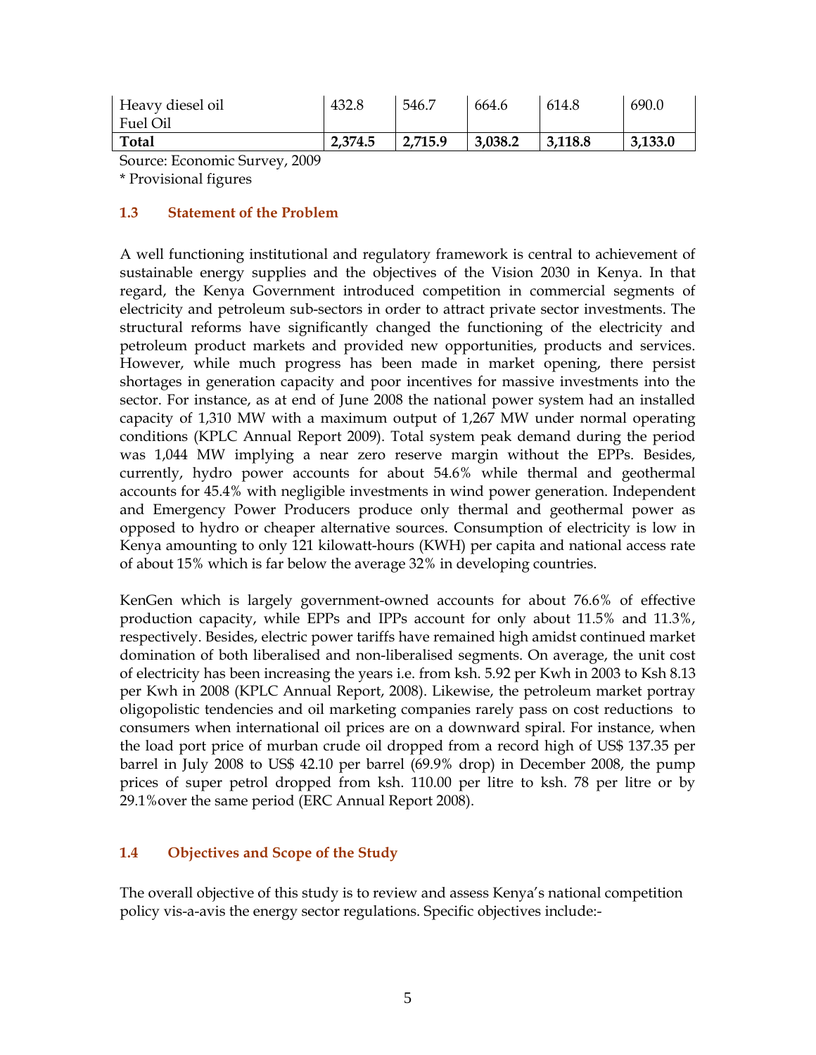| | | | | | |
|---|---|---|---|---|---|
| Heavy diesel oil Fuel Oil | 432.8 | 546.7 | 664.6 | 614.8 | 690.0 |
| **Total** | **2,374.5** | **2,715.9** | **3,038.2** | **3,118.8** | **3,133.0** |

Source: Economic Survey, 2009

\* Provisional figures

### 1.3 Statement of the Problem

A well functioning institutional and regulatory framework is central to achievement of sustainable energy supplies and the objectives of the Vision 2030 in Kenya. In that regard, the Kenya Government introduced competition in commercial segments of electricity and petroleum sub-sectors in order to attract private sector investments. The structural reforms have significantly changed the functioning of the electricity and petroleum product markets and provided new opportunities, products and services. However, while much progress has been made in market opening, there persist shortages in generation capacity and poor incentives for massive investments into the sector. For instance, as at end of June 2008 the national power system had an installed capacity of 1,310 MW with a maximum output of 1,267 MW under normal operating conditions (KPLC Annual Report 2009). Total system peak demand during the period was 1,044 MW implying a near zero reserve margin without the EPPs. Besides, currently, hydro power accounts for about 54.6% while thermal and geothermal accounts for 45.4% with negligible investments in wind power generation. Independent and Emergency Power Producers produce only thermal and geothermal power as opposed to hydro or cheaper alternative sources. Consumption of electricity is low in Kenya amounting to only 121 kilowatt-hours (KWH) per capita and national access rate of about 15% which is far below the average 32% in developing countries.

KenGen which is largely government-owned accounts for about 76.6% of effective production capacity, while EPPs and IPPs account for only about 11.5% and 11.3%, respectively. Besides, electric power tariffs have remained high amidst continued market domination of both liberalised and non-liberalised segments. On average, the unit cost of electricity has been increasing the years i.e. from ksh. 5.92 per Kwh in 2003 to Ksh 8.13 per Kwh in 2008 (KPLC Annual Report, 2008). Likewise, the petroleum market portray oligopolistic tendencies and oil marketing companies rarely pass on cost reductions to consumers when international oil prices are on a downward spiral. For instance, when the load port price of murban crude oil dropped from a record high of US$ 137.35 per barrel in July 2008 to US$ 42.10 per barrel (69.9% drop) in December 2008, the pump prices of super petrol dropped from ksh. 110.00 per litre to ksh. 78 per litre or by 29.1%over the same period (ERC Annual Report 2008).

### 1.4 Objectives and Scope of the Study

The overall objective of this study is to review and assess Kenya's national competition policy vis-a-vis the energy sector regulations. Specific objectives include:-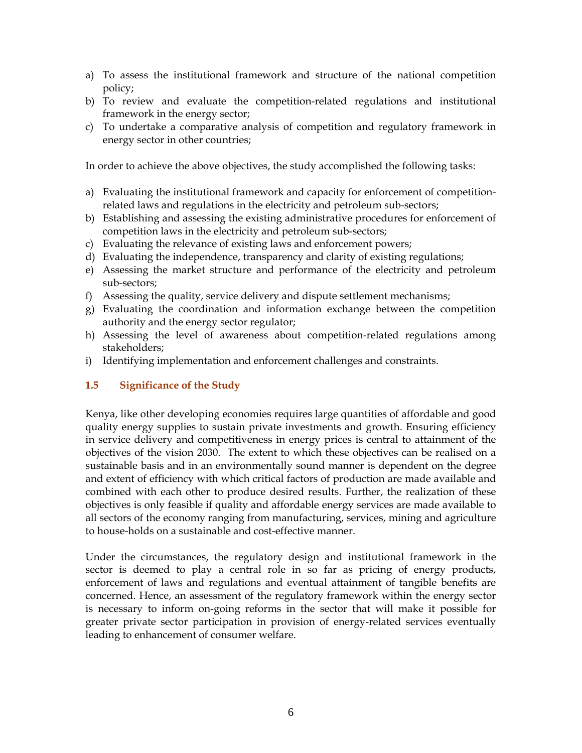a) To assess the institutional framework and structure of the national competition policy;
b) To review and evaluate the competition-related regulations and institutional framework in the energy sector;
c) To undertake a comparative analysis of competition and regulatory framework in energy sector in other countries;

In order to achieve the above objectives, the study accomplished the following tasks:

a) Evaluating the institutional framework and capacity for enforcement of competition-related laws and regulations in the electricity and petroleum sub-sectors;
b) Establishing and assessing the existing administrative procedures for enforcement of competition laws in the electricity and petroleum sub-sectors;
c) Evaluating the relevance of existing laws and enforcement powers;
d) Evaluating the independence, transparency and clarity of existing regulations;
e) Assessing the market structure and performance of the electricity and petroleum sub-sectors;
f) Assessing the quality, service delivery and dispute settlement mechanisms;
g) Evaluating the coordination and information exchange between the competition authority and the energy sector regulator;
h) Assessing the level of awareness about competition-related regulations among stakeholders;
i) Identifying implementation and enforcement challenges and constraints.

### 1.5 Significance of the Study

Kenya, like other developing economies requires large quantities of affordable and good quality energy supplies to sustain private investments and growth. Ensuring efficiency in service delivery and competitiveness in energy prices is central to attainment of the objectives of the vision 2030. The extent to which these objectives can be realised on a sustainable basis and in an environmentally sound manner is dependent on the degree and extent of efficiency with which critical factors of production are made available and combined with each other to produce desired results. Further, the realization of these objectives is only feasible if quality and affordable energy services are made available to all sectors of the economy ranging from manufacturing, services, mining and agriculture to house-holds on a sustainable and cost-effective manner.

Under the circumstances, the regulatory design and institutional framework in the sector is deemed to play a central role in so far as pricing of energy products, enforcement of laws and regulations and eventual attainment of tangible benefits are concerned. Hence, an assessment of the regulatory framework within the energy sector is necessary to inform on-going reforms in the sector that will make it possible for greater private sector participation in provision of energy-related services eventually leading to enhancement of consumer welfare.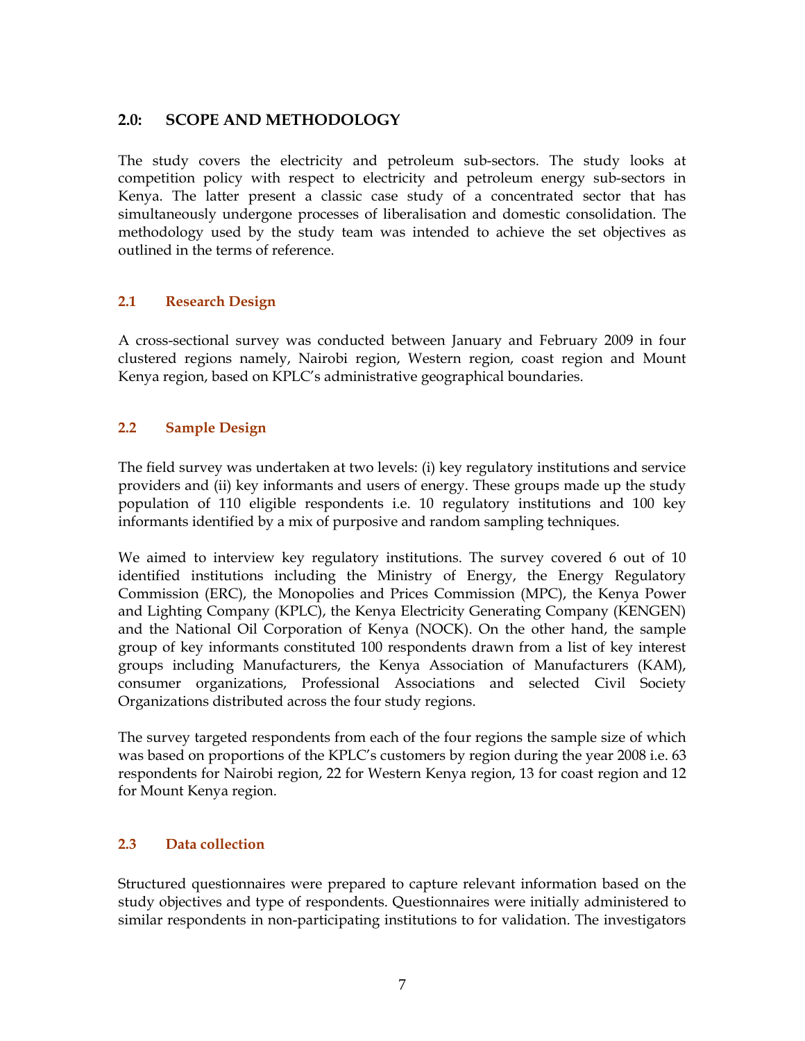## 2.0: SCOPE AND METHODOLOGY

The study covers the electricity and petroleum sub-sectors. The study looks at competition policy with respect to electricity and petroleum energy sub-sectors in Kenya. The latter present a classic case study of a concentrated sector that has simultaneously undergone processes of liberalisation and domestic consolidation. The methodology used by the study team was intended to achieve the set objectives as outlined in the terms of reference.

### 2.1 Research Design

A cross-sectional survey was conducted between January and February 2009 in four clustered regions namely, Nairobi region, Western region, coast region and Mount Kenya region, based on KPLC's administrative geographical boundaries.

### 2.2 Sample Design

The field survey was undertaken at two levels: (i) key regulatory institutions and service providers and (ii) key informants and users of energy. These groups made up the study population of 110 eligible respondents i.e. 10 regulatory institutions and 100 key informants identified by a mix of purposive and random sampling techniques.

We aimed to interview key regulatory institutions. The survey covered 6 out of 10 identified institutions including the Ministry of Energy, the Energy Regulatory Commission (ERC), the Monopolies and Prices Commission (MPC), the Kenya Power and Lighting Company (KPLC), the Kenya Electricity Generating Company (KENGEN) and the National Oil Corporation of Kenya (NOCK). On the other hand, the sample group of key informants constituted 100 respondents drawn from a list of key interest groups including Manufacturers, the Kenya Association of Manufacturers (KAM), consumer organizations, Professional Associations and selected Civil Society Organizations distributed across the four study regions.

The survey targeted respondents from each of the four regions the sample size of which was based on proportions of the KPLC's customers by region during the year 2008 i.e. 63 respondents for Nairobi region, 22 for Western Kenya region, 13 for coast region and 12 for Mount Kenya region.

### 2.3 Data collection

Structured questionnaires were prepared to capture relevant information based on the study objectives and type of respondents. Questionnaires were initially administered to similar respondents in non-participating institutions to for validation. The investigators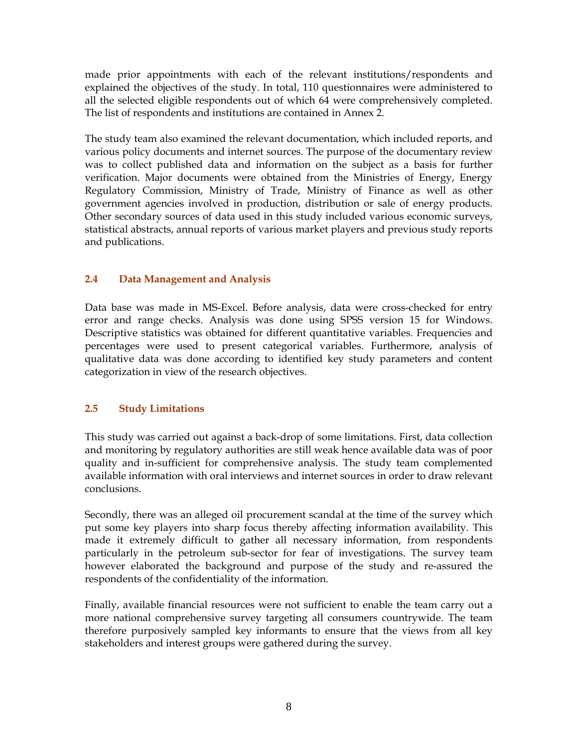made prior appointments with each of the relevant institutions/respondents and explained the objectives of the study. In total, 110 questionnaires were administered to all the selected eligible respondents out of which 64 were comprehensively completed. The list of respondents and institutions are contained in Annex 2.

The study team also examined the relevant documentation, which included reports, and various policy documents and internet sources. The purpose of the documentary review was to collect published data and information on the subject as a basis for further verification. Major documents were obtained from the Ministries of Energy, Energy Regulatory Commission, Ministry of Trade, Ministry of Finance as well as other government agencies involved in production, distribution or sale of energy products. Other secondary sources of data used in this study included various economic surveys, statistical abstracts, annual reports of various market players and previous study reports and publications.

### 2.4 Data Management and Analysis

Data base was made in MS-Excel. Before analysis, data were cross-checked for entry error and range checks. Analysis was done using SPSS version 15 for Windows. Descriptive statistics was obtained for different quantitative variables. Frequencies and percentages were used to present categorical variables. Furthermore, analysis of qualitative data was done according to identified key study parameters and content categorization in view of the research objectives.

### 2.5 Study Limitations

This study was carried out against a back-drop of some limitations. First, data collection and monitoring by regulatory authorities are still weak hence available data was of poor quality and in-sufficient for comprehensive analysis. The study team complemented available information with oral interviews and internet sources in order to draw relevant conclusions.

Secondly, there was an alleged oil procurement scandal at the time of the survey which put some key players into sharp focus thereby affecting information availability. This made it extremely difficult to gather all necessary information, from respondents particularly in the petroleum sub-sector for fear of investigations. The survey team however elaborated the background and purpose of the study and re-assured the respondents of the confidentiality of the information.

Finally, available financial resources were not sufficient to enable the team carry out a more national comprehensive survey targeting all consumers countrywide. The team therefore purposively sampled key informants to ensure that the views from all key stakeholders and interest groups were gathered during the survey.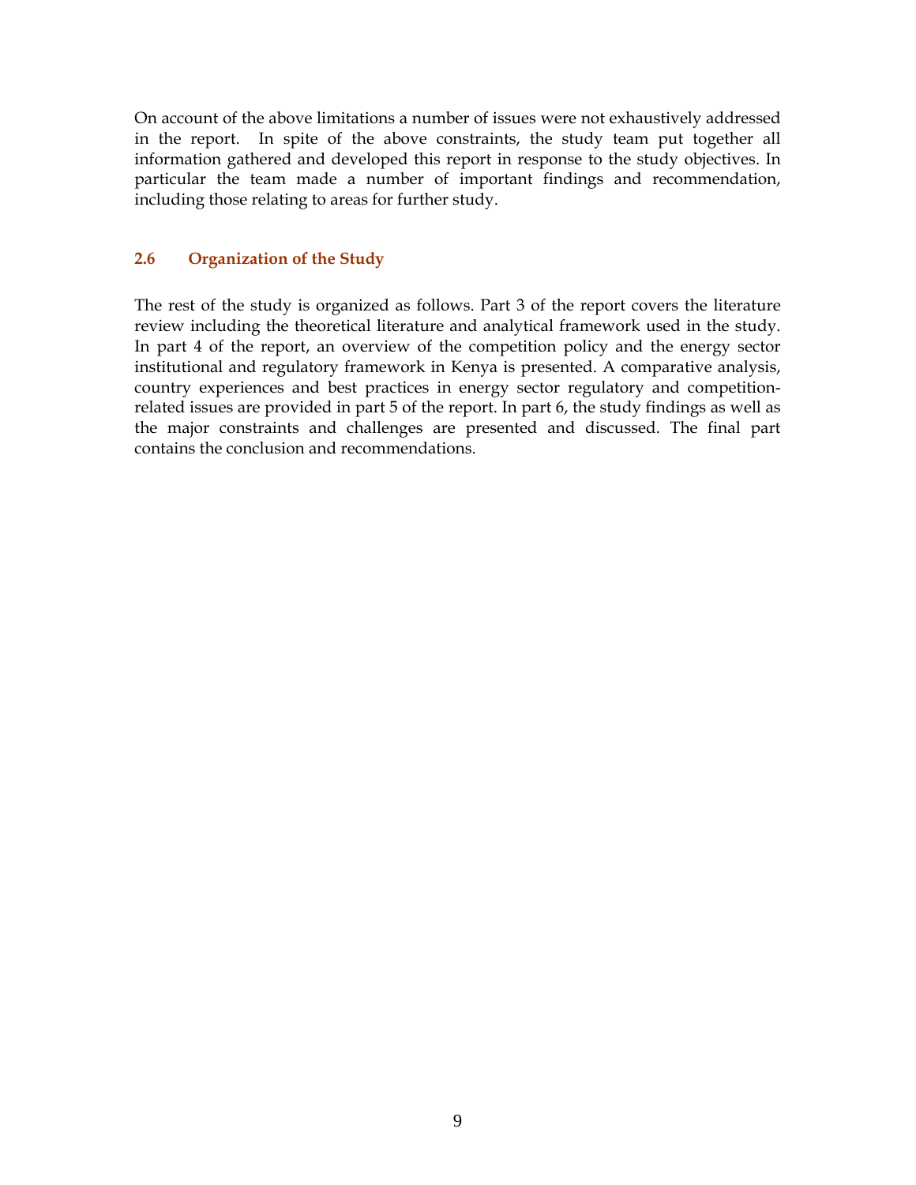On account of the above limitations a number of issues were not exhaustively addressed in the report. In spite of the above constraints, the study team put together all information gathered and developed this report in response to the study objectives. In particular the team made a number of important findings and recommendation, including those relating to areas for further study.

### 2.6 Organization of the Study

The rest of the study is organized as follows. Part 3 of the report covers the literature review including the theoretical literature and analytical framework used in the study. In part 4 of the report, an overview of the competition policy and the energy sector institutional and regulatory framework in Kenya is presented. A comparative analysis, country experiences and best practices in energy sector regulatory and competition-related issues are provided in part 5 of the report. In part 6, the study findings as well as the major constraints and challenges are presented and discussed. The final part contains the conclusion and recommendations.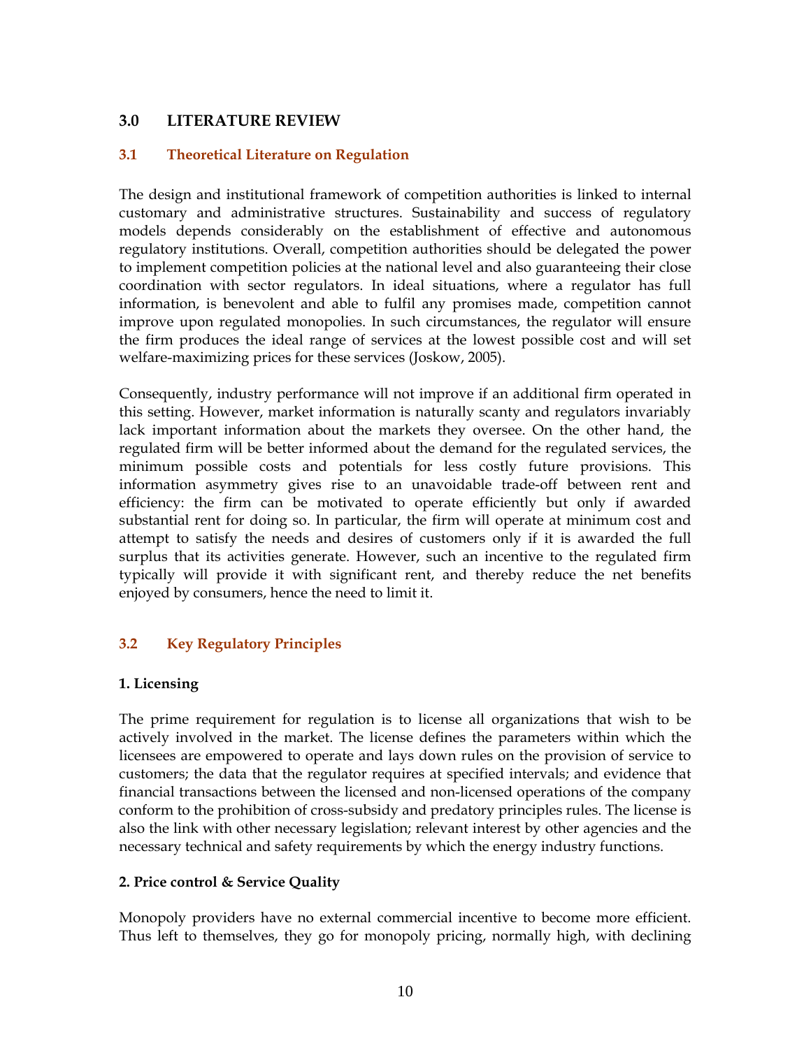## 3.0 LITERATURE REVIEW

### 3.1 Theoretical Literature on Regulation

The design and institutional framework of competition authorities is linked to internal customary and administrative structures. Sustainability and success of regulatory models depends considerably on the establishment of effective and autonomous regulatory institutions. Overall, competition authorities should be delegated the power to implement competition policies at the national level and also guaranteeing their close coordination with sector regulators. In ideal situations, where a regulator has full information, is benevolent and able to fulfil any promises made, competition cannot improve upon regulated monopolies. In such circumstances, the regulator will ensure the firm produces the ideal range of services at the lowest possible cost and will set welfare-maximizing prices for these services (Joskow, 2005).

Consequently, industry performance will not improve if an additional firm operated in this setting. However, market information is naturally scanty and regulators invariably lack important information about the markets they oversee. On the other hand, the regulated firm will be better informed about the demand for the regulated services, the minimum possible costs and potentials for less costly future provisions. This information asymmetry gives rise to an unavoidable trade-off between rent and efficiency: the firm can be motivated to operate efficiently but only if awarded substantial rent for doing so. In particular, the firm will operate at minimum cost and attempt to satisfy the needs and desires of customers only if it is awarded the full surplus that its activities generate. However, such an incentive to the regulated firm typically will provide it with significant rent, and thereby reduce the net benefits enjoyed by consumers, hence the need to limit it.

### 3.2 Key Regulatory Principles

**1. Licensing**

The prime requirement for regulation is to license all organizations that wish to be actively involved in the market. The license defines the parameters within which the licensees are empowered to operate and lays down rules on the provision of service to customers; the data that the regulator requires at specified intervals; and evidence that financial transactions between the licensed and non-licensed operations of the company conform to the prohibition of cross-subsidy and predatory principles rules. The license is also the link with other necessary legislation; relevant interest by other agencies and the necessary technical and safety requirements by which the energy industry functions.

**2. Price control & Service Quality**

Monopoly providers have no external commercial incentive to become more efficient. Thus left to themselves, they go for monopoly pricing, normally high, with declining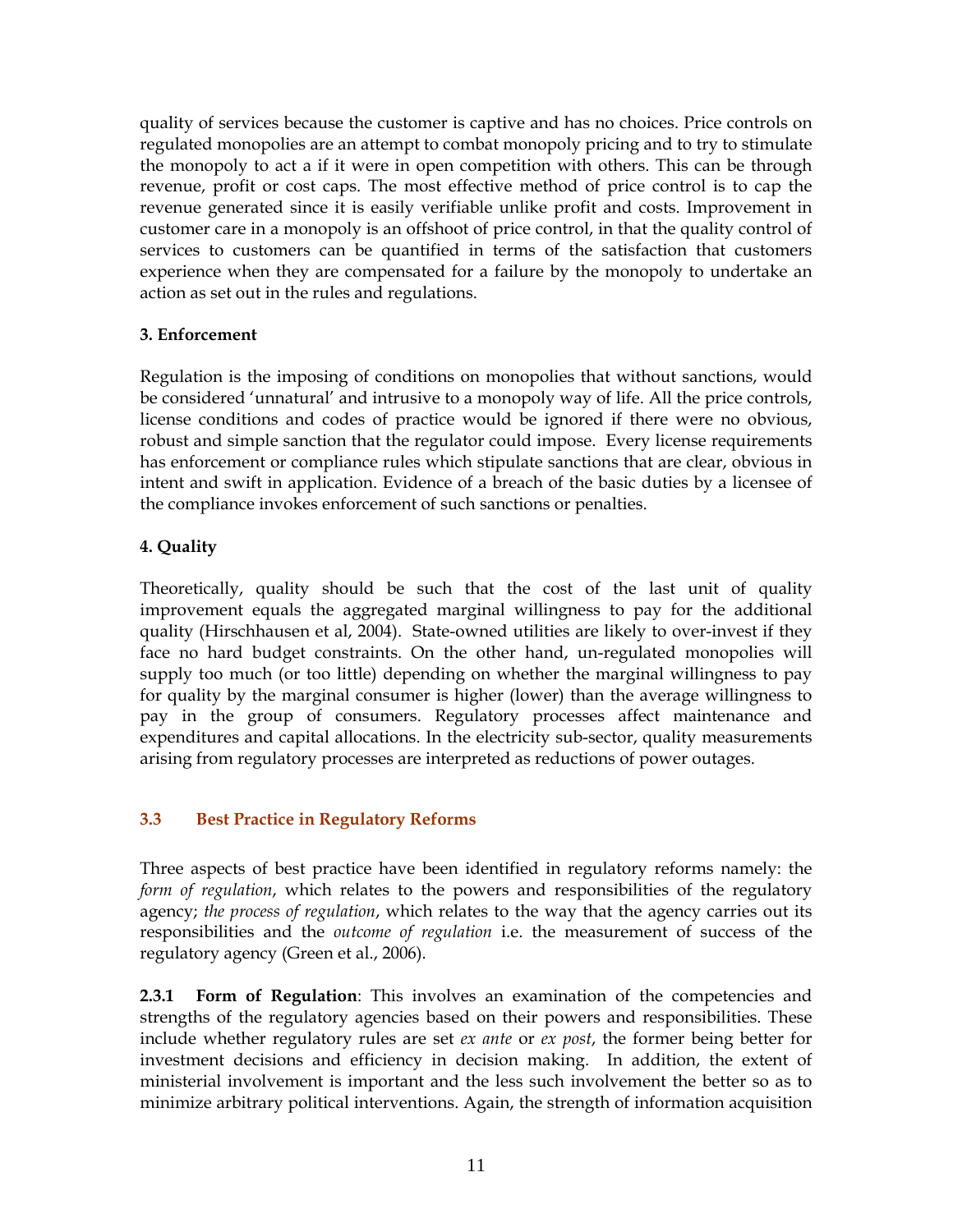quality of services because the customer is captive and has no choices. Price controls on regulated monopolies are an attempt to combat monopoly pricing and to try to stimulate the monopoly to act a if it were in open competition with others. This can be through revenue, profit or cost caps. The most effective method of price control is to cap the revenue generated since it is easily verifiable unlike profit and costs. Improvement in customer care in a monopoly is an offshoot of price control, in that the quality control of services to customers can be quantified in terms of the satisfaction that customers experience when they are compensated for a failure by the monopoly to undertake an action as set out in the rules and regulations.

**3. Enforcement**

Regulation is the imposing of conditions on monopolies that without sanctions, would be considered 'unnatural' and intrusive to a monopoly way of life. All the price controls, license conditions and codes of practice would be ignored if there were no obvious, robust and simple sanction that the regulator could impose. Every license requirements has enforcement or compliance rules which stipulate sanctions that are clear, obvious in intent and swift in application. Evidence of a breach of the basic duties by a licensee of the compliance invokes enforcement of such sanctions or penalties.

**4. Quality**

Theoretically, quality should be such that the cost of the last unit of quality improvement equals the aggregated marginal willingness to pay for the additional quality (Hirschhausen et al, 2004). State-owned utilities are likely to over-invest if they face no hard budget constraints. On the other hand, un-regulated monopolies will supply too much (or too little) depending on whether the marginal willingness to pay for quality by the marginal consumer is higher (lower) than the average willingness to pay in the group of consumers. Regulatory processes affect maintenance and expenditures and capital allocations. In the electricity sub-sector, quality measurements arising from regulatory processes are interpreted as reductions of power outages.

### 3.3 Best Practice in Regulatory Reforms

Three aspects of best practice have been identified in regulatory reforms namely: the *form of regulation*, which relates to the powers and responsibilities of the regulatory agency; *the process of regulation*, which relates to the way that the agency carries out its responsibilities and the *outcome of regulation* i.e. the measurement of success of the regulatory agency (Green et al., 2006).

**2.3.1 Form of Regulation**: This involves an examination of the competencies and strengths of the regulatory agencies based on their powers and responsibilities. These include whether regulatory rules are set *ex ante* or *ex post*, the former being better for investment decisions and efficiency in decision making. In addition, the extent of ministerial involvement is important and the less such involvement the better so as to minimize arbitrary political interventions. Again, the strength of information acquisition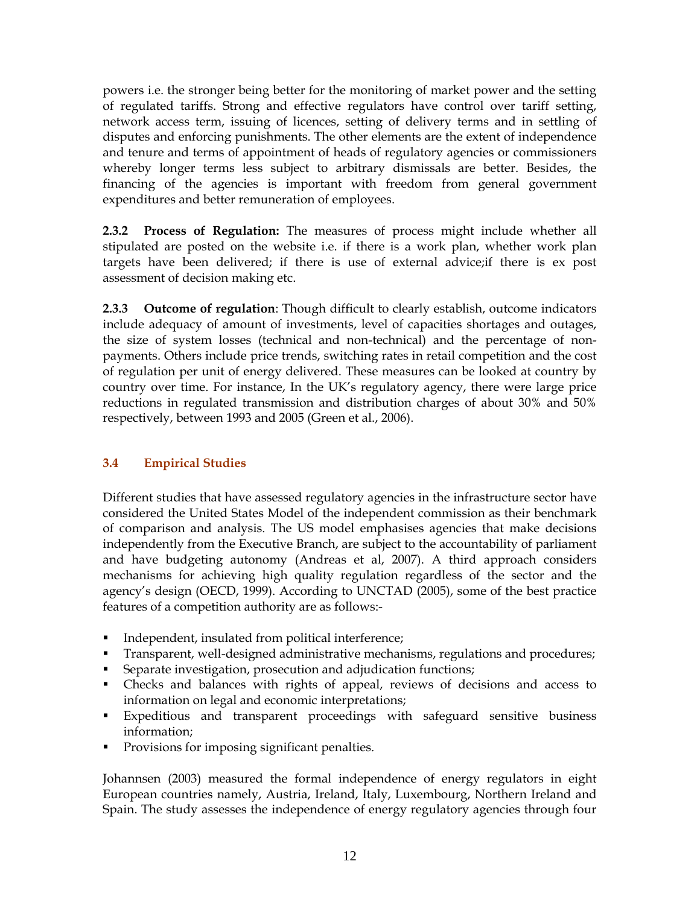powers i.e. the stronger being better for the monitoring of market power and the setting of regulated tariffs. Strong and effective regulators have control over tariff setting, network access term, issuing of licences, setting of delivery terms and in settling of disputes and enforcing punishments. The other elements are the extent of independence and tenure and terms of appointment of heads of regulatory agencies or commissioners whereby longer terms less subject to arbitrary dismissals are better. Besides, the financing of the agencies is important with freedom from general government expenditures and better remuneration of employees.

**2.3.2 Process of Regulation:** The measures of process might include whether all stipulated are posted on the website i.e. if there is a work plan, whether work plan targets have been delivered; if there is use of external advice;if there is ex post assessment of decision making etc.

**2.3.3 Outcome of regulation**: Though difficult to clearly establish, outcome indicators include adequacy of amount of investments, level of capacities shortages and outages, the size of system losses (technical and non-technical) and the percentage of non-payments. Others include price trends, switching rates in retail competition and the cost of regulation per unit of energy delivered. These measures can be looked at country by country over time. For instance, In the UK's regulatory agency, there were large price reductions in regulated transmission and distribution charges of about 30% and 50% respectively, between 1993 and 2005 (Green et al., 2006).

### 3.4 Empirical Studies

Different studies that have assessed regulatory agencies in the infrastructure sector have considered the United States Model of the independent commission as their benchmark of comparison and analysis. The US model emphasises agencies that make decisions independently from the Executive Branch, are subject to the accountability of parliament and have budgeting autonomy (Andreas et al, 2007). A third approach considers mechanisms for achieving high quality regulation regardless of the sector and the agency's design (OECD, 1999). According to UNCTAD (2005), some of the best practice features of a competition authority are as follows:-

- Independent, insulated from political interference;
- Transparent, well-designed administrative mechanisms, regulations and procedures;
- Separate investigation, prosecution and adjudication functions;
- Checks and balances with rights of appeal, reviews of decisions and access to information on legal and economic interpretations;
- Expeditious and transparent proceedings with safeguard sensitive business information;
- Provisions for imposing significant penalties.

Johannsen (2003) measured the formal independence of energy regulators in eight European countries namely, Austria, Ireland, Italy, Luxembourg, Northern Ireland and Spain. The study assesses the independence of energy regulatory agencies through four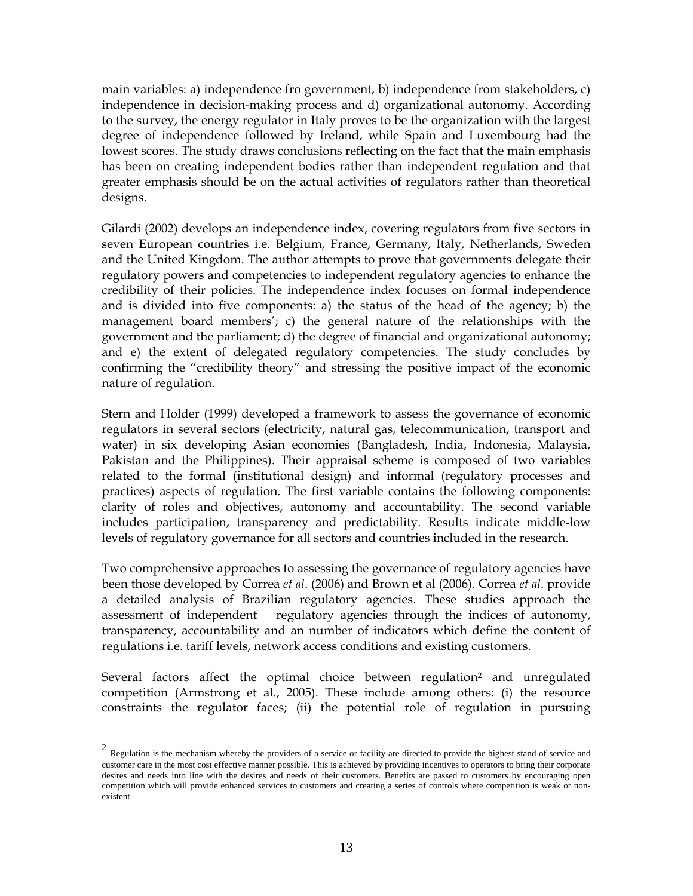main variables: a) independence fro government, b) independence from stakeholders, c) independence in decision-making process and d) organizational autonomy. According to the survey, the energy regulator in Italy proves to be the organization with the largest degree of independence followed by Ireland, while Spain and Luxembourg had the lowest scores. The study draws conclusions reflecting on the fact that the main emphasis has been on creating independent bodies rather than independent regulation and that greater emphasis should be on the actual activities of regulators rather than theoretical designs.

Gilardi (2002) develops an independence index, covering regulators from five sectors in seven European countries i.e. Belgium, France, Germany, Italy, Netherlands, Sweden and the United Kingdom. The author attempts to prove that governments delegate their regulatory powers and competencies to independent regulatory agencies to enhance the credibility of their policies. The independence index focuses on formal independence and is divided into five components: a) the status of the head of the agency; b) the management board members'; c) the general nature of the relationships with the government and the parliament; d) the degree of financial and organizational autonomy; and e) the extent of delegated regulatory competencies. The study concludes by confirming the "credibility theory" and stressing the positive impact of the economic nature of regulation.

Stern and Holder (1999) developed a framework to assess the governance of economic regulators in several sectors (electricity, natural gas, telecommunication, transport and water) in six developing Asian economies (Bangladesh, India, Indonesia, Malaysia, Pakistan and the Philippines). Their appraisal scheme is composed of two variables related to the formal (institutional design) and informal (regulatory processes and practices) aspects of regulation. The first variable contains the following components: clarity of roles and objectives, autonomy and accountability. The second variable includes participation, transparency and predictability. Results indicate middle-low levels of regulatory governance for all sectors and countries included in the research.

Two comprehensive approaches to assessing the governance of regulatory agencies have been those developed by Correa *et al*. (2006) and Brown et al (2006). Correa *et al*. provide a detailed analysis of Brazilian regulatory agencies. These studies approach the assessment of independent regulatory agencies through the indices of autonomy, transparency, accountability and an number of indicators which define the content of regulations i.e. tariff levels, network access conditions and existing customers.

Several factors affect the optimal choice between regulation[2] and unregulated competition (Armstrong et al., 2005). These include among others: (i) the resource constraints the regulator faces; (ii) the potential role of regulation in pursuing

---

[2] Regulation is the mechanism whereby the providers of a service or facility are directed to provide the highest stand of service and customer care in the most cost effective manner possible. This is achieved by providing incentives to operators to bring their corporate desires and needs into line with the desires and needs of their customers. Benefits are passed to customers by encouraging open competition which will provide enhanced services to customers and creating a series of controls where competition is weak or non-existent.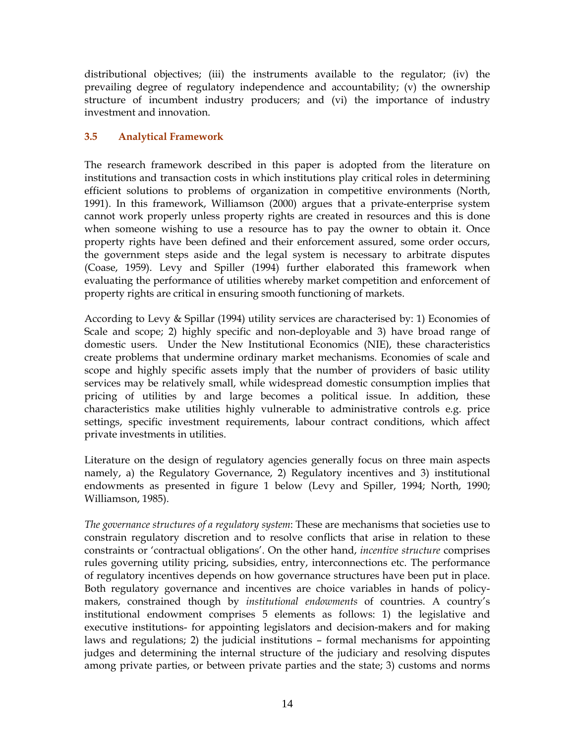distributional objectives; (iii) the instruments available to the regulator; (iv) the prevailing degree of regulatory independence and accountability; (v) the ownership structure of incumbent industry producers; and (vi) the importance of industry investment and innovation.

### 3.5 Analytical Framework

The research framework described in this paper is adopted from the literature on institutions and transaction costs in which institutions play critical roles in determining efficient solutions to problems of organization in competitive environments (North, 1991). In this framework, Williamson (2000) argues that a private-enterprise system cannot work properly unless property rights are created in resources and this is done when someone wishing to use a resource has to pay the owner to obtain it. Once property rights have been defined and their enforcement assured, some order occurs, the government steps aside and the legal system is necessary to arbitrate disputes (Coase, 1959). Levy and Spiller (1994) further elaborated this framework when evaluating the performance of utilities whereby market competition and enforcement of property rights are critical in ensuring smooth functioning of markets.

According to Levy & Spillar (1994) utility services are characterised by: 1) Economies of Scale and scope; 2) highly specific and non-deployable and 3) have broad range of domestic users. Under the New Institutional Economics (NIE), these characteristics create problems that undermine ordinary market mechanisms. Economies of scale and scope and highly specific assets imply that the number of providers of basic utility services may be relatively small, while widespread domestic consumption implies that pricing of utilities by and large becomes a political issue. In addition, these characteristics make utilities highly vulnerable to administrative controls e.g. price settings, specific investment requirements, labour contract conditions, which affect private investments in utilities.

Literature on the design of regulatory agencies generally focus on three main aspects namely, a) the Regulatory Governance, 2) Regulatory incentives and 3) institutional endowments as presented in figure 1 below (Levy and Spiller, 1994; North, 1990; Williamson, 1985).

*The governance structures of a regulatory system*: These are mechanisms that societies use to constrain regulatory discretion and to resolve conflicts that arise in relation to these constraints or 'contractual obligations'. On the other hand, *incentive structure* comprises rules governing utility pricing, subsidies, entry, interconnections etc. The performance of regulatory incentives depends on how governance structures have been put in place. Both regulatory governance and incentives are choice variables in hands of policy-makers, constrained though by *institutional endowments* of countries. A country's institutional endowment comprises 5 elements as follows: 1) the legislative and executive institutions- for appointing legislators and decision-makers and for making laws and regulations; 2) the judicial institutions – formal mechanisms for appointing judges and determining the internal structure of the judiciary and resolving disputes among private parties, or between private parties and the state; 3) customs and norms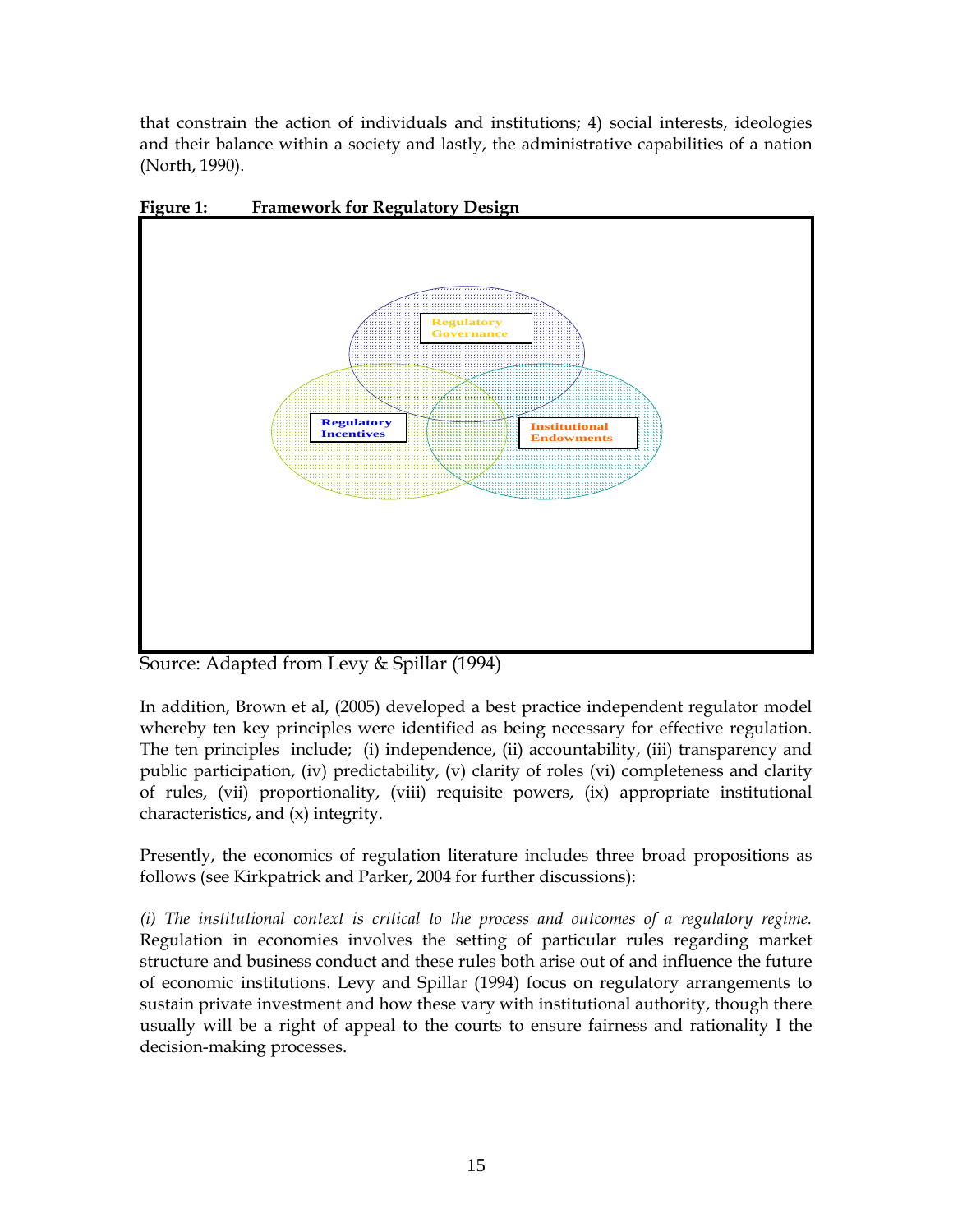that constrain the action of individuals and institutions; 4) social interests, ideologies and their balance within a society and lastly, the administrative capabilities of a nation (North, 1990).

**Figure 1: Framework for Regulatory Design**

Regulatory Governance

Regulatory Incentives

Institutional Endowments

Source: Adapted from Levy & Spillar (1994)

In addition, Brown et al, (2005) developed a best practice independent regulator model whereby ten key principles were identified as being necessary for effective regulation. The ten principles include; (i) independence, (ii) accountability, (iii) transparency and public participation, (iv) predictability, (v) clarity of roles (vi) completeness and clarity of rules, (vii) proportionality, (viii) requisite powers, (ix) appropriate institutional characteristics, and (x) integrity.

Presently, the economics of regulation literature includes three broad propositions as follows (see Kirkpatrick and Parker, 2004 for further discussions):

*(i) The institutional context is critical to the process and outcomes of a regulatory regime.* Regulation in economies involves the setting of particular rules regarding market structure and business conduct and these rules both arise out of and influence the future of economic institutions. Levy and Spillar (1994) focus on regulatory arrangements to sustain private investment and how these vary with institutional authority, though there usually will be a right of appeal to the courts to ensure fairness and rationality I the decision-making processes.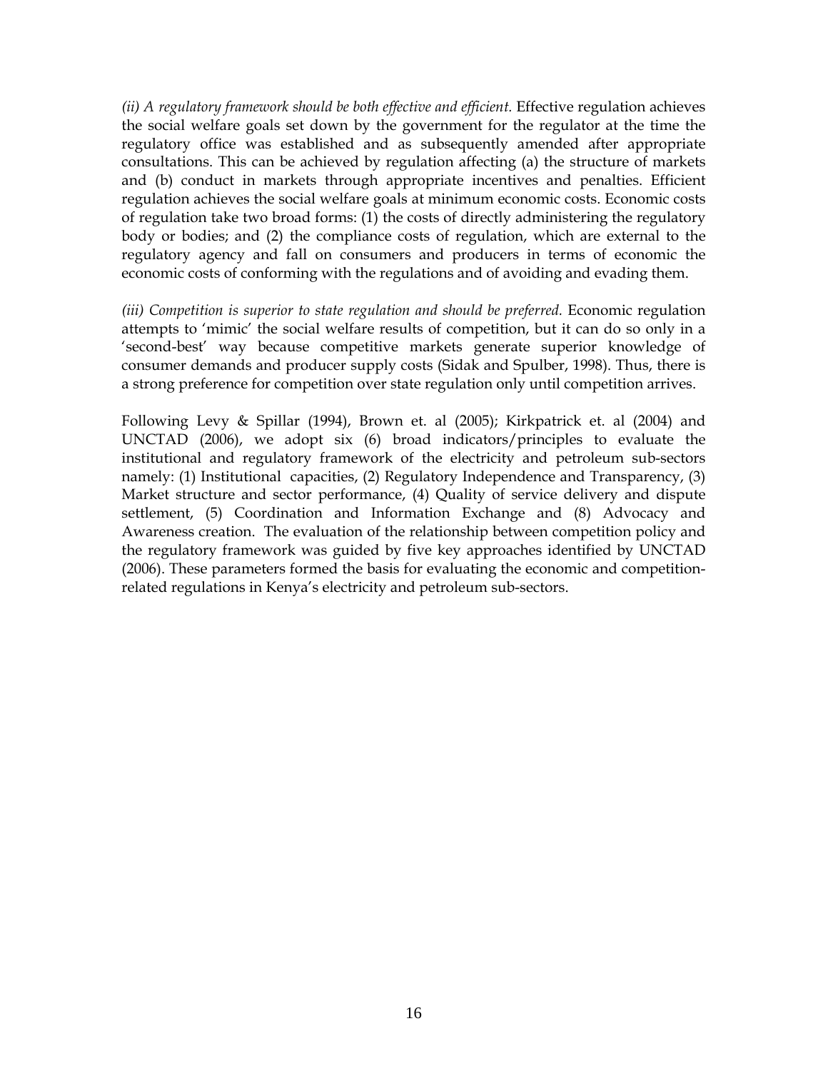*(ii) A regulatory framework should be both effective and efficient.* Effective regulation achieves the social welfare goals set down by the government for the regulator at the time the regulatory office was established and as subsequently amended after appropriate consultations. This can be achieved by regulation affecting (a) the structure of markets and (b) conduct in markets through appropriate incentives and penalties. Efficient regulation achieves the social welfare goals at minimum economic costs. Economic costs of regulation take two broad forms: (1) the costs of directly administering the regulatory body or bodies; and (2) the compliance costs of regulation, which are external to the regulatory agency and fall on consumers and producers in terms of economic the economic costs of conforming with the regulations and of avoiding and evading them.

*(iii) Competition is superior to state regulation and should be preferred.* Economic regulation attempts to 'mimic' the social welfare results of competition, but it can do so only in a 'second-best' way because competitive markets generate superior knowledge of consumer demands and producer supply costs (Sidak and Spulber, 1998). Thus, there is a strong preference for competition over state regulation only until competition arrives.

Following Levy & Spillar (1994), Brown et. al (2005); Kirkpatrick et. al (2004) and UNCTAD (2006), we adopt six (6) broad indicators/principles to evaluate the institutional and regulatory framework of the electricity and petroleum sub-sectors namely: (1) Institutional capacities, (2) Regulatory Independence and Transparency, (3) Market structure and sector performance, (4) Quality of service delivery and dispute settlement, (5) Coordination and Information Exchange and (8) Advocacy and Awareness creation. The evaluation of the relationship between competition policy and the regulatory framework was guided by five key approaches identified by UNCTAD (2006). These parameters formed the basis for evaluating the economic and competition-related regulations in Kenya's electricity and petroleum sub-sectors.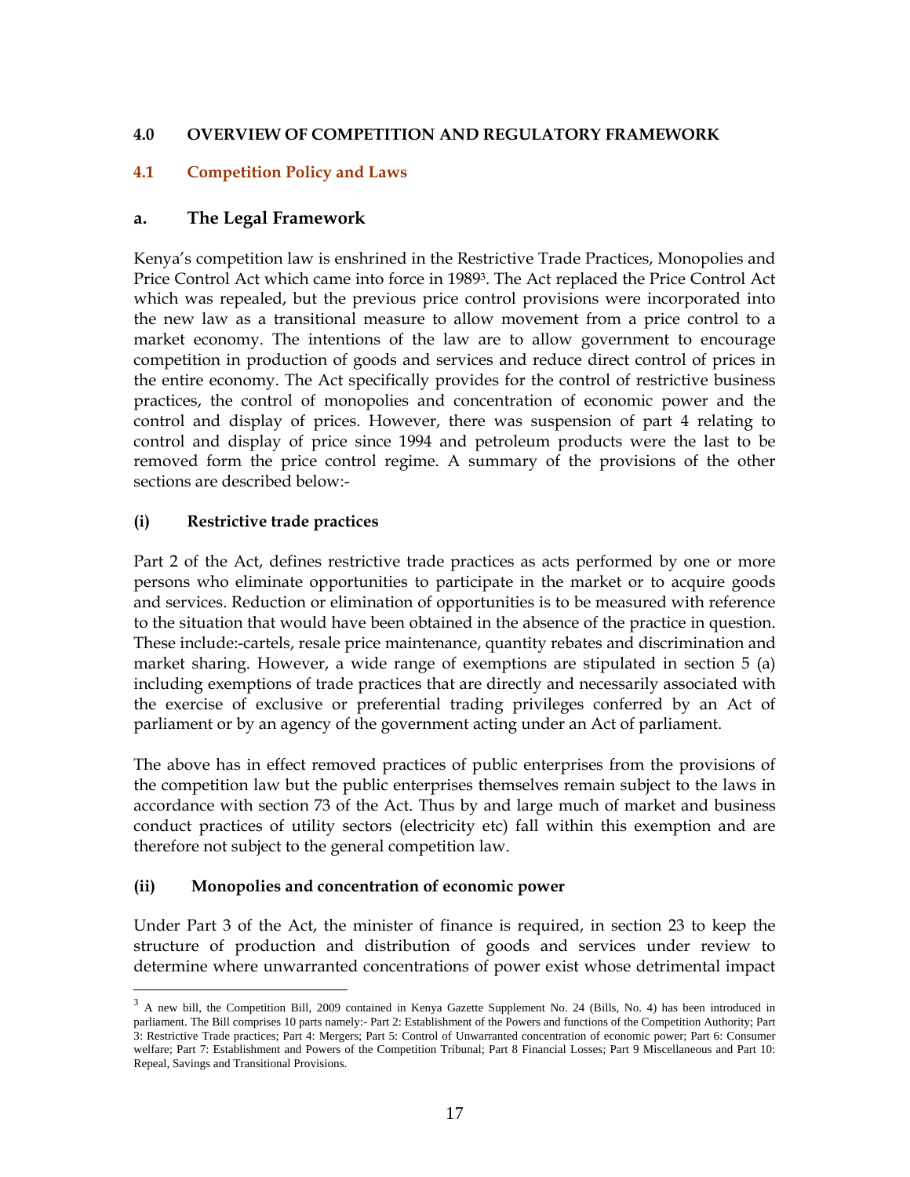## 4.0 OVERVIEW OF COMPETITION AND REGULATORY FRAMEWORK

### 4.1 Competition Policy and Laws

### a. The Legal Framework

Kenya's competition law is enshrined in the Restrictive Trade Practices, Monopolies and Price Control Act which came into force in 1989[3]. The Act replaced the Price Control Act which was repealed, but the previous price control provisions were incorporated into the new law as a transitional measure to allow movement from a price control to a market economy. The intentions of the law are to allow government to encourage competition in production of goods and services and reduce direct control of prices in the entire economy. The Act specifically provides for the control of restrictive business practices, the control of monopolies and concentration of economic power and the control and display of prices. However, there was suspension of part 4 relating to control and display of price since 1994 and petroleum products were the last to be removed form the price control regime. A summary of the provisions of the other sections are described below:-

#### (i) Restrictive trade practices

Part 2 of the Act, defines restrictive trade practices as acts performed by one or more persons who eliminate opportunities to participate in the market or to acquire goods and services. Reduction or elimination of opportunities is to be measured with reference to the situation that would have been obtained in the absence of the practice in question. These include:-cartels, resale price maintenance, quantity rebates and discrimination and market sharing. However, a wide range of exemptions are stipulated in section 5 (a) including exemptions of trade practices that are directly and necessarily associated with the exercise of exclusive or preferential trading privileges conferred by an Act of parliament or by an agency of the government acting under an Act of parliament.

The above has in effect removed practices of public enterprises from the provisions of the competition law but the public enterprises themselves remain subject to the laws in accordance with section 73 of the Act. Thus by and large much of market and business conduct practices of utility sectors (electricity etc) fall within this exemption and are therefore not subject to the general competition law.

#### (ii) Monopolies and concentration of economic power

Under Part 3 of the Act, the minister of finance is required, in section 23 to keep the structure of production and distribution of goods and services under review to determine where unwarranted concentrations of power exist whose detrimental impact

---

[3] A new bill, the Competition Bill, 2009 contained in Kenya Gazette Supplement No. 24 (Bills, No. 4) has been introduced in parliament. The Bill comprises 10 parts namely:- Part 2: Establishment of the Powers and functions of the Competition Authority; Part 3: Restrictive Trade practices; Part 4: Mergers; Part 5: Control of Unwarranted concentration of economic power; Part 6: Consumer welfare; Part 7: Establishment and Powers of the Competition Tribunal; Part 8 Financial Losses; Part 9 Miscellaneous and Part 10: Repeal, Savings and Transitional Provisions.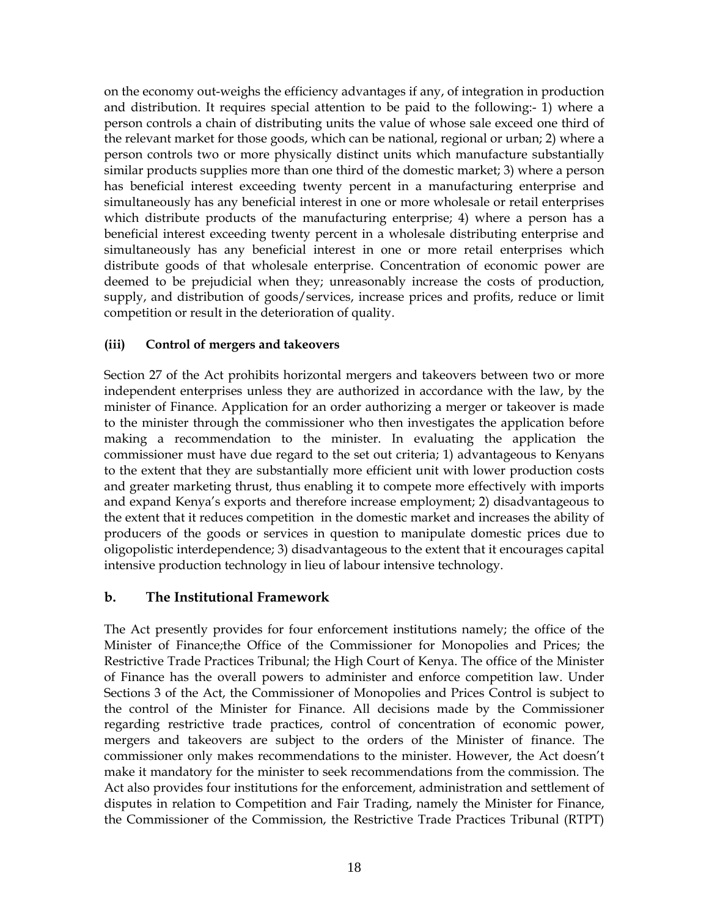on the economy out-weighs the efficiency advantages if any, of integration in production and distribution. It requires special attention to be paid to the following:- 1) where a person controls a chain of distributing units the value of whose sale exceed one third of the relevant market for those goods, which can be national, regional or urban; 2) where a person controls two or more physically distinct units which manufacture substantially similar products supplies more than one third of the domestic market; 3) where a person has beneficial interest exceeding twenty percent in a manufacturing enterprise and simultaneously has any beneficial interest in one or more wholesale or retail enterprises which distribute products of the manufacturing enterprise; 4) where a person has a beneficial interest exceeding twenty percent in a wholesale distributing enterprise and simultaneously has any beneficial interest in one or more retail enterprises which distribute goods of that wholesale enterprise. Concentration of economic power are deemed to be prejudicial when they; unreasonably increase the costs of production, supply, and distribution of goods/services, increase prices and profits, reduce or limit competition or result in the deterioration of quality.

#### (iii) Control of mergers and takeovers

Section 27 of the Act prohibits horizontal mergers and takeovers between two or more independent enterprises unless they are authorized in accordance with the law, by the minister of Finance. Application for an order authorizing a merger or takeover is made to the minister through the commissioner who then investigates the application before making a recommendation to the minister. In evaluating the application the commissioner must have due regard to the set out criteria; 1) advantageous to Kenyans to the extent that they are substantially more efficient unit with lower production costs and greater marketing thrust, thus enabling it to compete more effectively with imports and expand Kenya's exports and therefore increase employment; 2) disadvantageous to the extent that it reduces competition in the domestic market and increases the ability of producers of the goods or services in question to manipulate domestic prices due to oligopolistic interdependence; 3) disadvantageous to the extent that it encourages capital intensive production technology in lieu of labour intensive technology.

### b. The Institutional Framework

The Act presently provides for four enforcement institutions namely; the office of the Minister of Finance;the Office of the Commissioner for Monopolies and Prices; the Restrictive Trade Practices Tribunal; the High Court of Kenya. The office of the Minister of Finance has the overall powers to administer and enforce competition law. Under Sections 3 of the Act, the Commissioner of Monopolies and Prices Control is subject to the control of the Minister for Finance. All decisions made by the Commissioner regarding restrictive trade practices, control of concentration of economic power, mergers and takeovers are subject to the orders of the Minister of finance. The commissioner only makes recommendations to the minister. However, the Act doesn't make it mandatory for the minister to seek recommendations from the commission. The Act also provides four institutions for the enforcement, administration and settlement of disputes in relation to Competition and Fair Trading, namely the Minister for Finance, the Commissioner of the Commission, the Restrictive Trade Practices Tribunal (RTPT)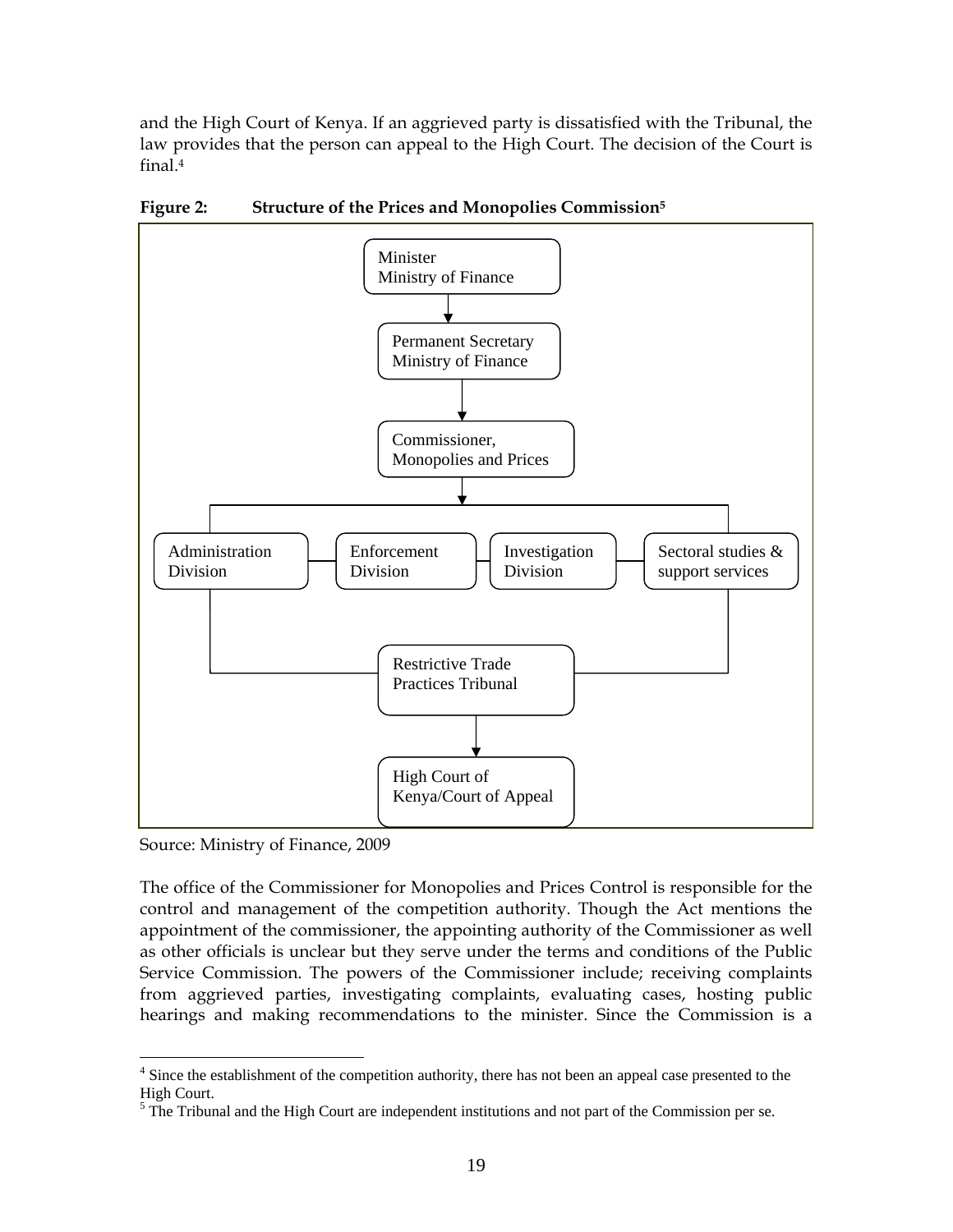and the High Court of Kenya. If an aggrieved party is dissatisfied with the Tribunal, the law provides that the person can appeal to the High Court. The decision of the Court is final.[4]

**Figure 2: Structure of the Prices and Monopolies Commission[5]**

Minister
Ministry of Finance

Permanent Secretary
Ministry of Finance

Commissioner,
Monopolies and Prices

Administration Division

Enforcement Division

Investigation Division

Sectoral studies & support services

Restrictive Trade Practices Tribunal

High Court of Kenya/Court of Appeal

Source: Ministry of Finance, 2009

The office of the Commissioner for Monopolies and Prices Control is responsible for the control and management of the competition authority. Though the Act mentions the appointment of the commissioner, the appointing authority of the Commissioner as well as other officials is unclear but they serve under the terms and conditions of the Public Service Commission. The powers of the Commissioner include; receiving complaints from aggrieved parties, investigating complaints, evaluating cases, hosting public hearings and making recommendations to the minister. Since the Commission is a

---

[4] Since the establishment of the competition authority, there has not been an appeal case presented to the High Court.

[5] The Tribunal and the High Court are independent institutions and not part of the Commission per se.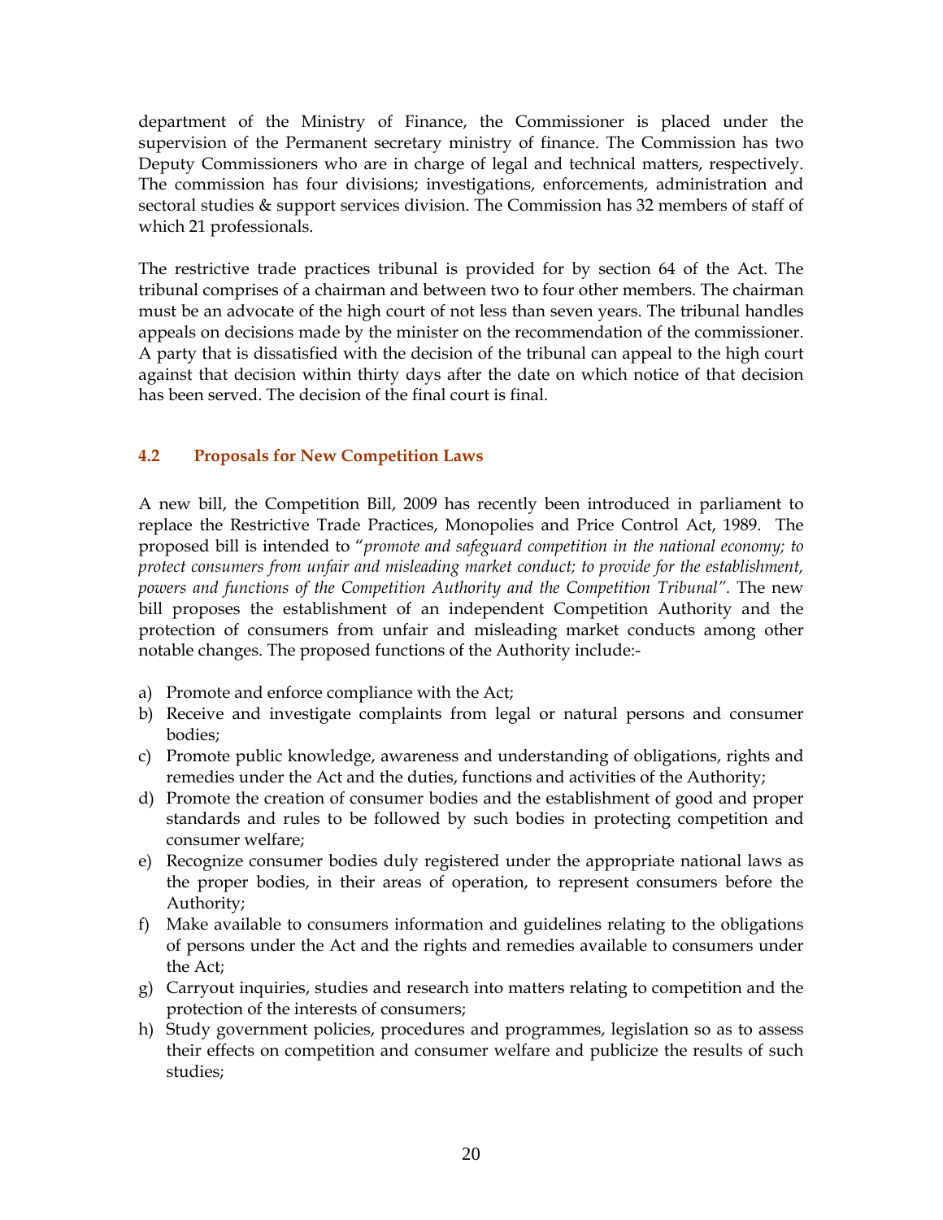department of the Ministry of Finance, the Commissioner is placed under the supervision of the Permanent secretary ministry of finance. The Commission has two Deputy Commissioners who are in charge of legal and technical matters, respectively. The commission has four divisions; investigations, enforcements, administration and sectoral studies & support services division. The Commission has 32 members of staff of which 21 professionals.

The restrictive trade practices tribunal is provided for by section 64 of the Act. The tribunal comprises of a chairman and between two to four other members. The chairman must be an advocate of the high court of not less than seven years. The tribunal handles appeals on decisions made by the minister on the recommendation of the commissioner. A party that is dissatisfied with the decision of the tribunal can appeal to the high court against that decision within thirty days after the date on which notice of that decision has been served. The decision of the final court is final.

### 4.2 Proposals for New Competition Laws

A new bill, the Competition Bill, 2009 has recently been introduced in parliament to replace the Restrictive Trade Practices, Monopolies and Price Control Act, 1989. The proposed bill is intended to "*promote and safeguard competition in the national economy; to protect consumers from unfair and misleading market conduct; to provide for the establishment, powers and functions of the Competition Authority and the Competition Tribunal"*. The new bill proposes the establishment of an independent Competition Authority and the protection of consumers from unfair and misleading market conducts among other notable changes. The proposed functions of the Authority include:-

a) Promote and enforce compliance with the Act;
b) Receive and investigate complaints from legal or natural persons and consumer bodies;
c) Promote public knowledge, awareness and understanding of obligations, rights and remedies under the Act and the duties, functions and activities of the Authority;
d) Promote the creation of consumer bodies and the establishment of good and proper standards and rules to be followed by such bodies in protecting competition and consumer welfare;
e) Recognize consumer bodies duly registered under the appropriate national laws as the proper bodies, in their areas of operation, to represent consumers before the Authority;
f) Make available to consumers information and guidelines relating to the obligations of persons under the Act and the rights and remedies available to consumers under the Act;
g) Carryout inquiries, studies and research into matters relating to competition and the protection of the interests of consumers;
h) Study government policies, procedures and programmes, legislation so as to assess their effects on competition and consumer welfare and publicize the results of such studies;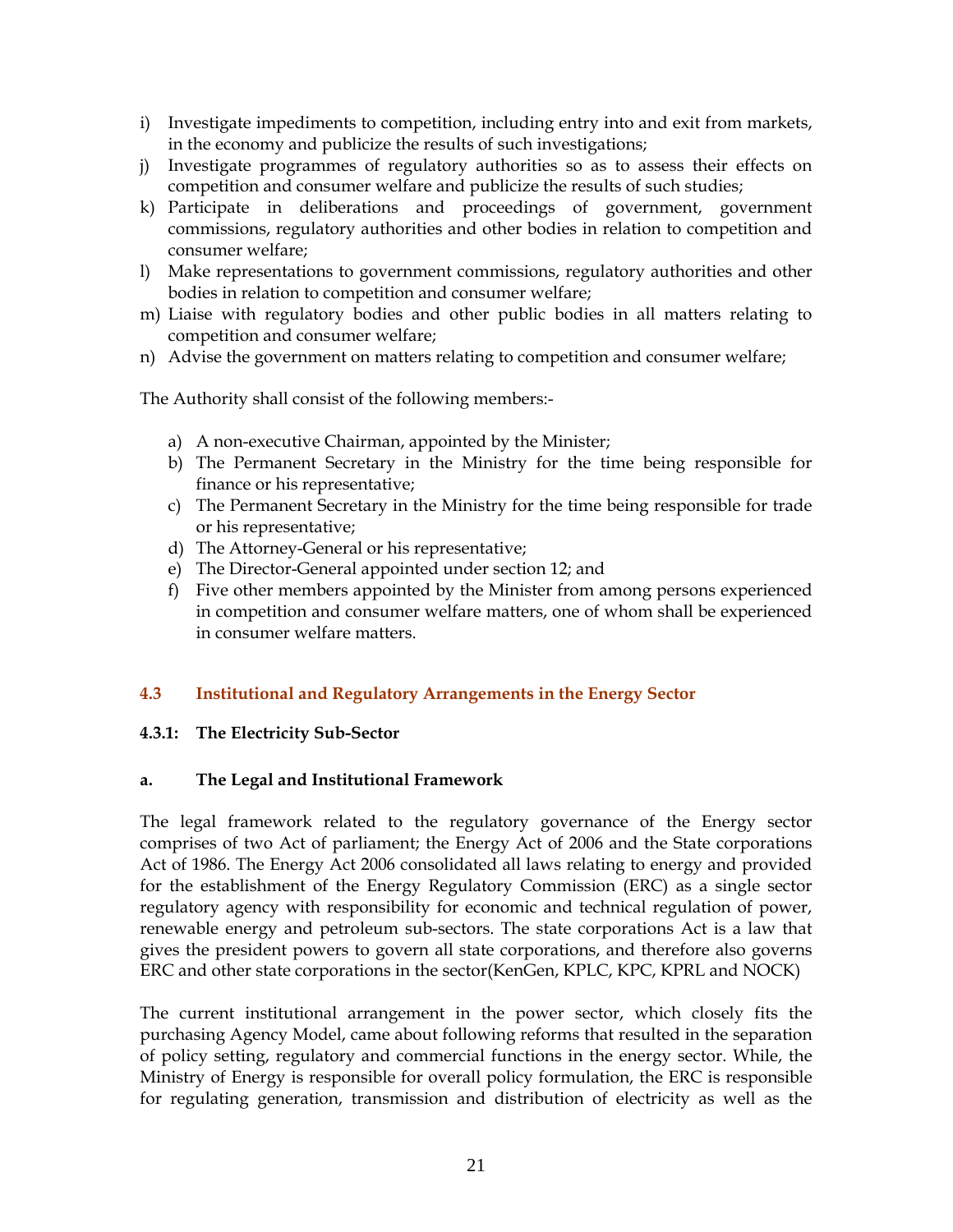i) Investigate impediments to competition, including entry into and exit from markets, in the economy and publicize the results of such investigations;
j) Investigate programmes of regulatory authorities so as to assess their effects on competition and consumer welfare and publicize the results of such studies;
k) Participate in deliberations and proceedings of government, government commissions, regulatory authorities and other bodies in relation to competition and consumer welfare;
l) Make representations to government commissions, regulatory authorities and other bodies in relation to competition and consumer welfare;
m) Liaise with regulatory bodies and other public bodies in all matters relating to competition and consumer welfare;
n) Advise the government on matters relating to competition and consumer welfare;

The Authority shall consist of the following members:-

a) A non-executive Chairman, appointed by the Minister;
b) The Permanent Secretary in the Ministry for the time being responsible for finance or his representative;
c) The Permanent Secretary in the Ministry for the time being responsible for trade or his representative;
d) The Attorney-General or his representative;
e) The Director-General appointed under section 12; and
f) Five other members appointed by the Minister from among persons experienced in competition and consumer welfare matters, one of whom shall be experienced in consumer welfare matters.

## 4.3 Institutional and Regulatory Arrangements in the Energy Sector

### 4.3.1: The Electricity Sub-Sector

#### a. The Legal and Institutional Framework

The legal framework related to the regulatory governance of the Energy sector comprises of two Act of parliament; the Energy Act of 2006 and the State corporations Act of 1986. The Energy Act 2006 consolidated all laws relating to energy and provided for the establishment of the Energy Regulatory Commission (ERC) as a single sector regulatory agency with responsibility for economic and technical regulation of power, renewable energy and petroleum sub-sectors. The state corporations Act is a law that gives the president powers to govern all state corporations, and therefore also governs ERC and other state corporations in the sector(KenGen, KPLC, KPC, KPRL and NOCK)

The current institutional arrangement in the power sector, which closely fits the purchasing Agency Model, came about following reforms that resulted in the separation of policy setting, regulatory and commercial functions in the energy sector. While, the Ministry of Energy is responsible for overall policy formulation, the ERC is responsible for regulating generation, transmission and distribution of electricity as well as the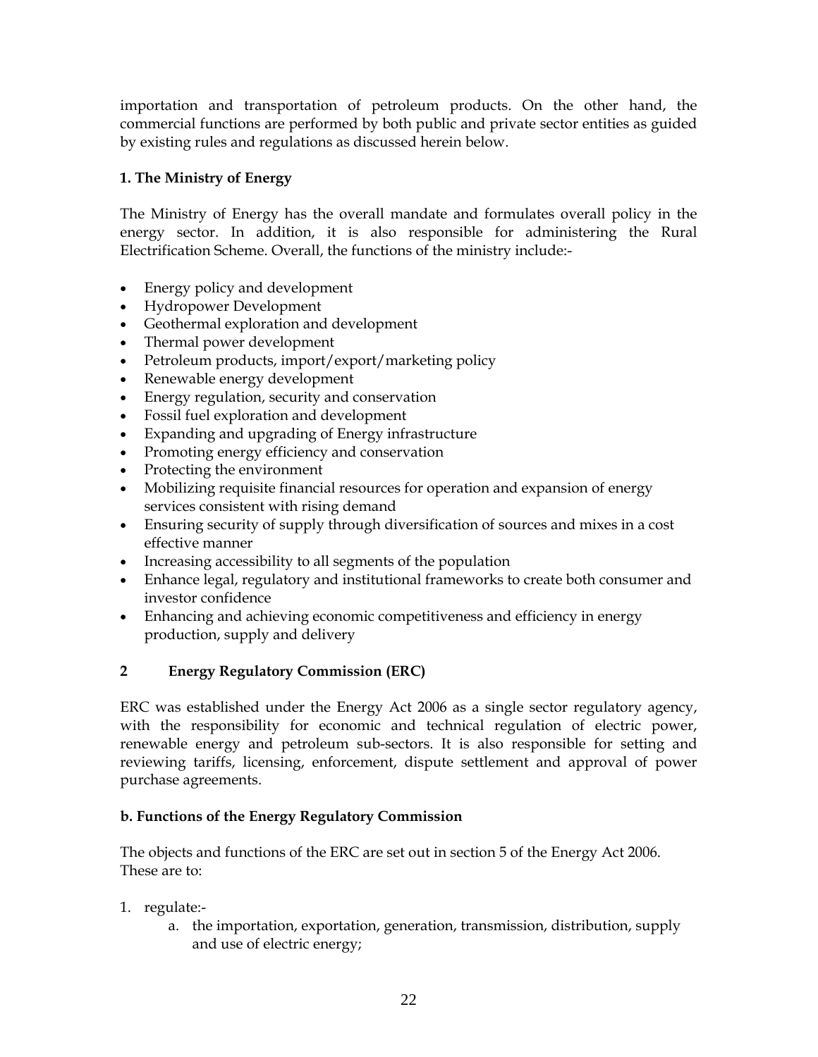importation and transportation of petroleum products. On the other hand, the commercial functions are performed by both public and private sector entities as guided by existing rules and regulations as discussed herein below.

**1. The Ministry of Energy**

The Ministry of Energy has the overall mandate and formulates overall policy in the energy sector. In addition, it is also responsible for administering the Rural Electrification Scheme. Overall, the functions of the ministry include:-

- Energy policy and development
- Hydropower Development
- Geothermal exploration and development
- Thermal power development
- Petroleum products, import/export/marketing policy
- Renewable energy development
- Energy regulation, security and conservation
- Fossil fuel exploration and development
- Expanding and upgrading of Energy infrastructure
- Promoting energy efficiency and conservation
- Protecting the environment
- Mobilizing requisite financial resources for operation and expansion of energy services consistent with rising demand
- Ensuring security of supply through diversification of sources and mixes in a cost effective manner
- Increasing accessibility to all segments of the population
- Enhance legal, regulatory and institutional frameworks to create both consumer and investor confidence
- Enhancing and achieving economic competitiveness and efficiency in energy production, supply and delivery

**2 Energy Regulatory Commission (ERC)**

ERC was established under the Energy Act 2006 as a single sector regulatory agency, with the responsibility for economic and technical regulation of electric power, renewable energy and petroleum sub-sectors. It is also responsible for setting and reviewing tariffs, licensing, enforcement, dispute settlement and approval of power purchase agreements.

**b. Functions of the Energy Regulatory Commission**

The objects and functions of the ERC are set out in section 5 of the Energy Act 2006. These are to:

1. regulate:-
    a. the importation, exportation, generation, transmission, distribution, supply and use of electric energy;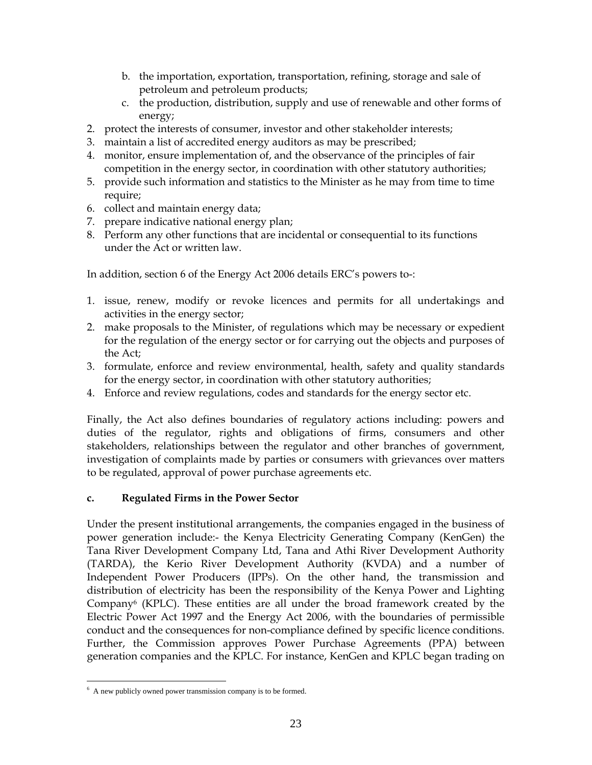b. the importation, exportation, transportation, refining, storage and sale of petroleum and petroleum products;
   c. the production, distribution, supply and use of renewable and other forms of energy;
2. protect the interests of consumer, investor and other stakeholder interests;
3. maintain a list of accredited energy auditors as may be prescribed;
4. monitor, ensure implementation of, and the observance of the principles of fair competition in the energy sector, in coordination with other statutory authorities;
5. provide such information and statistics to the Minister as he may from time to time require;
6. collect and maintain energy data;
7. prepare indicative national energy plan;
8. Perform any other functions that are incidental or consequential to its functions under the Act or written law.

In addition, section 6 of the Energy Act 2006 details ERC's powers to-:

1. issue, renew, modify or revoke licences and permits for all undertakings and activities in the energy sector;
2. make proposals to the Minister, of regulations which may be necessary or expedient for the regulation of the energy sector or for carrying out the objects and purposes of the Act;
3. formulate, enforce and review environmental, health, safety and quality standards for the energy sector, in coordination with other statutory authorities;
4. Enforce and review regulations, codes and standards for the energy sector etc.

Finally, the Act also defines boundaries of regulatory actions including: powers and duties of the regulator, rights and obligations of firms, consumers and other stakeholders, relationships between the regulator and other branches of government, investigation of complaints made by parties or consumers with grievances over matters to be regulated, approval of power purchase agreements etc.

### c. Regulated Firms in the Power Sector

Under the present institutional arrangements, the companies engaged in the business of power generation include:- the Kenya Electricity Generating Company (KenGen) the Tana River Development Company Ltd, Tana and Athi River Development Authority (TARDA), the Kerio River Development Authority (KVDA) and a number of Independent Power Producers (IPPs). On the other hand, the transmission and distribution of electricity has been the responsibility of the Kenya Power and Lighting Company[6] (KPLC). These entities are all under the broad framework created by the Electric Power Act 1997 and the Energy Act 2006, with the boundaries of permissible conduct and the consequences for non-compliance defined by specific licence conditions. Further, the Commission approves Power Purchase Agreements (PPA) between generation companies and the KPLC. For instance, KenGen and KPLC began trading on

[6] A new publicly owned power transmission company is to be formed.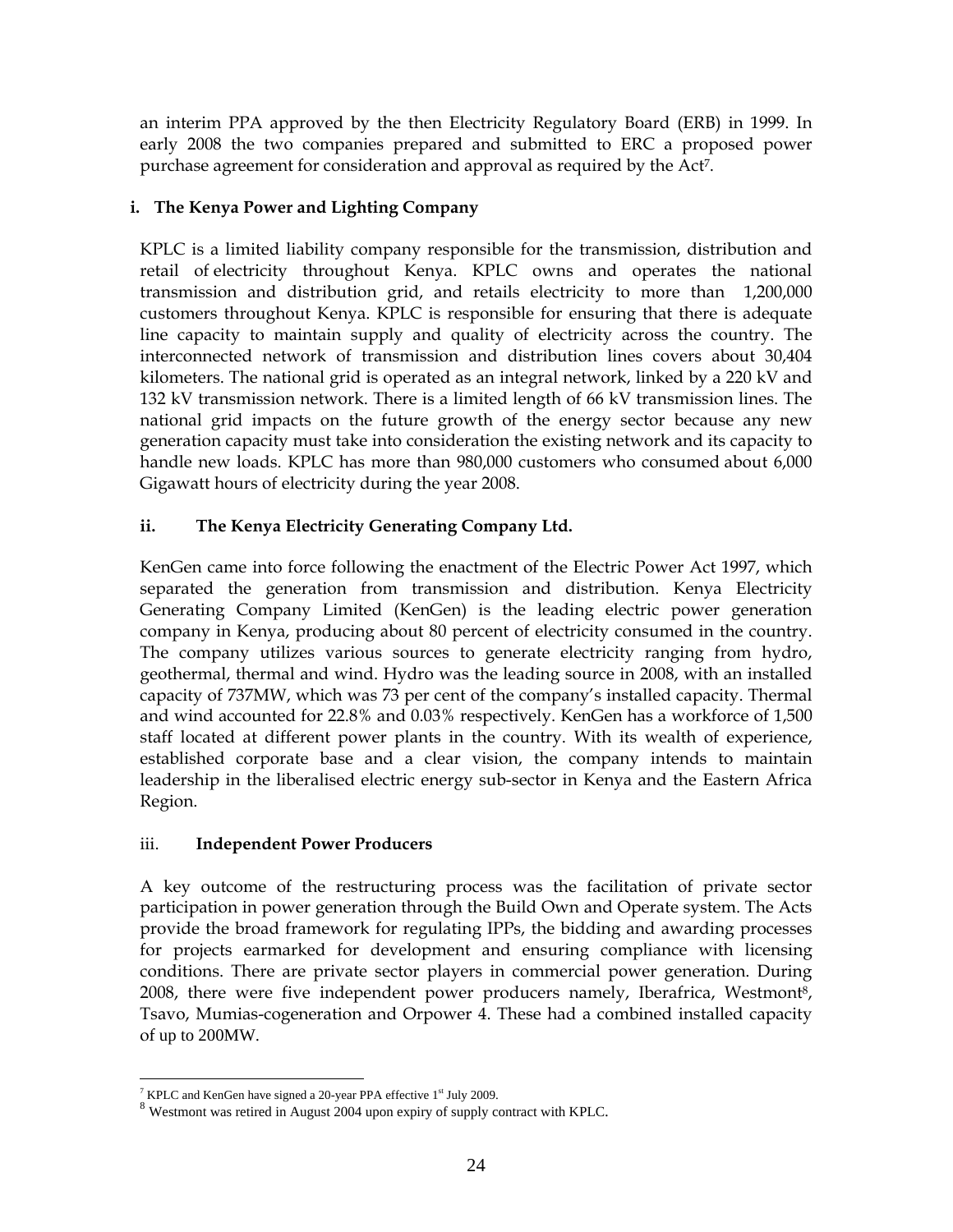an interim PPA approved by the then Electricity Regulatory Board (ERB) in 1999. In early 2008 the two companies prepared and submitted to ERC a proposed power purchase agreement for consideration and approval as required by the Act[7].

### i. The Kenya Power and Lighting Company

KPLC is a limited liability company responsible for the transmission, distribution and retail of electricity throughout Kenya. KPLC owns and operates the national transmission and distribution grid, and retails electricity to more than 1,200,000 customers throughout Kenya. KPLC is responsible for ensuring that there is adequate line capacity to maintain supply and quality of electricity across the country. The interconnected network of transmission and distribution lines covers about 30,404 kilometers. The national grid is operated as an integral network, linked by a 220 kV and 132 kV transmission network. There is a limited length of 66 kV transmission lines. The national grid impacts on the future growth of the energy sector because any new generation capacity must take into consideration the existing network and its capacity to handle new loads. KPLC has more than 980,000 customers who consumed about 6,000 Gigawatt hours of electricity during the year 2008.

### ii. The Kenya Electricity Generating Company Ltd.

KenGen came into force following the enactment of the Electric Power Act 1997, which separated the generation from transmission and distribution. Kenya Electricity Generating Company Limited (KenGen) is the leading electric power generation company in Kenya, producing about 80 percent of electricity consumed in the country. The company utilizes various sources to generate electricity ranging from hydro, geothermal, thermal and wind. Hydro was the leading source in 2008, with an installed capacity of 737MW, which was 73 per cent of the company's installed capacity. Thermal and wind accounted for 22.8% and 0.03% respectively. KenGen has a workforce of 1,500 staff located at different power plants in the country. With its wealth of experience, established corporate base and a clear vision, the company intends to maintain leadership in the liberalised electric energy sub-sector in Kenya and the Eastern Africa Region.

### iii. Independent Power Producers

A key outcome of the restructuring process was the facilitation of private sector participation in power generation through the Build Own and Operate system. The Acts provide the broad framework for regulating IPPs, the bidding and awarding processes for projects earmarked for development and ensuring compliance with licensing conditions. There are private sector players in commercial power generation. During 2008, there were five independent power producers namely, Iberafrica, Westmont[8], Tsavo, Mumias-cogeneration and Orpower 4. These had a combined installed capacity of up to 200MW.

---

[7] KPLC and KenGen have signed a 20-year PPA effective 1st July 2009.

[8] Westmont was retired in August 2004 upon expiry of supply contract with KPLC.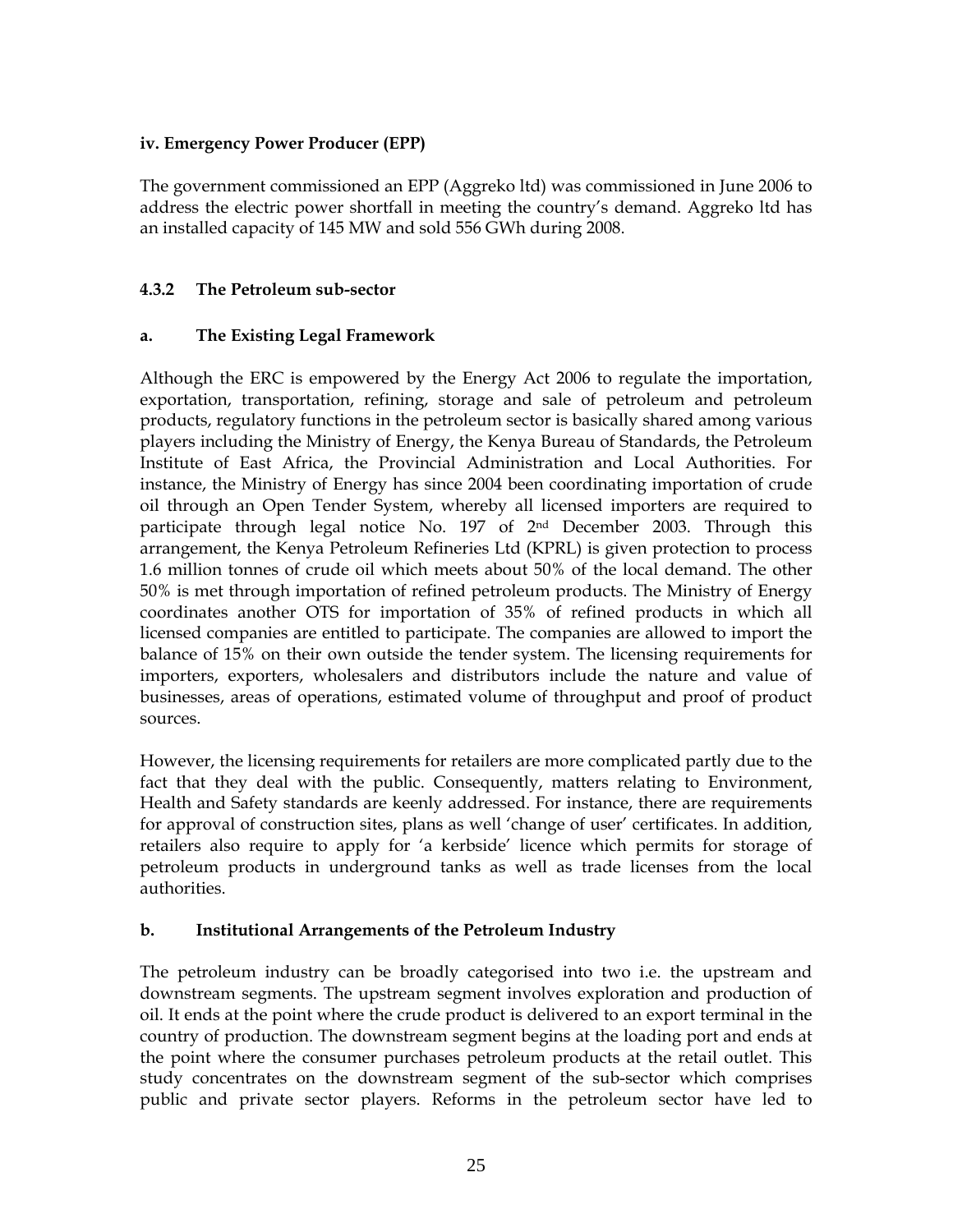**iv. Emergency Power Producer (EPP)**

The government commissioned an EPP (Aggreko ltd) was commissioned in June 2006 to address the electric power shortfall in meeting the country's demand. Aggreko ltd has an installed capacity of 145 MW and sold 556 GWh during 2008.

### 4.3.2 The Petroleum sub-sector

#### a. The Existing Legal Framework

Although the ERC is empowered by the Energy Act 2006 to regulate the importation, exportation, transportation, refining, storage and sale of petroleum and petroleum products, regulatory functions in the petroleum sector is basically shared among various players including the Ministry of Energy, the Kenya Bureau of Standards, the Petroleum Institute of East Africa, the Provincial Administration and Local Authorities. For instance, the Ministry of Energy has since 2004 been coordinating importation of crude oil through an Open Tender System, whereby all licensed importers are required to participate through legal notice No. 197 of 2nd December 2003. Through this arrangement, the Kenya Petroleum Refineries Ltd (KPRL) is given protection to process 1.6 million tonnes of crude oil which meets about 50% of the local demand. The other 50% is met through importation of refined petroleum products. The Ministry of Energy coordinates another OTS for importation of 35% of refined products in which all licensed companies are entitled to participate. The companies are allowed to import the balance of 15% on their own outside the tender system. The licensing requirements for importers, exporters, wholesalers and distributors include the nature and value of businesses, areas of operations, estimated volume of throughput and proof of product sources.

However, the licensing requirements for retailers are more complicated partly due to the fact that they deal with the public. Consequently, matters relating to Environment, Health and Safety standards are keenly addressed. For instance, there are requirements for approval of construction sites, plans as well 'change of user' certificates. In addition, retailers also require to apply for 'a kerbside' licence which permits for storage of petroleum products in underground tanks as well as trade licenses from the local authorities.

#### b. Institutional Arrangements of the Petroleum Industry

The petroleum industry can be broadly categorised into two i.e. the upstream and downstream segments. The upstream segment involves exploration and production of oil. It ends at the point where the crude product is delivered to an export terminal in the country of production. The downstream segment begins at the loading port and ends at the point where the consumer purchases petroleum products at the retail outlet. This study concentrates on the downstream segment of the sub-sector which comprises public and private sector players. Reforms in the petroleum sector have led to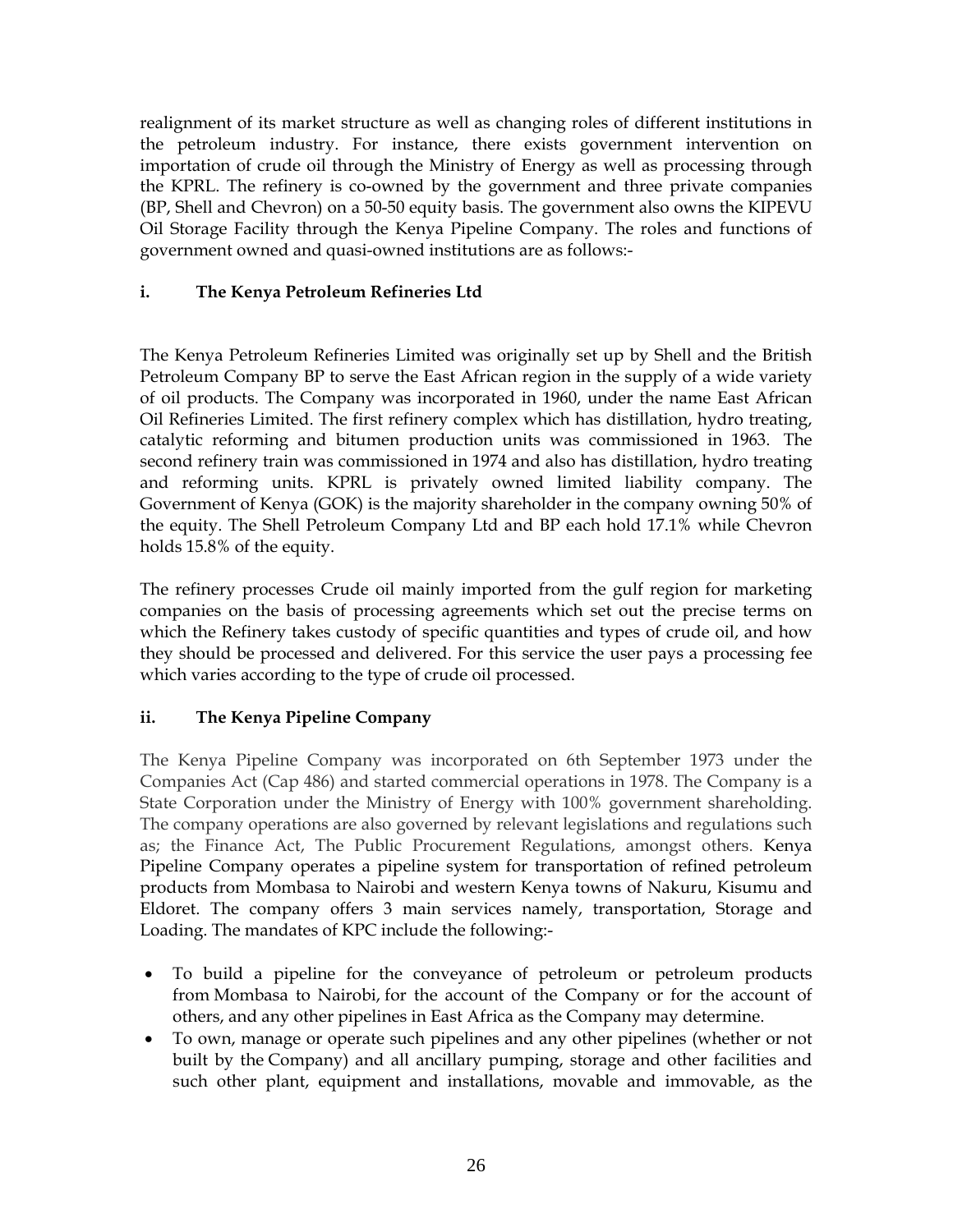realignment of its market structure as well as changing roles of different institutions in the petroleum industry. For instance, there exists government intervention on importation of crude oil through the Ministry of Energy as well as processing through the KPRL. The refinery is co-owned by the government and three private companies (BP, Shell and Chevron) on a 50-50 equity basis. The government also owns the KIPEVU Oil Storage Facility through the Kenya Pipeline Company. The roles and functions of government owned and quasi-owned institutions are as follows:-

#### i. The Kenya Petroleum Refineries Ltd

The Kenya Petroleum Refineries Limited was originally set up by Shell and the British Petroleum Company BP to serve the East African region in the supply of a wide variety of oil products. The Company was incorporated in 1960, under the name East African Oil Refineries Limited. The first refinery complex which has distillation, hydro treating, catalytic reforming and bitumen production units was commissioned in 1963. The second refinery train was commissioned in 1974 and also has distillation, hydro treating and reforming units. KPRL is privately owned limited liability company. The Government of Kenya (GOK) is the majority shareholder in the company owning 50% of the equity. The Shell Petroleum Company Ltd and BP each hold 17.1% while Chevron holds 15.8% of the equity.

The refinery processes Crude oil mainly imported from the gulf region for marketing companies on the basis of processing agreements which set out the precise terms on which the Refinery takes custody of specific quantities and types of crude oil, and how they should be processed and delivered. For this service the user pays a processing fee which varies according to the type of crude oil processed.

#### ii. The Kenya Pipeline Company

The Kenya Pipeline Company was incorporated on 6th September 1973 under the Companies Act (Cap 486) and started commercial operations in 1978. The Company is a State Corporation under the Ministry of Energy with 100% government shareholding. The company operations are also governed by relevant legislations and regulations such as; the Finance Act, The Public Procurement Regulations, amongst others. Kenya Pipeline Company operates a pipeline system for transportation of refined petroleum products from Mombasa to Nairobi and western Kenya towns of Nakuru, Kisumu and Eldoret. The company offers 3 main services namely, transportation, Storage and Loading. The mandates of KPC include the following:-

- To build a pipeline for the conveyance of petroleum or petroleum products from Mombasa to Nairobi, for the account of the Company or for the account of others, and any other pipelines in East Africa as the Company may determine.
- To own, manage or operate such pipelines and any other pipelines (whether or not built by the Company) and all ancillary pumping, storage and other facilities and such other plant, equipment and installations, movable and immovable, as the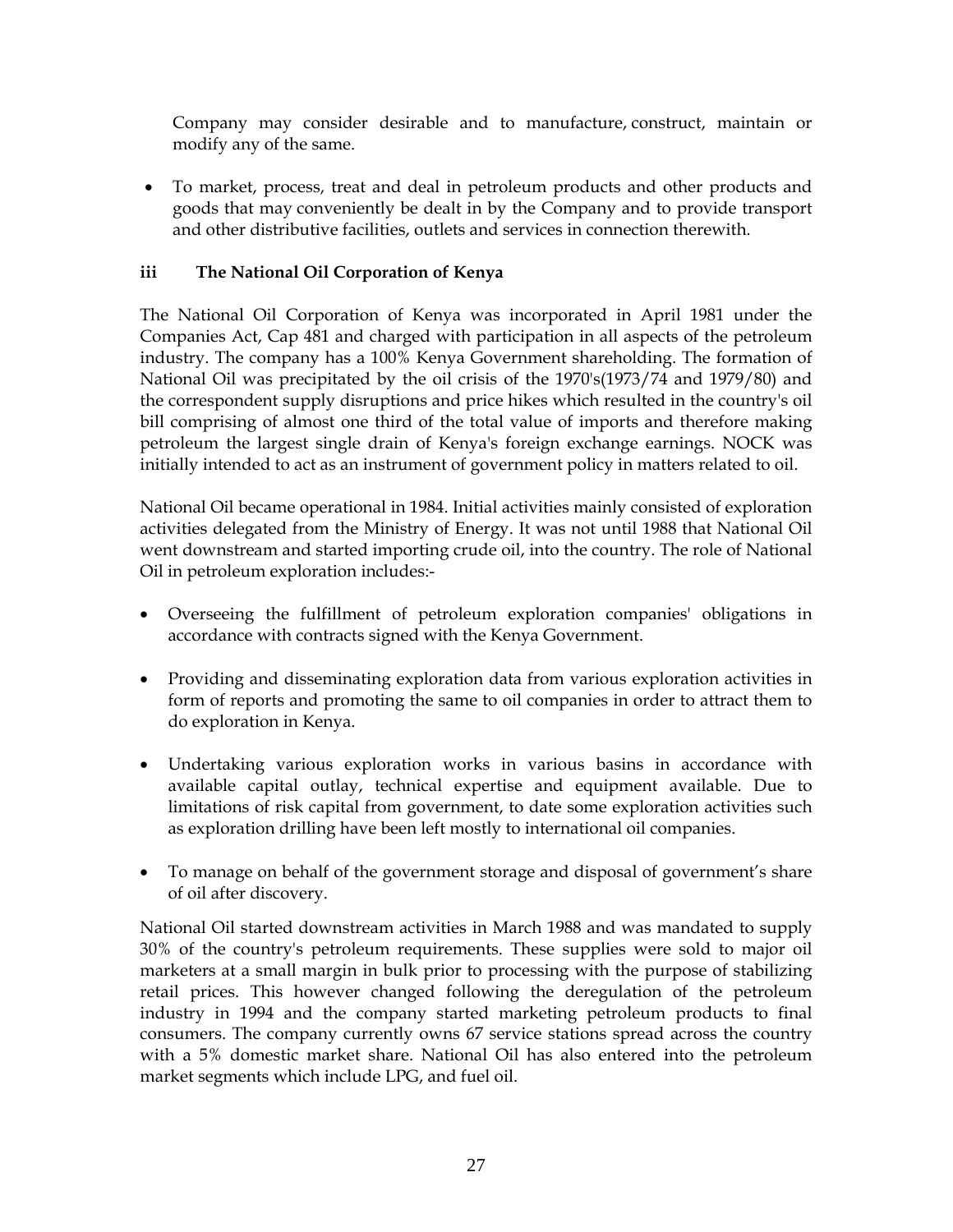Company may consider desirable and to manufacture, construct, maintain or modify any of the same.

- To market, process, treat and deal in petroleum products and other products and goods that may conveniently be dealt in by the Company and to provide transport and other distributive facilities, outlets and services in connection therewith.

### iii The National Oil Corporation of Kenya

The National Oil Corporation of Kenya was incorporated in April 1981 under the Companies Act, Cap 481 and charged with participation in all aspects of the petroleum industry. The company has a 100% Kenya Government shareholding. The formation of National Oil was precipitated by the oil crisis of the 1970's(1973/74 and 1979/80) and the correspondent supply disruptions and price hikes which resulted in the country's oil bill comprising of almost one third of the total value of imports and therefore making petroleum the largest single drain of Kenya's foreign exchange earnings. NOCK was initially intended to act as an instrument of government policy in matters related to oil.

National Oil became operational in 1984. Initial activities mainly consisted of exploration activities delegated from the Ministry of Energy. It was not until 1988 that National Oil went downstream and started importing crude oil, into the country. The role of National Oil in petroleum exploration includes:-

- Overseeing the fulfillment of petroleum exploration companies' obligations in accordance with contracts signed with the Kenya Government.

- Providing and disseminating exploration data from various exploration activities in form of reports and promoting the same to oil companies in order to attract them to do exploration in Kenya.

- Undertaking various exploration works in various basins in accordance with available capital outlay, technical expertise and equipment available. Due to limitations of risk capital from government, to date some exploration activities such as exploration drilling have been left mostly to international oil companies.

- To manage on behalf of the government storage and disposal of government's share of oil after discovery.

National Oil started downstream activities in March 1988 and was mandated to supply 30% of the country's petroleum requirements. These supplies were sold to major oil marketers at a small margin in bulk prior to processing with the purpose of stabilizing retail prices. This however changed following the deregulation of the petroleum industry in 1994 and the company started marketing petroleum products to final consumers. The company currently owns 67 service stations spread across the country with a 5% domestic market share. National Oil has also entered into the petroleum market segments which include LPG, and fuel oil.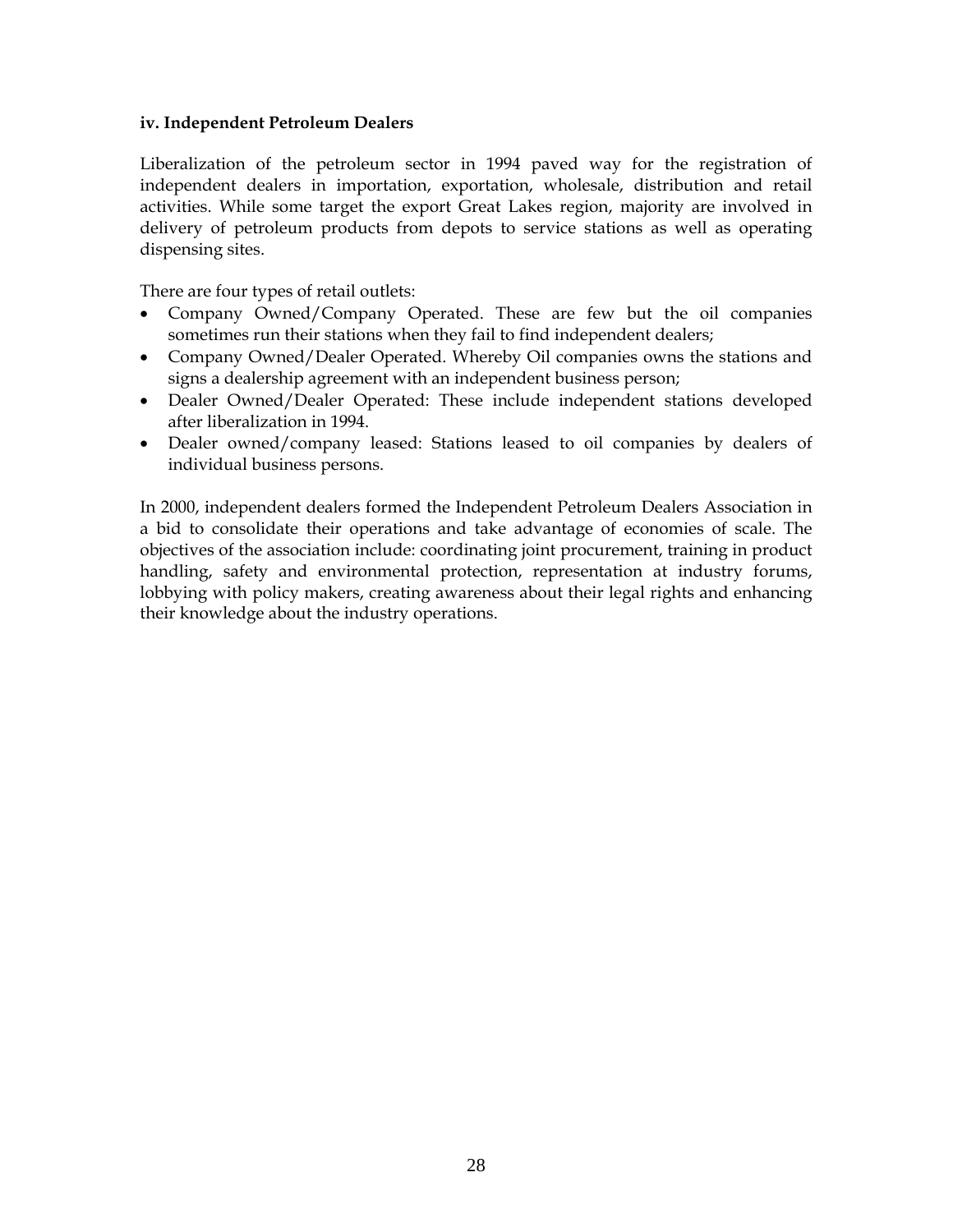**iv. Independent Petroleum Dealers**

Liberalization of the petroleum sector in 1994 paved way for the registration of independent dealers in importation, exportation, wholesale, distribution and retail activities. While some target the export Great Lakes region, majority are involved in delivery of petroleum products from depots to service stations as well as operating dispensing sites.

There are four types of retail outlets:

- Company Owned/Company Operated. These are few but the oil companies sometimes run their stations when they fail to find independent dealers;
- Company Owned/Dealer Operated. Whereby Oil companies owns the stations and signs a dealership agreement with an independent business person;
- Dealer Owned/Dealer Operated: These include independent stations developed after liberalization in 1994.
- Dealer owned/company leased: Stations leased to oil companies by dealers of individual business persons.

In 2000, independent dealers formed the Independent Petroleum Dealers Association in a bid to consolidate their operations and take advantage of economies of scale. The objectives of the association include: coordinating joint procurement, training in product handling, safety and environmental protection, representation at industry forums, lobbying with policy makers, creating awareness about their legal rights and enhancing their knowledge about the industry operations.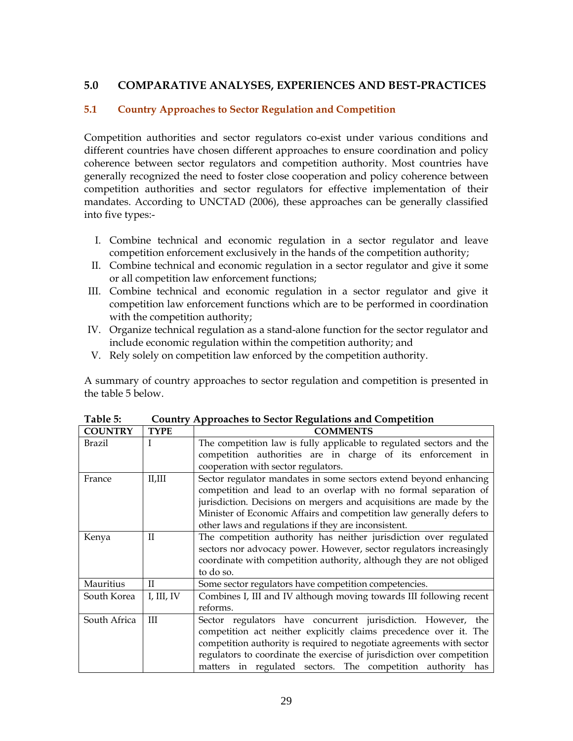## 5.0 COMPARATIVE ANALYSES, EXPERIENCES AND BEST-PRACTICES

### 5.1 Country Approaches to Sector Regulation and Competition

Competition authorities and sector regulators co-exist under various conditions and different countries have chosen different approaches to ensure coordination and policy coherence between sector regulators and competition authority. Most countries have generally recognized the need to foster close cooperation and policy coherence between competition authorities and sector regulators for effective implementation of their mandates. According to UNCTAD (2006), these approaches can be generally classified into five types:-

I. Combine technical and economic regulation in a sector regulator and leave competition enforcement exclusively in the hands of the competition authority;
II. Combine technical and economic regulation in a sector regulator and give it some or all competition law enforcement functions;
III. Combine technical and economic regulation in a sector regulator and give it competition law enforcement functions which are to be performed in coordination with the competition authority;
IV. Organize technical regulation as a stand-alone function for the sector regulator and include economic regulation within the competition authority; and
V. Rely solely on competition law enforced by the competition authority.

A summary of country approaches to sector regulation and competition is presented in the table 5 below.

**Table 5: Country Approaches to Sector Regulations and Competition**

| COUNTRY | TYPE | COMMENTS |
|---|---|---|
| Brazil | I | The competition law is fully applicable to regulated sectors and the competition authorities are in charge of its enforcement in cooperation with sector regulators. |
| France | II,III | Sector regulator mandates in some sectors extend beyond enhancing competition and lead to an overlap with no formal separation of jurisdiction. Decisions on mergers and acquisitions are made by the Minister of Economic Affairs and competition law generally defers to other laws and regulations if they are inconsistent. |
| Kenya | II | The competition authority has neither jurisdiction over regulated sectors nor advocacy power. However, sector regulators increasingly coordinate with competition authority, although they are not obliged to do so. |
| Mauritius | II | Some sector regulators have competition competencies. |
| South Korea | I, III, IV | Combines I, III and IV although moving towards III following recent reforms. |
| South Africa | III | Sector regulators have concurrent jurisdiction. However, the competition act neither explicitly claims precedence over it. The competition authority is required to negotiate agreements with sector regulators to coordinate the exercise of jurisdiction over competition matters in regulated sectors. The competition authority has |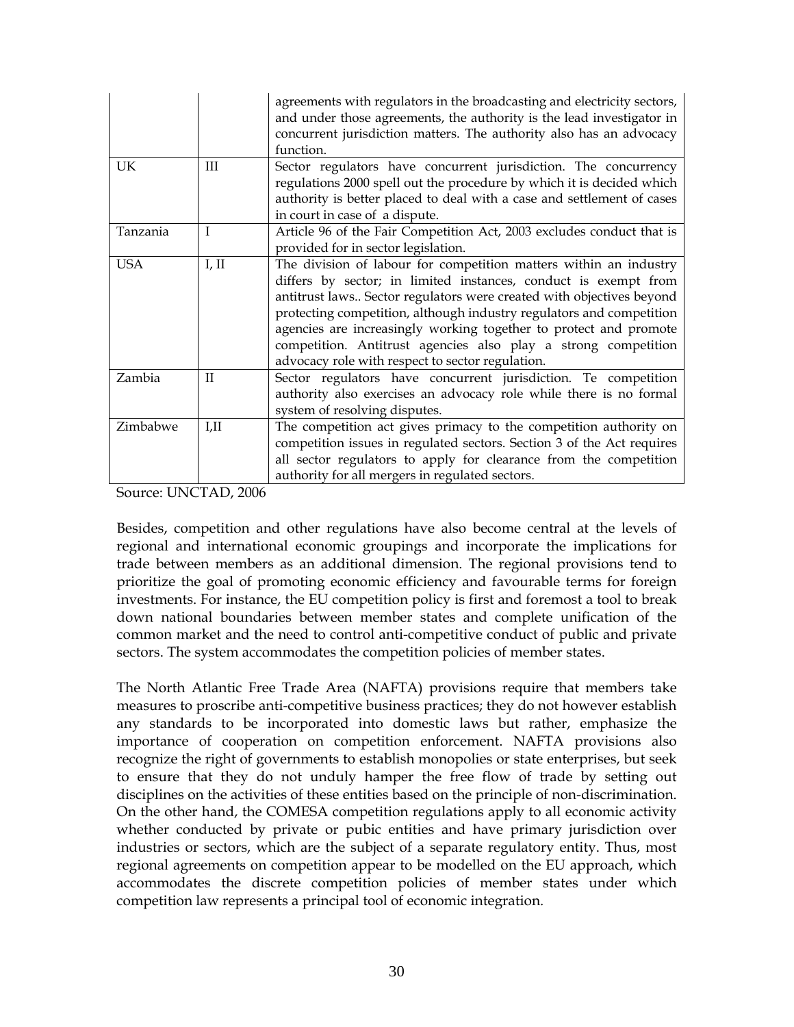| | | |
|---|---|---|
| | | agreements with regulators in the broadcasting and electricity sectors, and under those agreements, the authority is the lead investigator in concurrent jurisdiction matters. The authority also has an advocacy function. |
| UK | III | Sector regulators have concurrent jurisdiction. The concurrency regulations 2000 spell out the procedure by which it is decided which authority is better placed to deal with a case and settlement of cases in court in case of a dispute. |
| Tanzania | I | Article 96 of the Fair Competition Act, 2003 excludes conduct that is provided for in sector legislation. |
| USA | I, II | The division of labour for competition matters within an industry differs by sector; in limited instances, conduct is exempt from antitrust laws.. Sector regulators were created with objectives beyond protecting competition, although industry regulators and competition agencies are increasingly working together to protect and promote competition. Antitrust agencies also play a strong competition advocacy role with respect to sector regulation. |
| Zambia | II | Sector regulators have concurrent jurisdiction. Te competition authority also exercises an advocacy role while there is no formal system of resolving disputes. |
| Zimbabwe | I,II | The competition act gives primacy to the competition authority on competition issues in regulated sectors. Section 3 of the Act requires all sector regulators to apply for clearance from the competition authority for all mergers in regulated sectors. |

Source: UNCTAD, 2006

Besides, competition and other regulations have also become central at the levels of regional and international economic groupings and incorporate the implications for trade between members as an additional dimension. The regional provisions tend to prioritize the goal of promoting economic efficiency and favourable terms for foreign investments. For instance, the EU competition policy is first and foremost a tool to break down national boundaries between member states and complete unification of the common market and the need to control anti-competitive conduct of public and private sectors. The system accommodates the competition policies of member states.

The North Atlantic Free Trade Area (NAFTA) provisions require that members take measures to proscribe anti-competitive business practices; they do not however establish any standards to be incorporated into domestic laws but rather, emphasize the importance of cooperation on competition enforcement. NAFTA provisions also recognize the right of governments to establish monopolies or state enterprises, but seek to ensure that they do not unduly hamper the free flow of trade by setting out disciplines on the activities of these entities based on the principle of non-discrimination. On the other hand, the COMESA competition regulations apply to all economic activity whether conducted by private or pubic entities and have primary jurisdiction over industries or sectors, which are the subject of a separate regulatory entity. Thus, most regional agreements on competition appear to be modelled on the EU approach, which accommodates the discrete competition policies of member states under which competition law represents a principal tool of economic integration.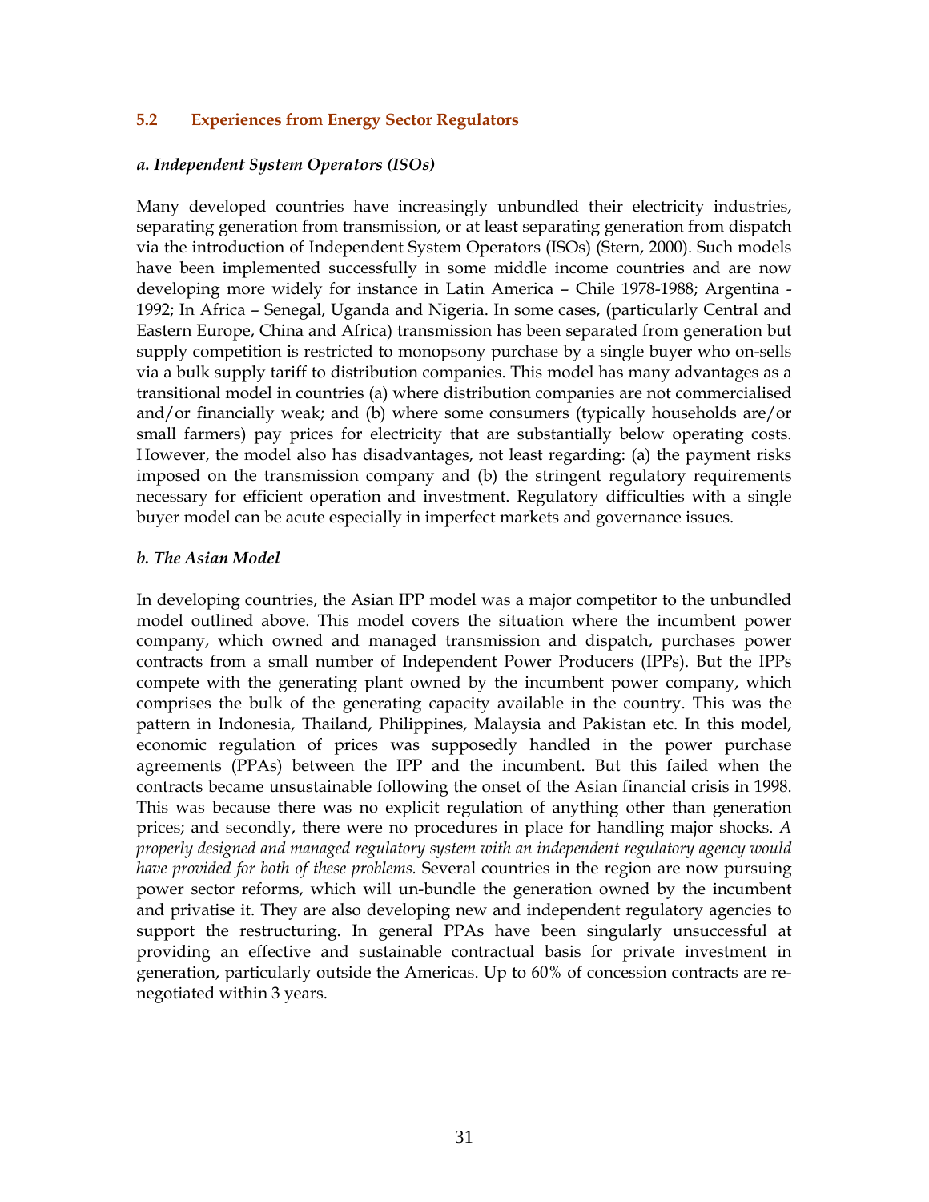### 5.2 Experiences from Energy Sector Regulators

***a. Independent System Operators (ISOs)***

Many developed countries have increasingly unbundled their electricity industries, separating generation from transmission, or at least separating generation from dispatch via the introduction of Independent System Operators (ISOs) (Stern, 2000). Such models have been implemented successfully in some middle income countries and are now developing more widely for instance in Latin America – Chile 1978-1988; Argentina - 1992; In Africa – Senegal, Uganda and Nigeria. In some cases, (particularly Central and Eastern Europe, China and Africa) transmission has been separated from generation but supply competition is restricted to monopsony purchase by a single buyer who on-sells via a bulk supply tariff to distribution companies. This model has many advantages as a transitional model in countries (a) where distribution companies are not commercialised and/or financially weak; and (b) where some consumers (typically households are/or small farmers) pay prices for electricity that are substantially below operating costs. However, the model also has disadvantages, not least regarding: (a) the payment risks imposed on the transmission company and (b) the stringent regulatory requirements necessary for efficient operation and investment. Regulatory difficulties with a single buyer model can be acute especially in imperfect markets and governance issues.

***b. The Asian Model***

In developing countries, the Asian IPP model was a major competitor to the unbundled model outlined above. This model covers the situation where the incumbent power company, which owned and managed transmission and dispatch, purchases power contracts from a small number of Independent Power Producers (IPPs). But the IPPs compete with the generating plant owned by the incumbent power company, which comprises the bulk of the generating capacity available in the country. This was the pattern in Indonesia, Thailand, Philippines, Malaysia and Pakistan etc. In this model, economic regulation of prices was supposedly handled in the power purchase agreements (PPAs) between the IPP and the incumbent. But this failed when the contracts became unsustainable following the onset of the Asian financial crisis in 1998. This was because there was no explicit regulation of anything other than generation prices; and secondly, there were no procedures in place for handling major shocks. *A properly designed and managed regulatory system with an independent regulatory agency would have provided for both of these problems.* Several countries in the region are now pursuing power sector reforms, which will un-bundle the generation owned by the incumbent and privatise it. They are also developing new and independent regulatory agencies to support the restructuring. In general PPAs have been singularly unsuccessful at providing an effective and sustainable contractual basis for private investment in generation, particularly outside the Americas. Up to 60% of concession contracts are re-negotiated within 3 years.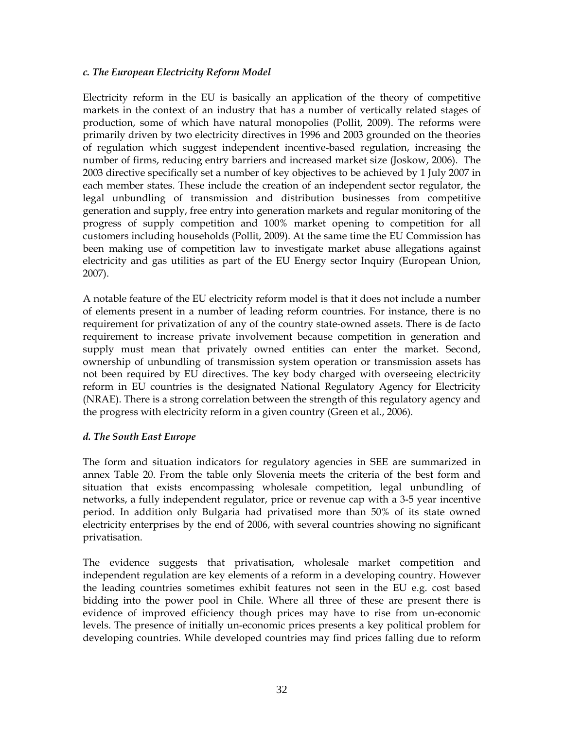### *c. The European Electricity Reform Model*

Electricity reform in the EU is basically an application of the theory of competitive markets in the context of an industry that has a number of vertically related stages of production, some of which have natural monopolies (Pollit, 2009). The reforms were primarily driven by two electricity directives in 1996 and 2003 grounded on the theories of regulation which suggest independent incentive-based regulation, increasing the number of firms, reducing entry barriers and increased market size (Joskow, 2006). The 2003 directive specifically set a number of key objectives to be achieved by 1 July 2007 in each member states. These include the creation of an independent sector regulator, the legal unbundling of transmission and distribution businesses from competitive generation and supply, free entry into generation markets and regular monitoring of the progress of supply competition and 100% market opening to competition for all customers including households (Pollit, 2009). At the same time the EU Commission has been making use of competition law to investigate market abuse allegations against electricity and gas utilities as part of the EU Energy sector Inquiry (European Union, 2007).

A notable feature of the EU electricity reform model is that it does not include a number of elements present in a number of leading reform countries. For instance, there is no requirement for privatization of any of the country state-owned assets. There is de facto requirement to increase private involvement because competition in generation and supply must mean that privately owned entities can enter the market. Second, ownership of unbundling of transmission system operation or transmission assets has not been required by EU directives. The key body charged with overseeing electricity reform in EU countries is the designated National Regulatory Agency for Electricity (NRAE). There is a strong correlation between the strength of this regulatory agency and the progress with electricity reform in a given country (Green et al., 2006).

### *d. The South East Europe*

The form and situation indicators for regulatory agencies in SEE are summarized in annex Table 20. From the table only Slovenia meets the criteria of the best form and situation that exists encompassing wholesale competition, legal unbundling of networks, a fully independent regulator, price or revenue cap with a 3-5 year incentive period. In addition only Bulgaria had privatised more than 50% of its state owned electricity enterprises by the end of 2006, with several countries showing no significant privatisation.

The evidence suggests that privatisation, wholesale market competition and independent regulation are key elements of a reform in a developing country. However the leading countries sometimes exhibit features not seen in the EU e.g. cost based bidding into the power pool in Chile. Where all three of these are present there is evidence of improved efficiency though prices may have to rise from un-economic levels. The presence of initially un-economic prices presents a key political problem for developing countries. While developed countries may find prices falling due to reform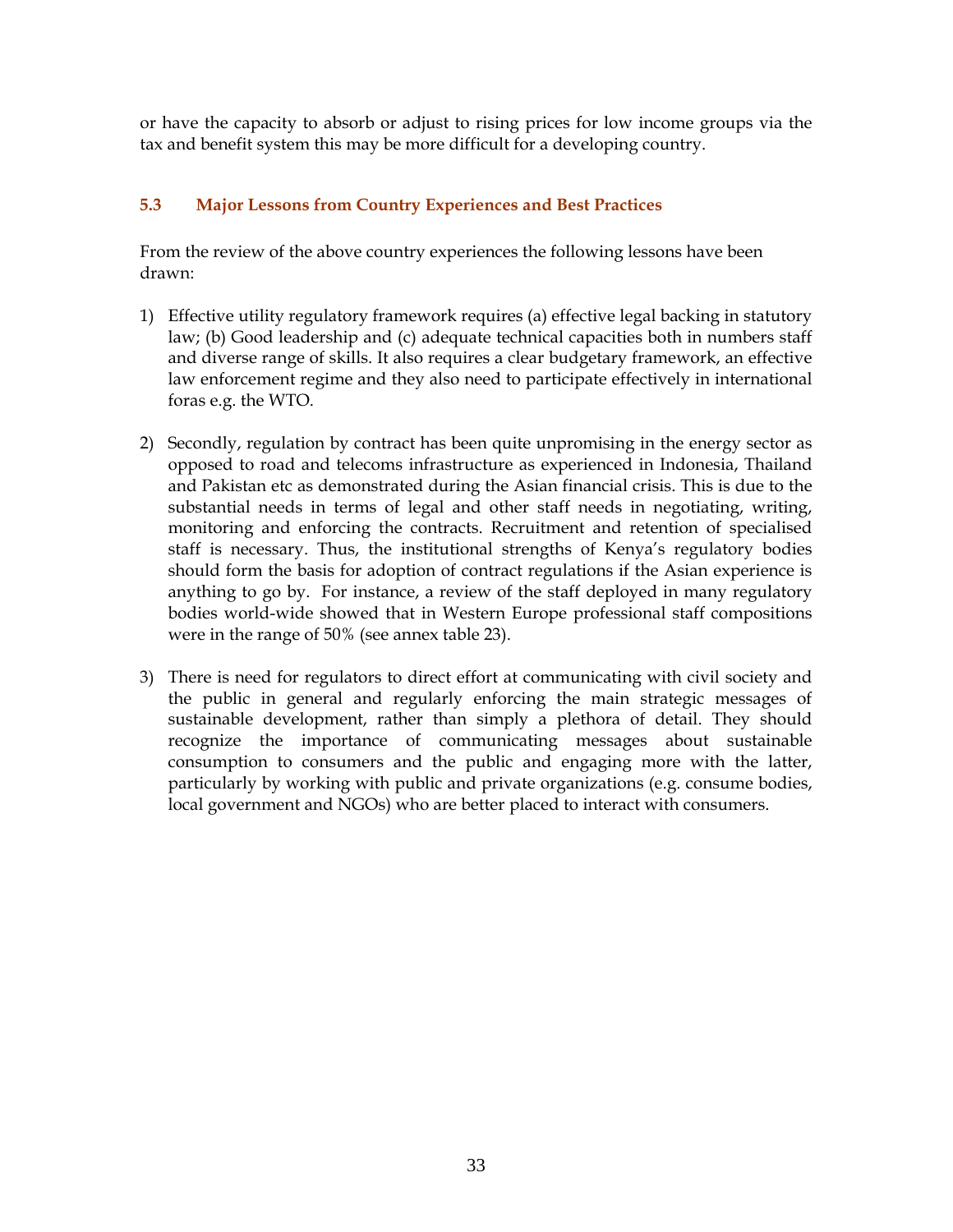or have the capacity to absorb or adjust to rising prices for low income groups via the tax and benefit system this may be more difficult for a developing country.

### 5.3 Major Lessons from Country Experiences and Best Practices

From the review of the above country experiences the following lessons have been drawn:

1) Effective utility regulatory framework requires (a) effective legal backing in statutory law; (b) Good leadership and (c) adequate technical capacities both in numbers staff and diverse range of skills. It also requires a clear budgetary framework, an effective law enforcement regime and they also need to participate effectively in international foras e.g. the WTO.

2) Secondly, regulation by contract has been quite unpromising in the energy sector as opposed to road and telecoms infrastructure as experienced in Indonesia, Thailand and Pakistan etc as demonstrated during the Asian financial crisis. This is due to the substantial needs in terms of legal and other staff needs in negotiating, writing, monitoring and enforcing the contracts. Recruitment and retention of specialised staff is necessary. Thus, the institutional strengths of Kenya's regulatory bodies should form the basis for adoption of contract regulations if the Asian experience is anything to go by. For instance, a review of the staff deployed in many regulatory bodies world-wide showed that in Western Europe professional staff compositions were in the range of 50% (see annex table 23).

3) There is need for regulators to direct effort at communicating with civil society and the public in general and regularly enforcing the main strategic messages of sustainable development, rather than simply a plethora of detail. They should recognize the importance of communicating messages about sustainable consumption to consumers and the public and engaging more with the latter, particularly by working with public and private organizations (e.g. consume bodies, local government and NGOs) who are better placed to interact with consumers.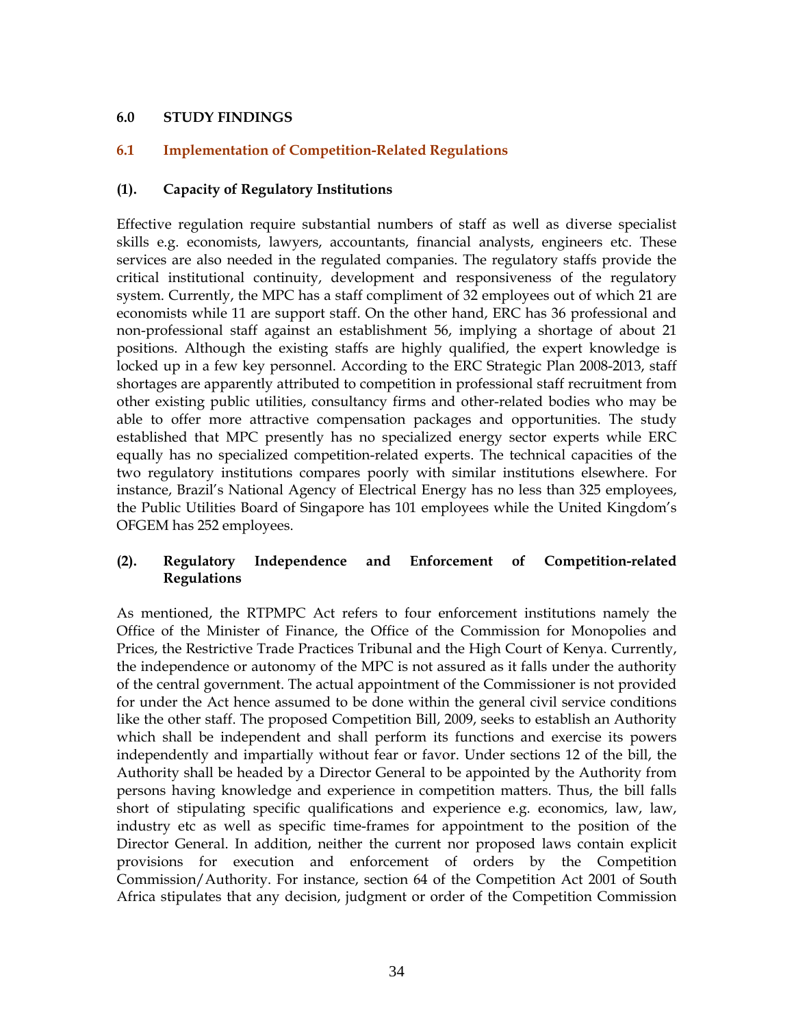# 6.0 STUDY FINDINGS

## 6.1 Implementation of Competition-Related Regulations

### (1). Capacity of Regulatory Institutions

Effective regulation require substantial numbers of staff as well as diverse specialist skills e.g. economists, lawyers, accountants, financial analysts, engineers etc. These services are also needed in the regulated companies. The regulatory staffs provide the critical institutional continuity, development and responsiveness of the regulatory system. Currently, the MPC has a staff compliment of 32 employees out of which 21 are economists while 11 are support staff. On the other hand, ERC has 36 professional and non-professional staff against an establishment 56, implying a shortage of about 21 positions. Although the existing staffs are highly qualified, the expert knowledge is locked up in a few key personnel. According to the ERC Strategic Plan 2008-2013, staff shortages are apparently attributed to competition in professional staff recruitment from other existing public utilities, consultancy firms and other-related bodies who may be able to offer more attractive compensation packages and opportunities. The study established that MPC presently has no specialized energy sector experts while ERC equally has no specialized competition-related experts. The technical capacities of the two regulatory institutions compares poorly with similar institutions elsewhere. For instance, Brazil's National Agency of Electrical Energy has no less than 325 employees, the Public Utilities Board of Singapore has 101 employees while the United Kingdom's OFGEM has 252 employees.

### (2). Regulatory Independence and Enforcement of Competition-related Regulations

As mentioned, the RTPMPC Act refers to four enforcement institutions namely the Office of the Minister of Finance, the Office of the Commission for Monopolies and Prices, the Restrictive Trade Practices Tribunal and the High Court of Kenya. Currently, the independence or autonomy of the MPC is not assured as it falls under the authority of the central government. The actual appointment of the Commissioner is not provided for under the Act hence assumed to be done within the general civil service conditions like the other staff. The proposed Competition Bill, 2009, seeks to establish an Authority which shall be independent and shall perform its functions and exercise its powers independently and impartially without fear or favor. Under sections 12 of the bill, the Authority shall be headed by a Director General to be appointed by the Authority from persons having knowledge and experience in competition matters. Thus, the bill falls short of stipulating specific qualifications and experience e.g. economics, law, law, industry etc as well as specific time-frames for appointment to the position of the Director General. In addition, neither the current nor proposed laws contain explicit provisions for execution and enforcement of orders by the Competition Commission/Authority. For instance, section 64 of the Competition Act 2001 of South Africa stipulates that any decision, judgment or order of the Competition Commission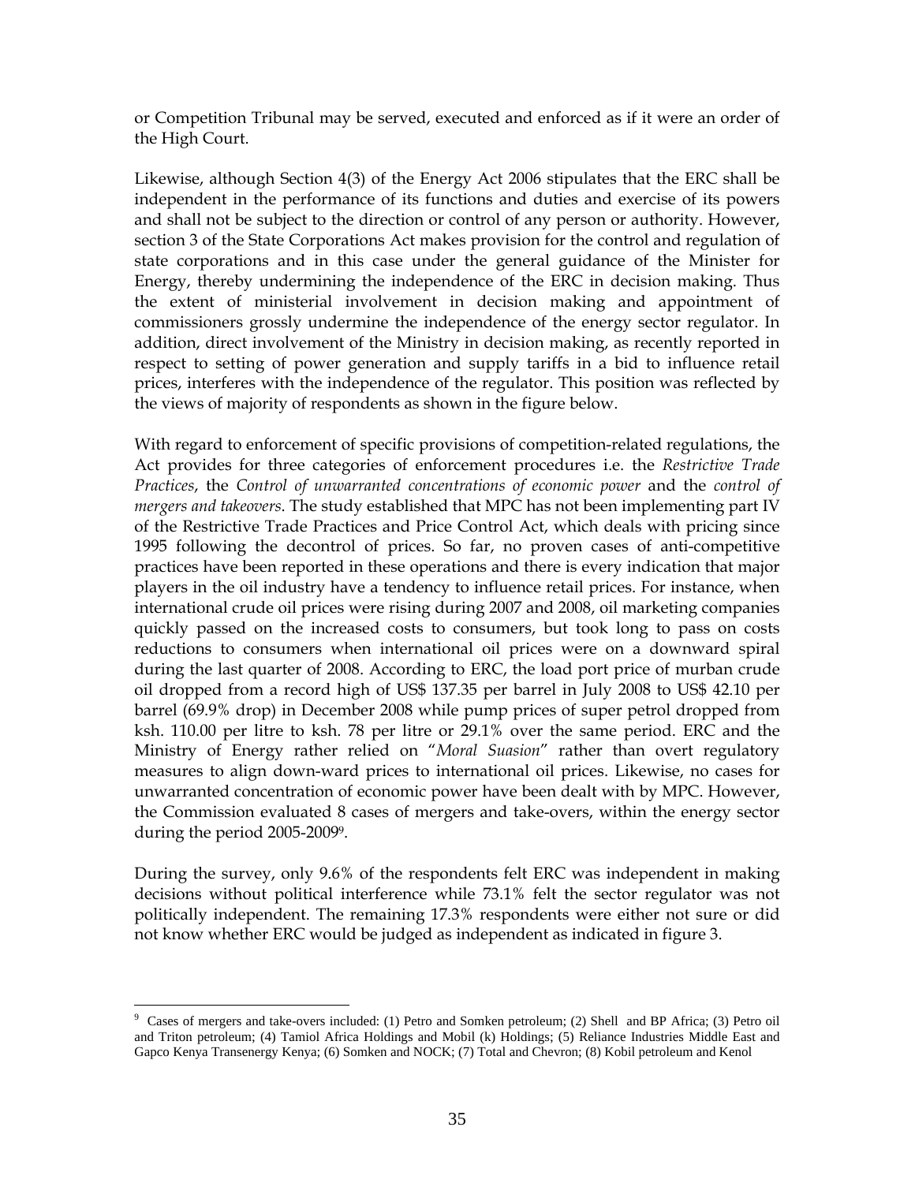or Competition Tribunal may be served, executed and enforced as if it were an order of the High Court.

Likewise, although Section 4(3) of the Energy Act 2006 stipulates that the ERC shall be independent in the performance of its functions and duties and exercise of its powers and shall not be subject to the direction or control of any person or authority. However, section 3 of the State Corporations Act makes provision for the control and regulation of state corporations and in this case under the general guidance of the Minister for Energy, thereby undermining the independence of the ERC in decision making. Thus the extent of ministerial involvement in decision making and appointment of commissioners grossly undermine the independence of the energy sector regulator. In addition, direct involvement of the Ministry in decision making, as recently reported in respect to setting of power generation and supply tariffs in a bid to influence retail prices, interferes with the independence of the regulator. This position was reflected by the views of majority of respondents as shown in the figure below.

With regard to enforcement of specific provisions of competition-related regulations, the Act provides for three categories of enforcement procedures i.e. the *Restrictive Trade Practices*, the *Control of unwarranted concentrations of economic power* and the *control of mergers and takeovers*. The study established that MPC has not been implementing part IV of the Restrictive Trade Practices and Price Control Act, which deals with pricing since 1995 following the decontrol of prices. So far, no proven cases of anti-competitive practices have been reported in these operations and there is every indication that major players in the oil industry have a tendency to influence retail prices. For instance, when international crude oil prices were rising during 2007 and 2008, oil marketing companies quickly passed on the increased costs to consumers, but took long to pass on costs reductions to consumers when international oil prices were on a downward spiral during the last quarter of 2008. According to ERC, the load port price of murban crude oil dropped from a record high of US$ 137.35 per barrel in July 2008 to US$ 42.10 per barrel (69.9% drop) in December 2008 while pump prices of super petrol dropped from ksh. 110.00 per litre to ksh. 78 per litre or 29.1% over the same period. ERC and the Ministry of Energy rather relied on "*Moral Suasion*" rather than overt regulatory measures to align down-ward prices to international oil prices. Likewise, no cases for unwarranted concentration of economic power have been dealt with by MPC. However, the Commission evaluated 8 cases of mergers and take-overs, within the energy sector during the period 2005-2009[9].

During the survey, only 9.6% of the respondents felt ERC was independent in making decisions without political interference while 73.1% felt the sector regulator was not politically independent. The remaining 17.3% respondents were either not sure or did not know whether ERC would be judged as independent as indicated in figure 3.

---

[9] Cases of mergers and take-overs included: (1) Petro and Somken petroleum; (2) Shell and BP Africa; (3) Petro oil and Triton petroleum; (4) Tamiol Africa Holdings and Mobil (k) Holdings; (5) Reliance Industries Middle East and Gapco Kenya Transenergy Kenya; (6) Somken and NOCK; (7) Total and Chevron; (8) Kobil petroleum and Kenol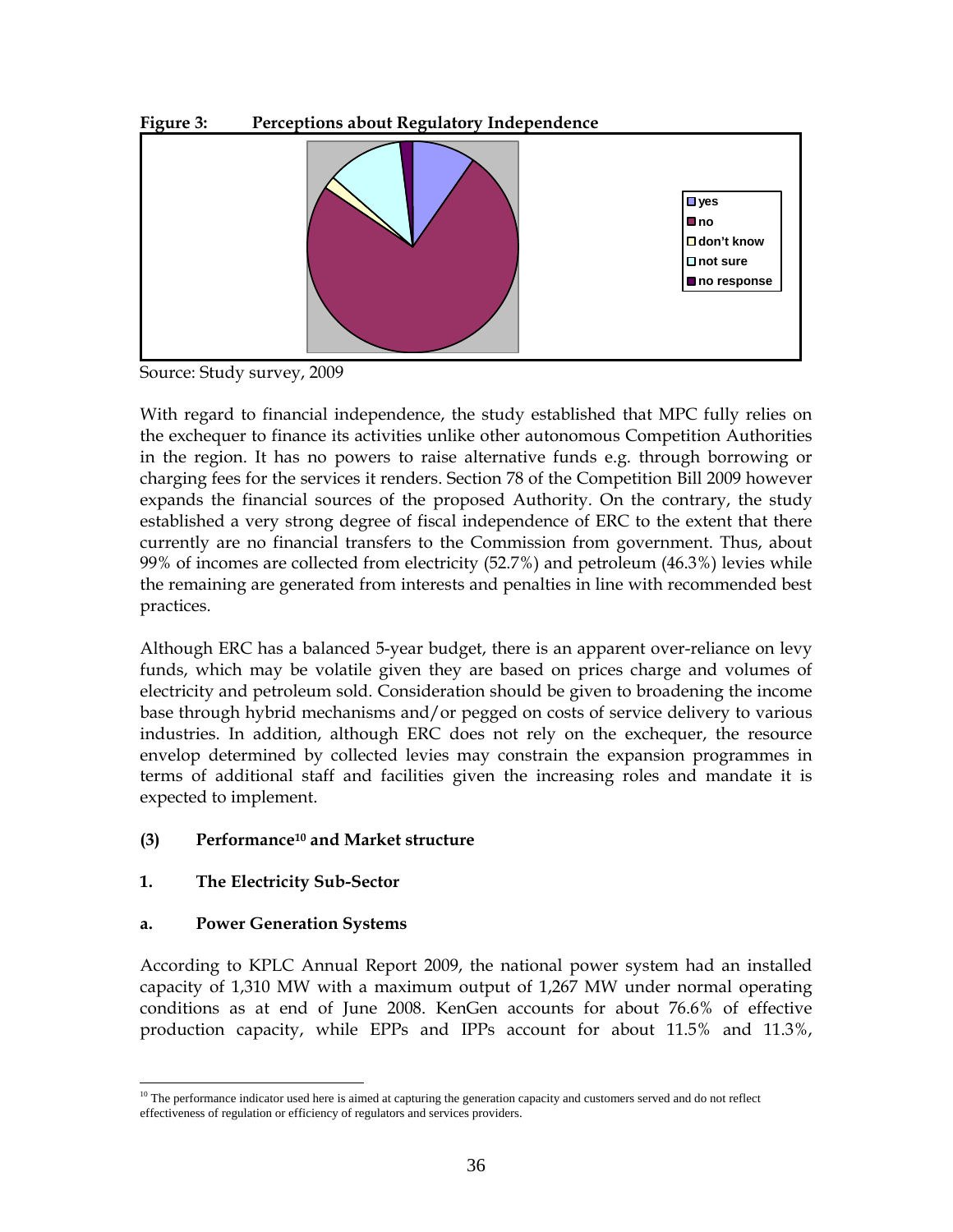**Figure 3: Perceptions about Regulatory Independence**

- yes
- no
- don't know
- not sure
- no response

Source: Study survey, 2009

With regard to financial independence, the study established that MPC fully relies on the exchequer to finance its activities unlike other autonomous Competition Authorities in the region. It has no powers to raise alternative funds e.g. through borrowing or charging fees for the services it renders. Section 78 of the Competition Bill 2009 however expands the financial sources of the proposed Authority. On the contrary, the study established a very strong degree of fiscal independence of ERC to the extent that there currently are no financial transfers to the Commission from government. Thus, about 99% of incomes are collected from electricity (52.7%) and petroleum (46.3%) levies while the remaining are generated from interests and penalties in line with recommended best practices.

Although ERC has a balanced 5-year budget, there is an apparent over-reliance on levy funds, which may be volatile given they are based on prices charge and volumes of electricity and petroleum sold. Consideration should be given to broadening the income base through hybrid mechanisms and/or pegged on costs of service delivery to various industries. In addition, although ERC does not rely on the exchequer, the resource envelop determined by collected levies may constrain the expansion programmes in terms of additional staff and facilities given the increasing roles and mandate it is expected to implement.

### (3) Performance[10] and Market structure

### 1. The Electricity Sub-Sector

### a. Power Generation Systems

According to KPLC Annual Report 2009, the national power system had an installed capacity of 1,310 MW with a maximum output of 1,267 MW under normal operating conditions as at end of June 2008. KenGen accounts for about 76.6% of effective production capacity, while EPPs and IPPs account for about 11.5% and 11.3%,

---

[10] The performance indicator used here is aimed at capturing the generation capacity and customers served and do not reflect effectiveness of regulation or efficiency of regulators and services providers.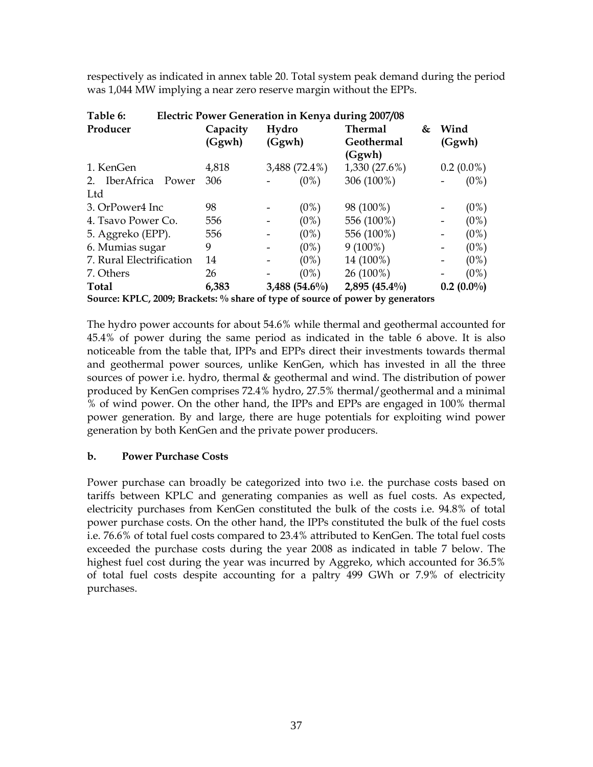respectively as indicated in annex table 20. Total system peak demand during the period was 1,044 MW implying a near zero reserve margin without the EPPs.

**Table 6: Electric Power Generation in Kenya during 2007/08**

| Producer | Capacity (Ggwh) | Hydro (Ggwh) | Thermal & Geothermal (Ggwh) | Wind (Ggwh) |
|---|---|---|---|---|
| 1. KenGen | 4,818 | 3,488 (72.4%) | 1,330 (27.6%) | 0.2 (0.0%) |
| 2. IberAfrica Power Ltd | 306 | - (0%) | 306 (100%) | - (0%) |
| 3. OrPower4 Inc | 98 | - (0%) | 98 (100%) | - (0%) |
| 4. Tsavo Power Co. | 556 | - (0%) | 556 (100%) | - (0%) |
| 5. Aggreko (EPP). | 556 | - (0%) | 556 (100%) | - (0%) |
| 6. Mumias sugar | 9 | - (0%) | 9 (100%) | - (0%) |
| 7. Rural Electrification | 14 | - (0%) | 14 (100%) | - (0%) |
| 7. Others | 26 | - (0%) | 26 (100%) | - (0%) |
| **Total** | **6,383** | **3,488 (54.6%)** | **2,895 (45.4%)** | **0.2 (0.0%)** |

**Source: KPLC, 2009; Brackets: % share of type of source of power by generators**

The hydro power accounts for about 54.6% while thermal and geothermal accounted for 45.4% of power during the same period as indicated in the table 6 above. It is also noticeable from the table that, IPPs and EPPs direct their investments towards thermal and geothermal power sources, unlike KenGen, which has invested in all the three sources of power i.e. hydro, thermal & geothermal and wind. The distribution of power produced by KenGen comprises 72.4% hydro, 27.5% thermal/geothermal and a minimal % of wind power. On the other hand, the IPPs and EPPs are engaged in 100% thermal power generation. By and large, there are huge potentials for exploiting wind power generation by both KenGen and the private power producers.

### b. Power Purchase Costs

Power purchase can broadly be categorized into two i.e. the purchase costs based on tariffs between KPLC and generating companies as well as fuel costs. As expected, electricity purchases from KenGen constituted the bulk of the costs i.e. 94.8% of total power purchase costs. On the other hand, the IPPs constituted the bulk of the fuel costs i.e. 76.6% of total fuel costs compared to 23.4% attributed to KenGen. The total fuel costs exceeded the purchase costs during the year 2008 as indicated in table 7 below. The highest fuel cost during the year was incurred by Aggreko, which accounted for 36.5% of total fuel costs despite accounting for a paltry 499 GWh or 7.9% of electricity purchases.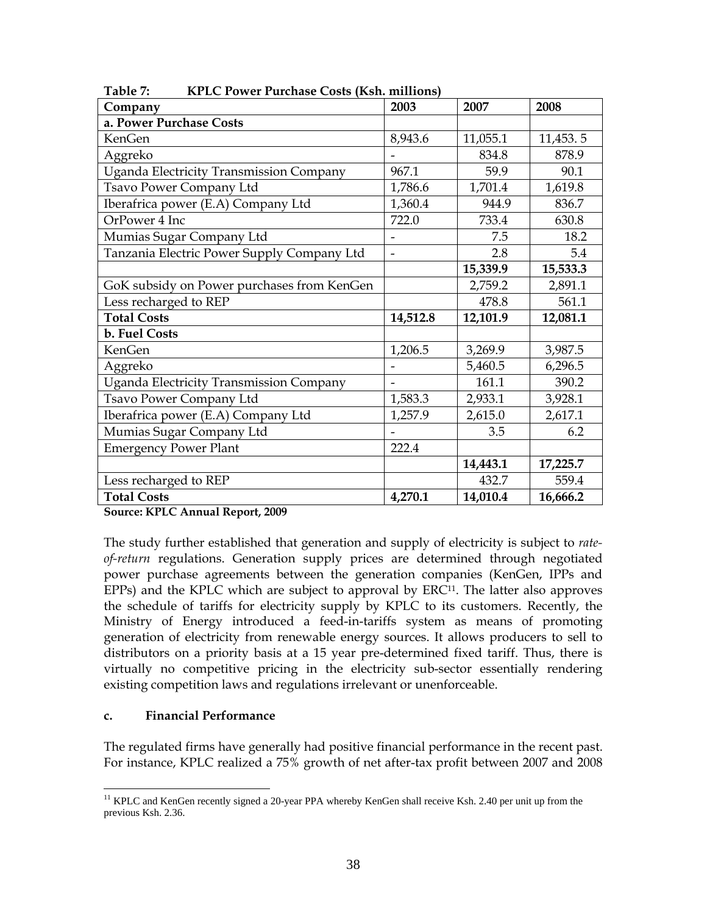**Table 7: KPLC Power Purchase Costs (Ksh. millions)**

| Company | 2003 | 2007 | 2008 |
|---|---|---|---|
| **a. Power Purchase Costs** | | | |
| KenGen | 8,943.6 | 11,055.1 | 11,453. 5 |
| Aggreko | - | 834.8 | 878.9 |
| Uganda Electricity Transmission Company | 967.1 | 59.9 | 90.1 |
| Tsavo Power Company Ltd | 1,786.6 | 1,701.4 | 1,619.8 |
| Iberafrica power (E.A) Company Ltd | 1,360.4 | 944.9 | 836.7 |
| OrPower 4 Inc | 722.0 | 733.4 | 630.8 |
| Mumias Sugar Company Ltd | - | 7.5 | 18.2 |
| Tanzania Electric Power Supply Company Ltd | - | 2.8 | 5.4 |
| | | **15,339.9** | **15,533.3** |
| GoK subsidy on Power purchases from KenGen | | 2,759.2 | 2,891.1 |
| Less recharged to REP | | 478.8 | 561.1 |
| **Total Costs** | **14,512.8** | **12,101.9** | **12,081.1** |
| **b. Fuel Costs** | | | |
| KenGen | 1,206.5 | 3,269.9 | 3,987.5 |
| Aggreko | - | 5,460.5 | 6,296.5 |
| Uganda Electricity Transmission Company | - | 161.1 | 390.2 |
| Tsavo Power Company Ltd | 1,583.3 | 2,933.1 | 3,928.1 |
| Iberafrica power (E.A) Company Ltd | 1,257.9 | 2,615.0 | 2,617.1 |
| Mumias Sugar Company Ltd | - | 3.5 | 6.2 |
| Emergency Power Plant | 222.4 | | |
| | | **14,443.1** | **17,225.7** |
| Less recharged to REP | | 432.7 | 559.4 |
| **Total Costs** | **4,270.1** | **14,010.4** | **16,666.2** |

**Source: KPLC Annual Report, 2009**

The study further established that generation and supply of electricity is subject to *rate-of-return* regulations. Generation supply prices are determined through negotiated power purchase agreements between the generation companies (KenGen, IPPs and EPPs) and the KPLC which are subject to approval by ERC[11]. The latter also approves the schedule of tariffs for electricity supply by KPLC to its customers. Recently, the Ministry of Energy introduced a feed-in-tariffs system as means of promoting generation of electricity from renewable energy sources. It allows producers to sell to distributors on a priority basis at a 15 year pre-determined fixed tariff. Thus, there is virtually no competitive pricing in the electricity sub-sector essentially rendering existing competition laws and regulations irrelevant or unenforceable.

### c. Financial Performance

The regulated firms have generally had positive financial performance in the recent past. For instance, KPLC realized a 75% growth of net after-tax profit between 2007 and 2008

[11] KPLC and KenGen recently signed a 20-year PPA whereby KenGen shall receive Ksh. 2.40 per unit up from the previous Ksh. 2.36.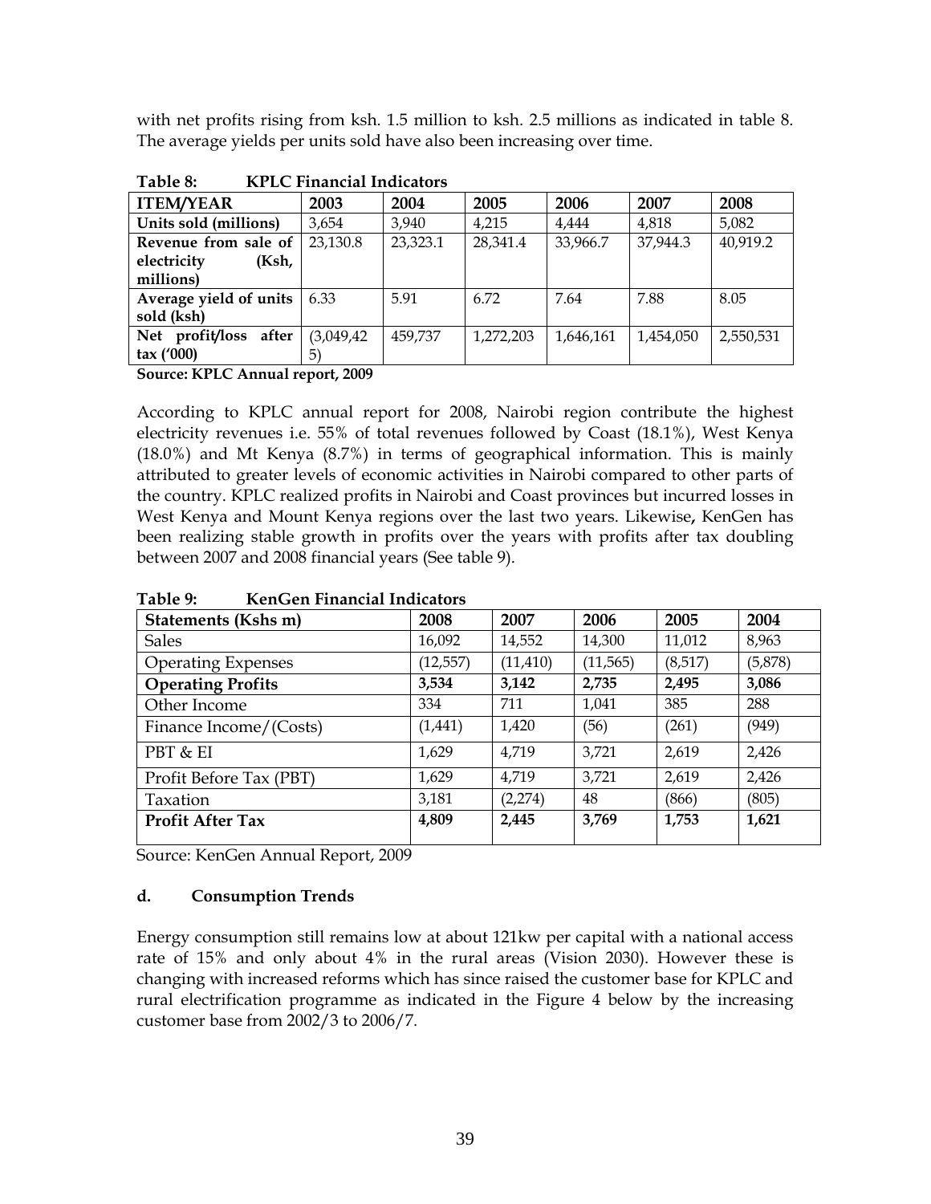with net profits rising from ksh. 1.5 million to ksh. 2.5 millions as indicated in table 8. The average yields per units sold have also been increasing over time.

**Table 8: KPLC Financial Indicators**

| ITEM/YEAR | 2003 | 2004 | 2005 | 2006 | 2007 | 2008 |
|---|---|---|---|---|---|---|
| **Units sold (millions)** | 3,654 | 3,940 | 4,215 | 4,444 | 4,818 | 5,082 |
| **Revenue from sale of electricity (Ksh, millions)** | 23,130.8 | 23,323.1 | 28,341.4 | 33,966.7 | 37,944.3 | 40,919.2 |
| **Average yield of units sold (ksh)** | 6.33 | 5.91 | 6.72 | 7.64 | 7.88 | 8.05 |
| **Net profit/loss after tax ('000)** | (3,049,425) | 459,737 | 1,272,203 | 1,646,161 | 1,454,050 | 2,550,531 |

**Source: KPLC Annual report, 2009**

According to KPLC annual report for 2008, Nairobi region contribute the highest electricity revenues i.e. 55% of total revenues followed by Coast (18.1%), West Kenya (18.0%) and Mt Kenya (8.7%) in terms of geographical information. This is mainly attributed to greater levels of economic activities in Nairobi compared to other parts of the country. KPLC realized profits in Nairobi and Coast provinces but incurred losses in West Kenya and Mount Kenya regions over the last two years. Likewise**,** KenGen has been realizing stable growth in profits over the years with profits after tax doubling between 2007 and 2008 financial years (See table 9).

**Table 9: KenGen Financial Indicators**

| Statements (Kshs m) | 2008 | 2007 | 2006 | 2005 | 2004 |
|---|---|---|---|---|---|
| Sales | 16,092 | 14,552 | 14,300 | 11,012 | 8,963 |
| Operating Expenses | (12,557) | (11,410) | (11,565) | (8,517) | (5,878) |
| **Operating Profits** | **3,534** | **3,142** | **2,735** | **2,495** | **3,086** |
| Other Income | 334 | 711 | 1,041 | 385 | 288 |
| Finance Income/(Costs) | (1,441) | 1,420 | (56) | (261) | (949) |
| PBT & EI | 1,629 | 4,719 | 3,721 | 2,619 | 2,426 |
| Profit Before Tax (PBT) | 1,629 | 4,719 | 3,721 | 2,619 | 2,426 |
| Taxation | 3,181 | (2,274) | 48 | (866) | (805) |
| **Profit After Tax** | **4,809** | **2,445** | **3,769** | **1,753** | **1,621** |

Source: KenGen Annual Report, 2009

### d. Consumption Trends

Energy consumption still remains low at about 121kw per capital with a national access rate of 15% and only about 4% in the rural areas (Vision 2030). However these is changing with increased reforms which has since raised the customer base for KPLC and rural electrification programme as indicated in the Figure 4 below by the increasing customer base from 2002/3 to 2006/7.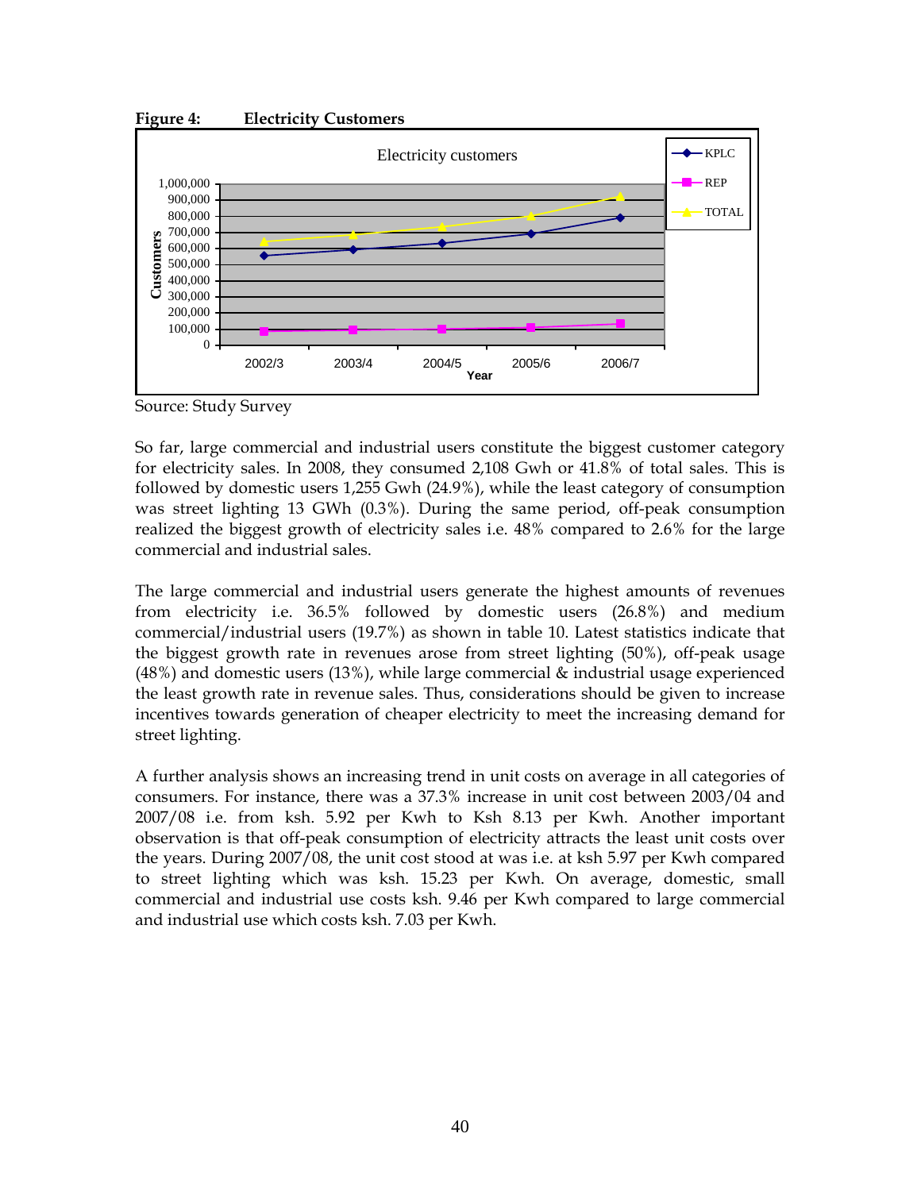**Figure 4: Electricity Customers**

Electricity customers

KPLC
REP
TOTAL

Customers

1,000,000
900,000
800,000
700,000
600,000
500,000
400,000
300,000
200,000
100,000
0

2002/3
2003/4
2004/5
2005/6
2006/7

Year

Source: Study Survey

So far, large commercial and industrial users constitute the biggest customer category for electricity sales. In 2008, they consumed 2,108 Gwh or 41.8% of total sales. This is followed by domestic users 1,255 Gwh (24.9%), while the least category of consumption was street lighting 13 GWh (0.3%). During the same period, off-peak consumption realized the biggest growth of electricity sales i.e. 48% compared to 2.6% for the large commercial and industrial sales.

The large commercial and industrial users generate the highest amounts of revenues from electricity i.e. 36.5% followed by domestic users (26.8%) and medium commercial/industrial users (19.7%) as shown in table 10. Latest statistics indicate that the biggest growth rate in revenues arose from street lighting (50%), off-peak usage (48%) and domestic users (13%), while large commercial & industrial usage experienced the least growth rate in revenue sales. Thus, considerations should be given to increase incentives towards generation of cheaper electricity to meet the increasing demand for street lighting.

A further analysis shows an increasing trend in unit costs on average in all categories of consumers. For instance, there was a 37.3% increase in unit cost between 2003/04 and 2007/08 i.e. from ksh. 5.92 per Kwh to Ksh 8.13 per Kwh. Another important observation is that off-peak consumption of electricity attracts the least unit costs over the years. During 2007/08, the unit cost stood at was i.e. at ksh 5.97 per Kwh compared to street lighting which was ksh. 15.23 per Kwh. On average, domestic, small commercial and industrial use costs ksh. 9.46 per Kwh compared to large commercial and industrial use which costs ksh. 7.03 per Kwh.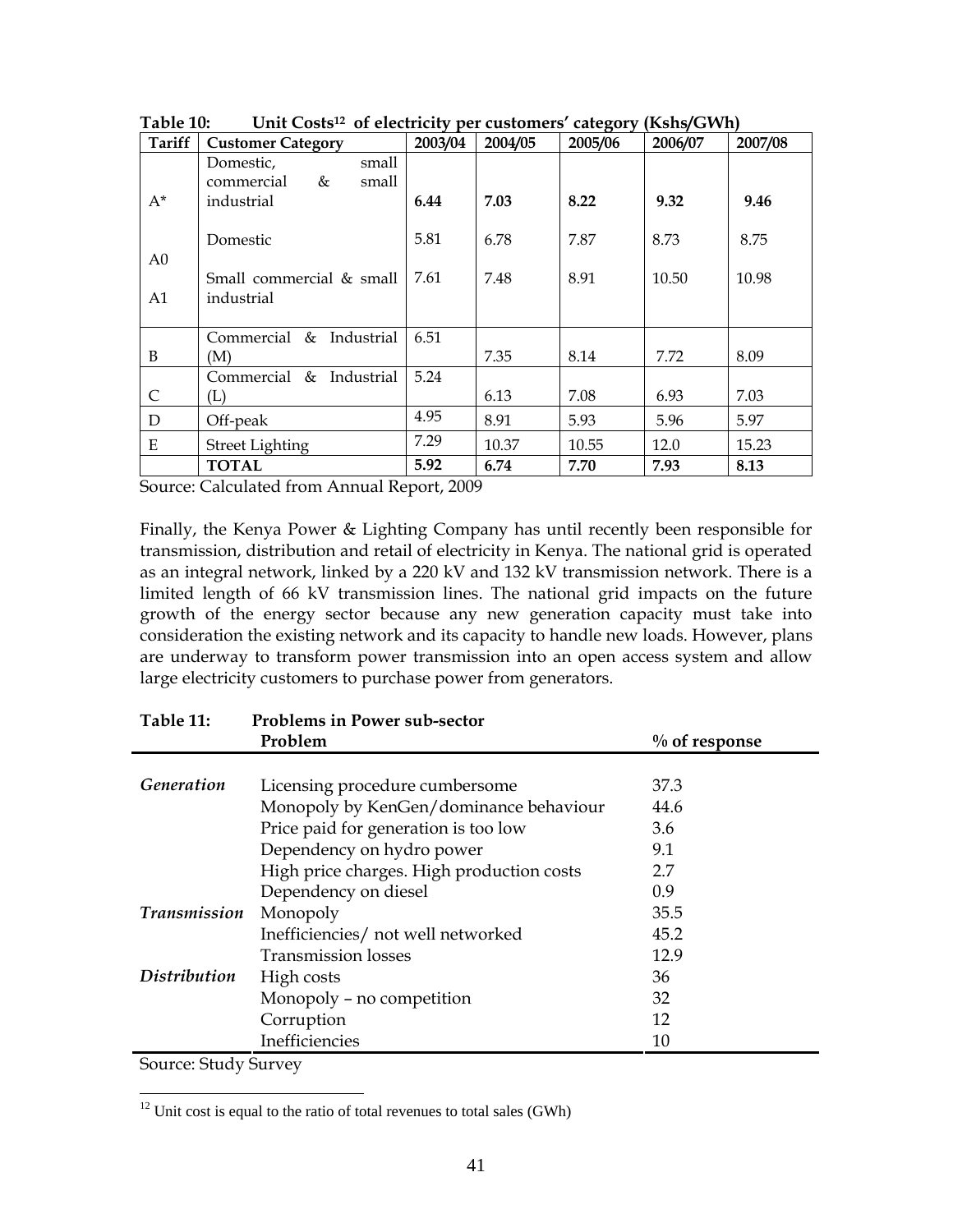**Table 10: Unit Costs[12] of electricity per customers' category (Kshs/GWh)**

| Tariff | Customer Category | 2003/04 | 2004/05 | 2005/06 | 2006/07 | 2007/08 |
|---|---|---|---|---|---|---|
| A* | Domestic, small commercial & small industrial | **6.44** | **7.03** | **8.22** | **9.32** | **9.46** |
| A0 | Domestic | 5.81 | 6.78 | 7.87 | 8.73 | 8.75 |
| A1 | Small commercial & small industrial | 7.61 | 7.48 | 8.91 | 10.50 | 10.98 |
| B | Commercial & Industrial (M) | 6.51 | 7.35 | 8.14 | 7.72 | 8.09 |
| C | Commercial & Industrial (L) | 5.24 | 6.13 | 7.08 | 6.93 | 7.03 |
| D | Off-peak | 4.95 | 8.91 | 5.93 | 5.96 | 5.97 |
| E | Street Lighting | 7.29 | 10.37 | 10.55 | 12.0 | 15.23 |
| | **TOTAL** | **5.92** | **6.74** | **7.70** | **7.93** | **8.13** |

Source: Calculated from Annual Report, 2009

Finally, the Kenya Power & Lighting Company has until recently been responsible for transmission, distribution and retail of electricity in Kenya. The national grid is operated as an integral network, linked by a 220 kV and 132 kV transmission network. There is a limited length of 66 kV transmission lines. The national grid impacts on the future growth of the energy sector because any new generation capacity must take into consideration the existing network and its capacity to handle new loads. However, plans are underway to transform power transmission into an open access system and allow large electricity customers to purchase power from generators.

**Table 11: Problems in Power sub-sector**

| | Problem | % of response |
|---|---|---|
| *Generation* | Licensing procedure cumbersome | 37.3 |
| | Monopoly by KenGen/dominance behaviour | 44.6 |
| | Price paid for generation is too low | 3.6 |
| | Dependency on hydro power | 9.1 |
| | High price charges. High production costs | 2.7 |
| | Dependency on diesel | 0.9 |
| *Transmission* | Monopoly | 35.5 |
| | Inefficiencies/ not well networked | 45.2 |
| | Transmission losses | 12.9 |
| *Distribution* | High costs | 36 |
| | Monopoly – no competition | 32 |
| | Corruption | 12 |
| | Inefficiencies | 10 |

Source: Study Survey

[12] Unit cost is equal to the ratio of total revenues to total sales (GWh)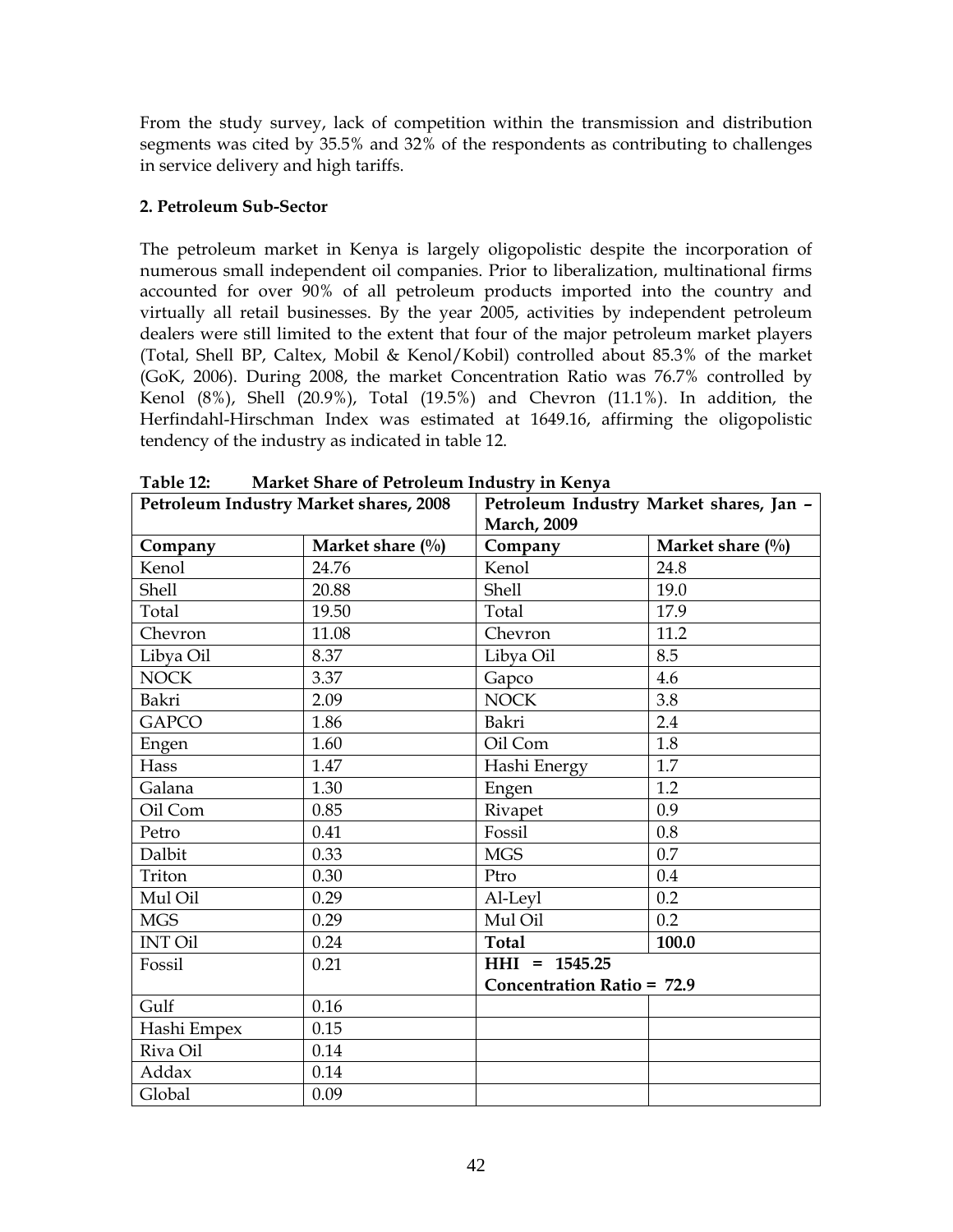From the study survey, lack of competition within the transmission and distribution segments was cited by 35.5% and 32% of the respondents as contributing to challenges in service delivery and high tariffs.

**2. Petroleum Sub-Sector**

The petroleum market in Kenya is largely oligopolistic despite the incorporation of numerous small independent oil companies. Prior to liberalization, multinational firms accounted for over 90% of all petroleum products imported into the country and virtually all retail businesses. By the year 2005, activities by independent petroleum dealers were still limited to the extent that four of the major petroleum market players (Total, Shell BP, Caltex, Mobil & Kenol/Kobil) controlled about 85.3% of the market (GoK, 2006). During 2008, the market Concentration Ratio was 76.7% controlled by Kenol (8%), Shell (20.9%), Total (19.5%) and Chevron (11.1%). In addition, the Herfindahl-Hirschman Index was estimated at 1649.16, affirming the oligopolistic tendency of the industry as indicated in table 12.

**Table 12: Market Share of Petroleum Industry in Kenya**

| Petroleum Industry Market shares, 2008 | | Petroleum Industry Market shares, Jan – March, 2009 | |
|---|---|---|---|
| **Company** | **Market share (%)** | **Company** | **Market share (%)** |
| Kenol | 24.76 | Kenol | 24.8 |
| Shell | 20.88 | Shell | 19.0 |
| Total | 19.50 | Total | 17.9 |
| Chevron | 11.08 | Chevron | 11.2 |
| Libya Oil | 8.37 | Libya Oil | 8.5 |
| NOCK | 3.37 | Gapco | 4.6 |
| Bakri | 2.09 | NOCK | 3.8 |
| GAPCO | 1.86 | Bakri | 2.4 |
| Engen | 1.60 | Oil Com | 1.8 |
| Hass | 1.47 | Hashi Energy | 1.7 |
| Galana | 1.30 | Engen | 1.2 |
| Oil Com | 0.85 | Rivapet | 0.9 |
| Petro | 0.41 | Fossil | 0.8 |
| Dalbit | 0.33 | MGS | 0.7 |
| Triton | 0.30 | Ptro | 0.4 |
| Mul Oil | 0.29 | Al-Leyl | 0.2 |
| MGS | 0.29 | Mul Oil | 0.2 |
| INT Oil | 0.24 | **Total** | **100.0** |
| Fossil | 0.21 | **HHI = 1545.25** **Concentration Ratio = 72.9** | |
| Gulf | 0.16 | | |
| Hashi Empex | 0.15 | | |
| Riva Oil | 0.14 | | |
| Addax | 0.14 | | |
| Global | 0.09 | | |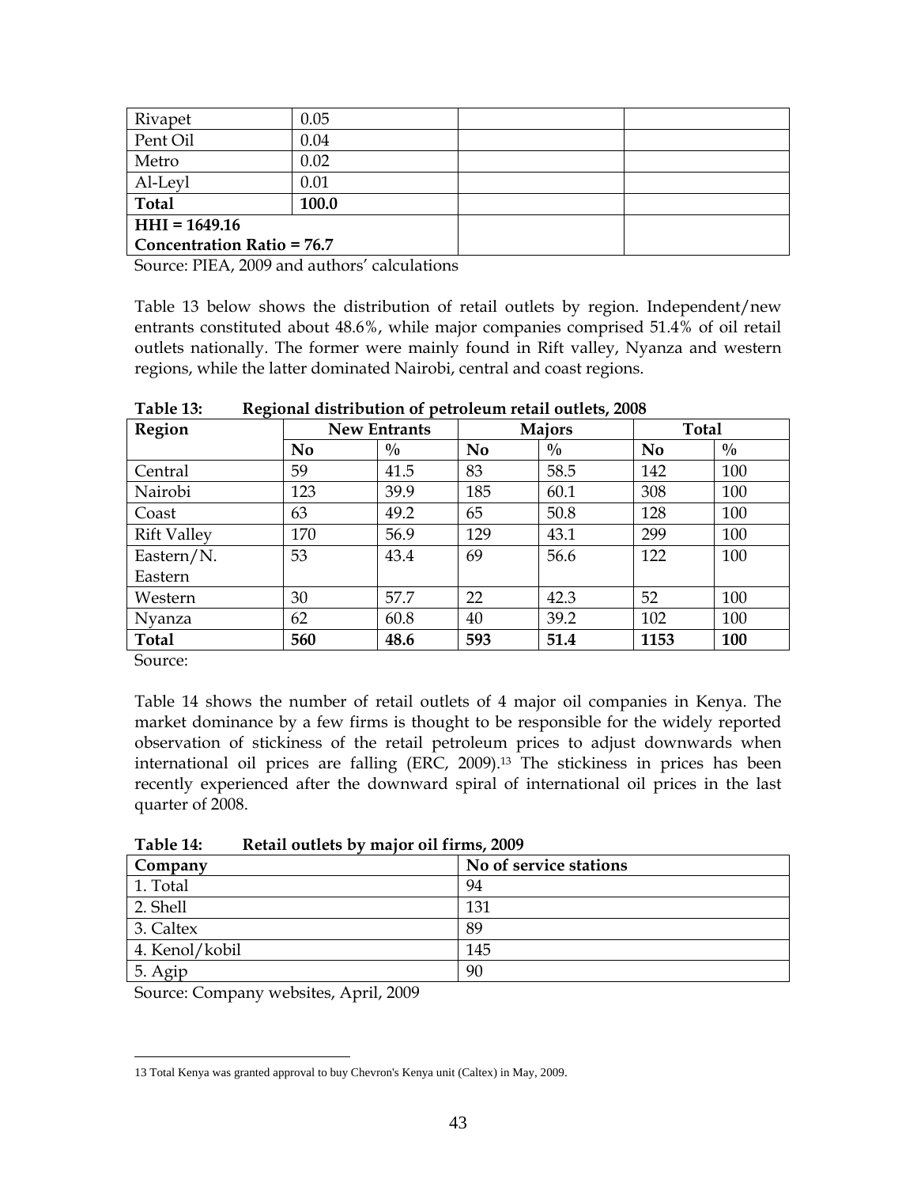| | | | |
|---|---|---|---|
| Rivapet | 0.05 | | |
| Pent Oil | 0.04 | | |
| Metro | 0.02 | | |
| Al-Leyl | 0.01 | | |
| **Total** | **100.0** | | |
| **HHI = 1649.16** **Concentration Ratio = 76.7** | | | |

Source: PIEA, 2009 and authors' calculations

Table 13 below shows the distribution of retail outlets by region. Independent/new entrants constituted about 48.6%, while major companies comprised 51.4% of oil retail outlets nationally. The former were mainly found in Rift valley, Nyanza and western regions, while the latter dominated Nairobi, central and coast regions.

**Table 13: Regional distribution of petroleum retail outlets, 2008**

| Region | New Entrants | | Majors | | Total | |
|---|---|---|---|---|---|---|
| | **No** | **%** | **No** | **%** | **No** | **%** |
| Central | 59 | 41.5 | 83 | 58.5 | 142 | 100 |
| Nairobi | 123 | 39.9 | 185 | 60.1 | 308 | 100 |
| Coast | 63 | 49.2 | 65 | 50.8 | 128 | 100 |
| Rift Valley | 170 | 56.9 | 129 | 43.1 | 299 | 100 |
| Eastern/N. Eastern | 53 | 43.4 | 69 | 56.6 | 122 | 100 |
| Western | 30 | 57.7 | 22 | 42.3 | 52 | 100 |
| Nyanza | 62 | 60.8 | 40 | 39.2 | 102 | 100 |
| **Total** | **560** | **48.6** | **593** | **51.4** | **1153** | **100** |

Source:

Table 14 shows the number of retail outlets of 4 major oil companies in Kenya. The market dominance by a few firms is thought to be responsible for the widely reported observation of stickiness of the retail petroleum prices to adjust downwards when international oil prices are falling (ERC, 2009).[13] The stickiness in prices has been recently experienced after the downward spiral of international oil prices in the last quarter of 2008.

**Table 14: Retail outlets by major oil firms, 2009**

| Company | No of service stations |
|---|---|
| 1. Total | 94 |
| 2. Shell | 131 |
| 3. Caltex | 89 |
| 4. Kenol/kobil | 145 |
| 5. Agip | 90 |

Source: Company websites, April, 2009

13 Total Kenya was granted approval to buy Chevron's Kenya unit (Caltex) in May, 2009.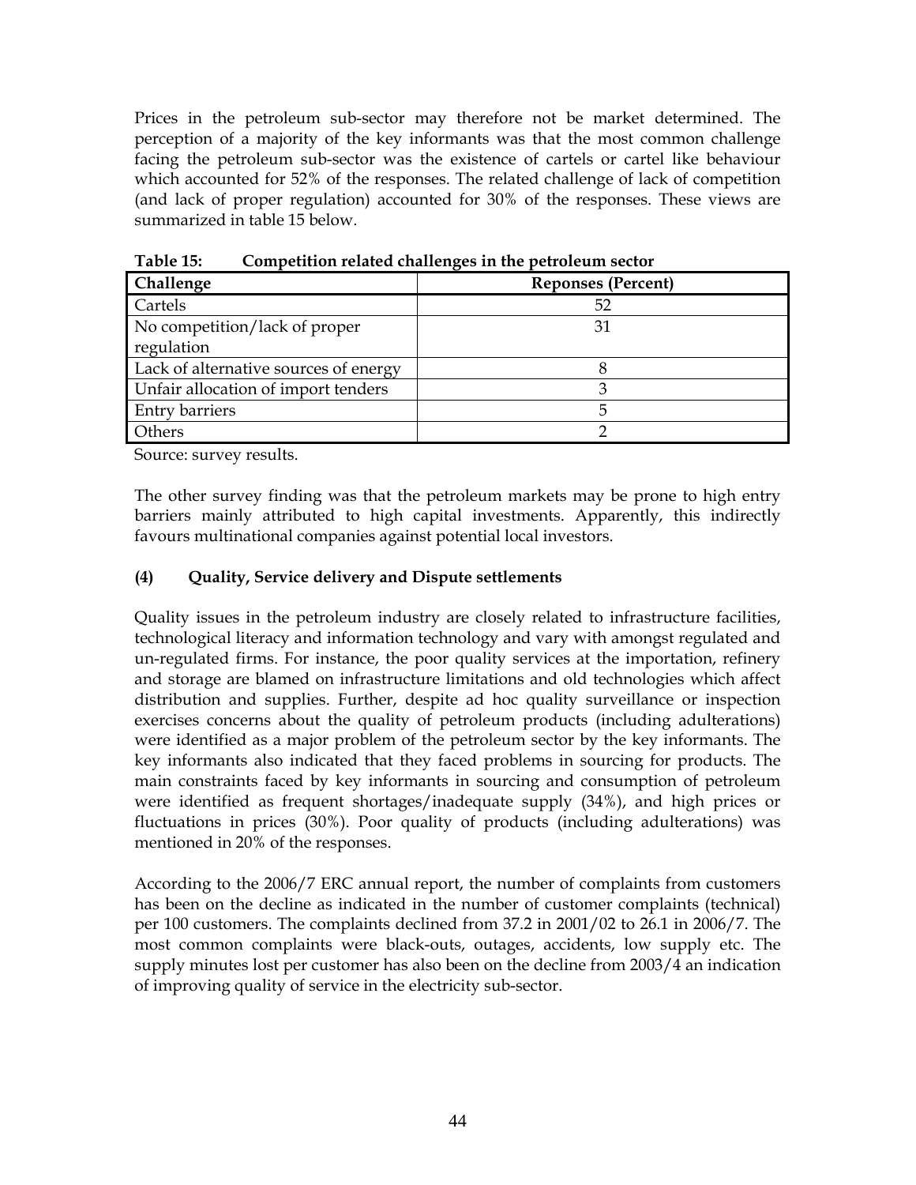Prices in the petroleum sub-sector may therefore not be market determined. The perception of a majority of the key informants was that the most common challenge facing the petroleum sub-sector was the existence of cartels or cartel like behaviour which accounted for 52% of the responses. The related challenge of lack of competition (and lack of proper regulation) accounted for 30% of the responses. These views are summarized in table 15 below.

**Table 15: Competition related challenges in the petroleum sector**

| Challenge | Reponses (Percent) |
|---|---|
| Cartels | 52 |
| No competition/lack of proper regulation | 31 |
| Lack of alternative sources of energy | 8 |
| Unfair allocation of import tenders | 3 |
| Entry barriers | 5 |
| Others | 2 |

Source: survey results.

The other survey finding was that the petroleum markets may be prone to high entry barriers mainly attributed to high capital investments. Apparently, this indirectly favours multinational companies against potential local investors.

### (4) Quality, Service delivery and Dispute settlements

Quality issues in the petroleum industry are closely related to infrastructure facilities, technological literacy and information technology and vary with amongst regulated and un-regulated firms. For instance, the poor quality services at the importation, refinery and storage are blamed on infrastructure limitations and old technologies which affect distribution and supplies. Further, despite ad hoc quality surveillance or inspection exercises concerns about the quality of petroleum products (including adulterations) were identified as a major problem of the petroleum sector by the key informants. The key informants also indicated that they faced problems in sourcing for products. The main constraints faced by key informants in sourcing and consumption of petroleum were identified as frequent shortages/inadequate supply (34%), and high prices or fluctuations in prices (30%). Poor quality of products (including adulterations) was mentioned in 20% of the responses.

According to the 2006/7 ERC annual report, the number of complaints from customers has been on the decline as indicated in the number of customer complaints (technical) per 100 customers. The complaints declined from 37.2 in 2001/02 to 26.1 in 2006/7. The most common complaints were black-outs, outages, accidents, low supply etc. The supply minutes lost per customer has also been on the decline from 2003/4 an indication of improving quality of service in the electricity sub-sector.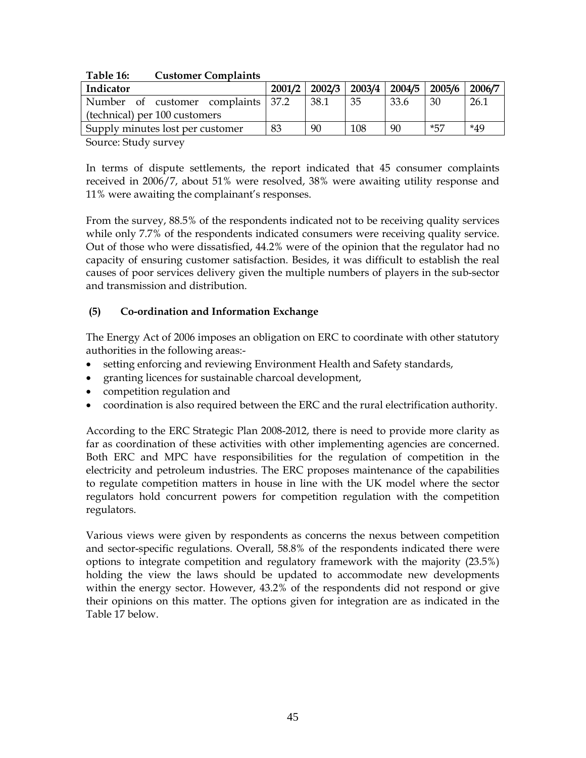**Table 16: Customer Complaints**

| Indicator | 2001/2 | 2002/3 | 2003/4 | 2004/5 | 2005/6 | 2006/7 |
|---|---|---|---|---|---|---|
| Number of customer complaints (technical) per 100 customers | 37.2 | 38.1 | 35 | 33.6 | 30 | 26.1 |
| Supply minutes lost per customer | 83 | 90 | 108 | 90 | *57 | *49 |

Source: Study survey

In terms of dispute settlements, the report indicated that 45 consumer complaints received in 2006/7, about 51% were resolved, 38% were awaiting utility response and 11% were awaiting the complainant's responses.

From the survey, 88.5% of the respondents indicated not to be receiving quality services while only 7.7% of the respondents indicated consumers were receiving quality service. Out of those who were dissatisfied, 44.2% were of the opinion that the regulator had no capacity of ensuring customer satisfaction. Besides, it was difficult to establish the real causes of poor services delivery given the multiple numbers of players in the sub-sector and transmission and distribution.

### (5) Co-ordination and Information Exchange

The Energy Act of 2006 imposes an obligation on ERC to coordinate with other statutory authorities in the following areas:-

- setting enforcing and reviewing Environment Health and Safety standards,
- granting licences for sustainable charcoal development,
- competition regulation and
- coordination is also required between the ERC and the rural electrification authority.

According to the ERC Strategic Plan 2008-2012, there is need to provide more clarity as far as coordination of these activities with other implementing agencies are concerned. Both ERC and MPC have responsibilities for the regulation of competition in the electricity and petroleum industries. The ERC proposes maintenance of the capabilities to regulate competition matters in house in line with the UK model where the sector regulators hold concurrent powers for competition regulation with the competition regulators.

Various views were given by respondents as concerns the nexus between competition and sector-specific regulations. Overall, 58.8% of the respondents indicated there were options to integrate competition and regulatory framework with the majority (23.5%) holding the view the laws should be updated to accommodate new developments within the energy sector. However, 43.2% of the respondents did not respond or give their opinions on this matter. The options given for integration are as indicated in the Table 17 below.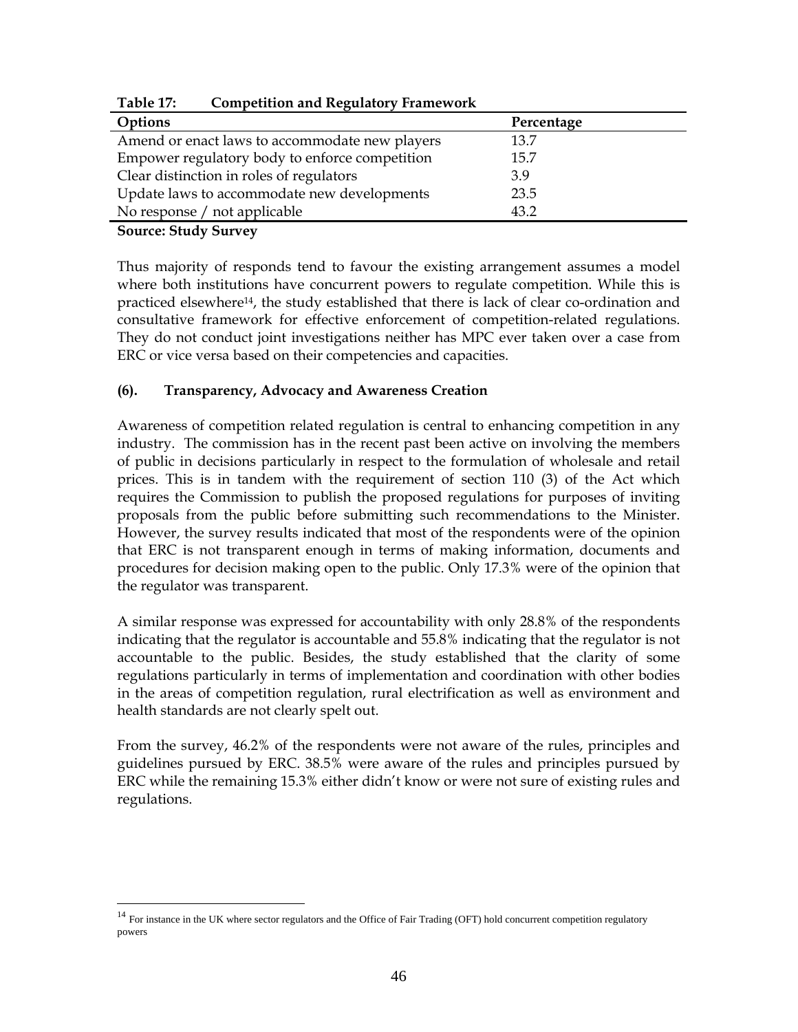**Table 17: Competition and Regulatory Framework**

| Options | Percentage |
|---|---|
| Amend or enact laws to accommodate new players | 13.7 |
| Empower regulatory body to enforce competition | 15.7 |
| Clear distinction in roles of regulators | 3.9 |
| Update laws to accommodate new developments | 23.5 |
| No response / not applicable | 43.2 |

**Source: Study Survey**

Thus majority of responds tend to favour the existing arrangement assumes a model where both institutions have concurrent powers to regulate competition. While this is practiced elsewhere[14], the study established that there is lack of clear co-ordination and consultative framework for effective enforcement of competition-related regulations. They do not conduct joint investigations neither has MPC ever taken over a case from ERC or vice versa based on their competencies and capacities.

#### (6). Transparency, Advocacy and Awareness Creation

Awareness of competition related regulation is central to enhancing competition in any industry. The commission has in the recent past been active on involving the members of public in decisions particularly in respect to the formulation of wholesale and retail prices. This is in tandem with the requirement of section 110 (3) of the Act which requires the Commission to publish the proposed regulations for purposes of inviting proposals from the public before submitting such recommendations to the Minister. However, the survey results indicated that most of the respondents were of the opinion that ERC is not transparent enough in terms of making information, documents and procedures for decision making open to the public. Only 17.3% were of the opinion that the regulator was transparent.

A similar response was expressed for accountability with only 28.8% of the respondents indicating that the regulator is accountable and 55.8% indicating that the regulator is not accountable to the public. Besides, the study established that the clarity of some regulations particularly in terms of implementation and coordination with other bodies in the areas of competition regulation, rural electrification as well as environment and health standards are not clearly spelt out.

From the survey, 46.2% of the respondents were not aware of the rules, principles and guidelines pursued by ERC. 38.5% were aware of the rules and principles pursued by ERC while the remaining 15.3% either didn't know or were not sure of existing rules and regulations.

---

[14] For instance in the UK where sector regulators and the Office of Fair Trading (OFT) hold concurrent competition regulatory powers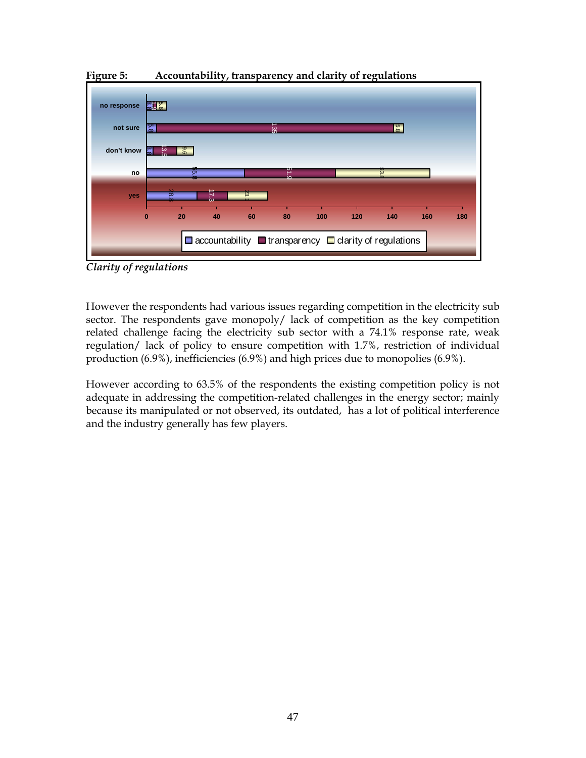**Figure 5: Accountability, transparency and clarity of regulations**

no response
not sure
don't know
no
yes

3.8
1.9
5.8
5.8
135
5.8
3.8
13.5
9.6
55.8
51.9
53.8
28.8
17.3
23.1

0 20 40 60 80 100 120 140 160 180

accountability transparency clarity of regulations

*Clarity of regulations*

However the respondents had various issues regarding competition in the electricity sub sector. The respondents gave monopoly/ lack of competition as the key competition related challenge facing the electricity sub sector with a 74.1% response rate, weak regulation/ lack of policy to ensure competition with 1.7%, restriction of individual production (6.9%), inefficiencies (6.9%) and high prices due to monopolies (6.9%).

However according to 63.5% of the respondents the existing competition policy is not adequate in addressing the competition-related challenges in the energy sector; mainly because its manipulated or not observed, its outdated, has a lot of political interference and the industry generally has few players.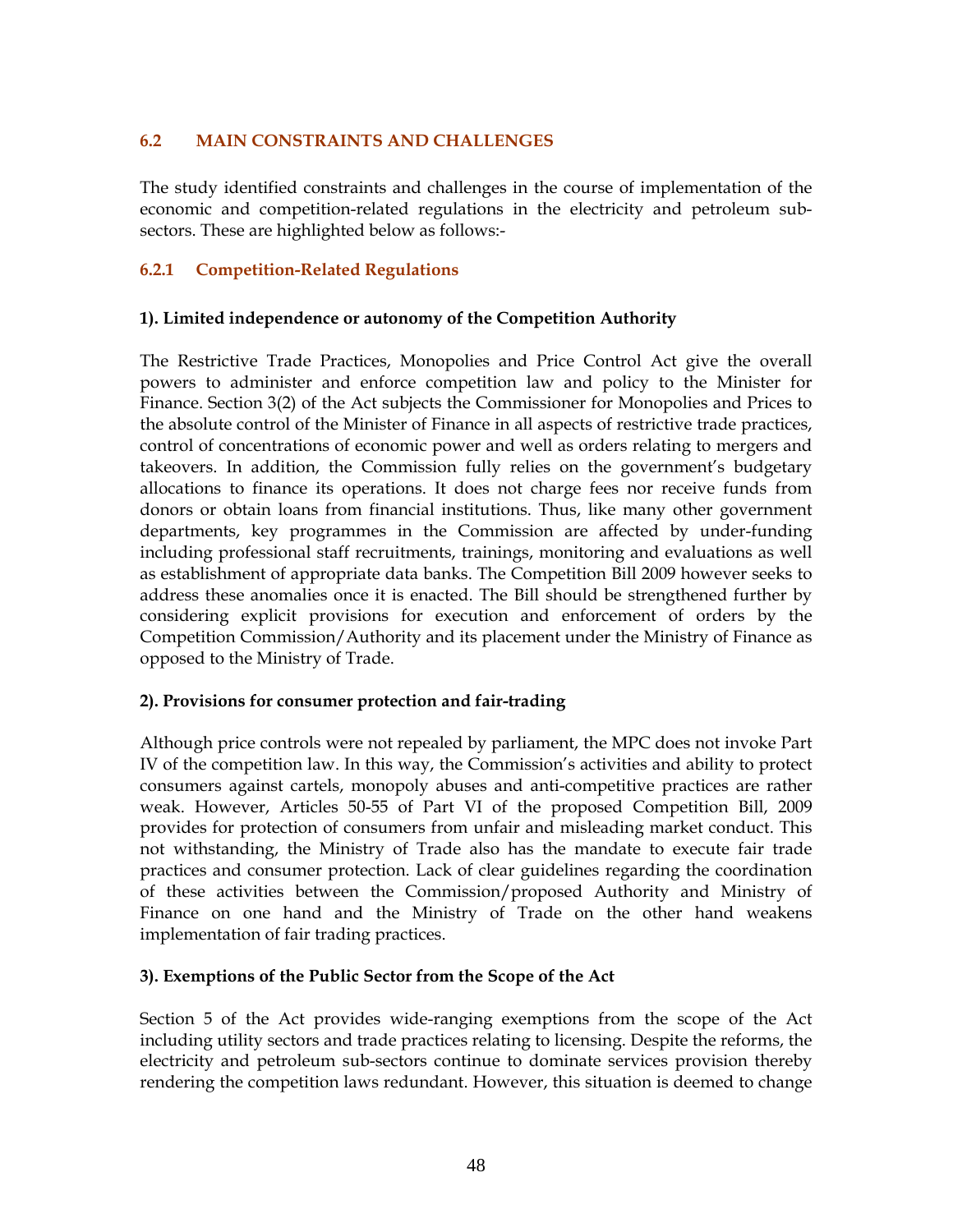## 6.2 MAIN CONSTRAINTS AND CHALLENGES

The study identified constraints and challenges in the course of implementation of the economic and competition-related regulations in the electricity and petroleum sub-sectors. These are highlighted below as follows:-

### 6.2.1 Competition-Related Regulations

**1). Limited independence or autonomy of the Competition Authority**

The Restrictive Trade Practices, Monopolies and Price Control Act give the overall powers to administer and enforce competition law and policy to the Minister for Finance. Section 3(2) of the Act subjects the Commissioner for Monopolies and Prices to the absolute control of the Minister of Finance in all aspects of restrictive trade practices, control of concentrations of economic power and well as orders relating to mergers and takeovers. In addition, the Commission fully relies on the government's budgetary allocations to finance its operations. It does not charge fees nor receive funds from donors or obtain loans from financial institutions. Thus, like many other government departments, key programmes in the Commission are affected by under-funding including professional staff recruitments, trainings, monitoring and evaluations as well as establishment of appropriate data banks. The Competition Bill 2009 however seeks to address these anomalies once it is enacted. The Bill should be strengthened further by considering explicit provisions for execution and enforcement of orders by the Competition Commission/Authority and its placement under the Ministry of Finance as opposed to the Ministry of Trade.

**2). Provisions for consumer protection and fair-trading**

Although price controls were not repealed by parliament, the MPC does not invoke Part IV of the competition law. In this way, the Commission's activities and ability to protect consumers against cartels, monopoly abuses and anti-competitive practices are rather weak. However, Articles 50-55 of Part VI of the proposed Competition Bill, 2009 provides for protection of consumers from unfair and misleading market conduct. This not withstanding, the Ministry of Trade also has the mandate to execute fair trade practices and consumer protection. Lack of clear guidelines regarding the coordination of these activities between the Commission/proposed Authority and Ministry of Finance on one hand and the Ministry of Trade on the other hand weakens implementation of fair trading practices.

**3). Exemptions of the Public Sector from the Scope of the Act**

Section 5 of the Act provides wide-ranging exemptions from the scope of the Act including utility sectors and trade practices relating to licensing. Despite the reforms, the electricity and petroleum sub-sectors continue to dominate services provision thereby rendering the competition laws redundant. However, this situation is deemed to change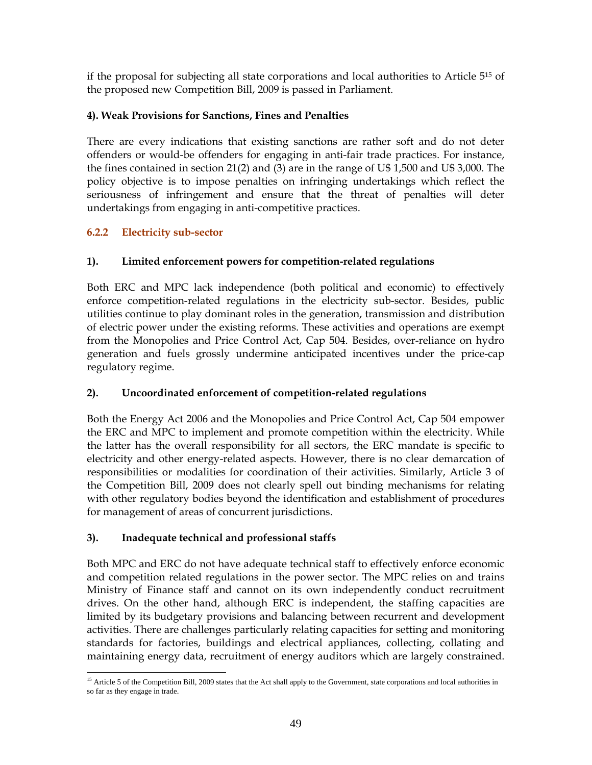if the proposal for subjecting all state corporations and local authorities to Article 5[15] of the proposed new Competition Bill, 2009 is passed in Parliament.

**4). Weak Provisions for Sanctions, Fines and Penalties**

There are every indications that existing sanctions are rather soft and do not deter offenders or would-be offenders for engaging in anti-fair trade practices. For instance, the fines contained in section 21(2) and (3) are in the range of U$ 1,500 and U$ 3,000. The policy objective is to impose penalties on infringing undertakings which reflect the seriousness of infringement and ensure that the threat of penalties will deter undertakings from engaging in anti-competitive practices.

### 6.2.2 Electricity sub-sector

**1). Limited enforcement powers for competition-related regulations**

Both ERC and MPC lack independence (both political and economic) to effectively enforce competition-related regulations in the electricity sub-sector. Besides, public utilities continue to play dominant roles in the generation, transmission and distribution of electric power under the existing reforms. These activities and operations are exempt from the Monopolies and Price Control Act, Cap 504. Besides, over-reliance on hydro generation and fuels grossly undermine anticipated incentives under the price-cap regulatory regime.

**2). Uncoordinated enforcement of competition-related regulations**

Both the Energy Act 2006 and the Monopolies and Price Control Act, Cap 504 empower the ERC and MPC to implement and promote competition within the electricity. While the latter has the overall responsibility for all sectors, the ERC mandate is specific to electricity and other energy-related aspects. However, there is no clear demarcation of responsibilities or modalities for coordination of their activities. Similarly, Article 3 of the Competition Bill, 2009 does not clearly spell out binding mechanisms for relating with other regulatory bodies beyond the identification and establishment of procedures for management of areas of concurrent jurisdictions.

**3). Inadequate technical and professional staffs**

Both MPC and ERC do not have adequate technical staff to effectively enforce economic and competition related regulations in the power sector. The MPC relies on and trains Ministry of Finance staff and cannot on its own independently conduct recruitment drives. On the other hand, although ERC is independent, the staffing capacities are limited by its budgetary provisions and balancing between recurrent and development activities. There are challenges particularly relating capacities for setting and monitoring standards for factories, buildings and electrical appliances, collecting, collating and maintaining energy data, recruitment of energy auditors which are largely constrained.

[15] Article 5 of the Competition Bill, 2009 states that the Act shall apply to the Government, state corporations and local authorities in so far as they engage in trade.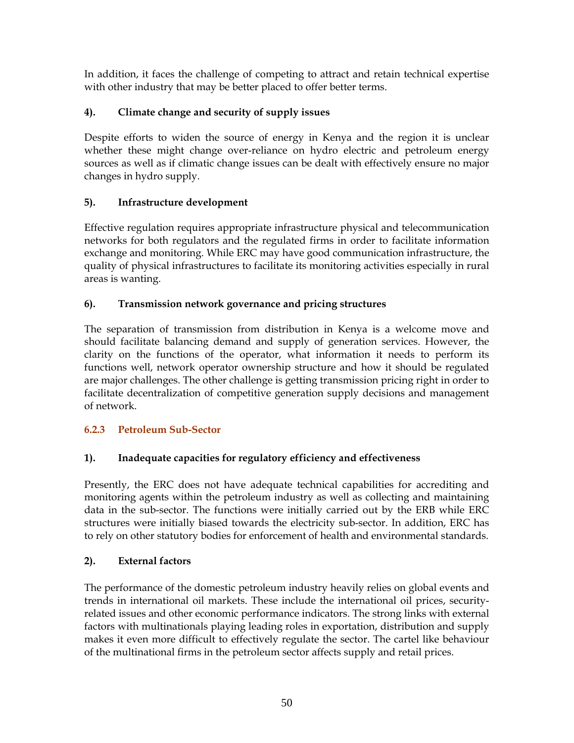In addition, it faces the challenge of competing to attract and retain technical expertise with other industry that may be better placed to offer better terms.

**4). Climate change and security of supply issues**

Despite efforts to widen the source of energy in Kenya and the region it is unclear whether these might change over-reliance on hydro electric and petroleum energy sources as well as if climatic change issues can be dealt with effectively ensure no major changes in hydro supply.

**5). Infrastructure development**

Effective regulation requires appropriate infrastructure physical and telecommunication networks for both regulators and the regulated firms in order to facilitate information exchange and monitoring. While ERC may have good communication infrastructure, the quality of physical infrastructures to facilitate its monitoring activities especially in rural areas is wanting.

**6). Transmission network governance and pricing structures**

The separation of transmission from distribution in Kenya is a welcome move and should facilitate balancing demand and supply of generation services. However, the clarity on the functions of the operator, what information it needs to perform its functions well, network operator ownership structure and how it should be regulated are major challenges. The other challenge is getting transmission pricing right in order to facilitate decentralization of competitive generation supply decisions and management of network.

### 6.2.3 Petroleum Sub-Sector

**1). Inadequate capacities for regulatory efficiency and effectiveness**

Presently, the ERC does not have adequate technical capabilities for accrediting and monitoring agents within the petroleum industry as well as collecting and maintaining data in the sub-sector. The functions were initially carried out by the ERB while ERC structures were initially biased towards the electricity sub-sector. In addition, ERC has to rely on other statutory bodies for enforcement of health and environmental standards.

**2). External factors**

The performance of the domestic petroleum industry heavily relies on global events and trends in international oil markets. These include the international oil prices, security-related issues and other economic performance indicators. The strong links with external factors with multinationals playing leading roles in exportation, distribution and supply makes it even more difficult to effectively regulate the sector. The cartel like behaviour of the multinational firms in the petroleum sector affects supply and retail prices.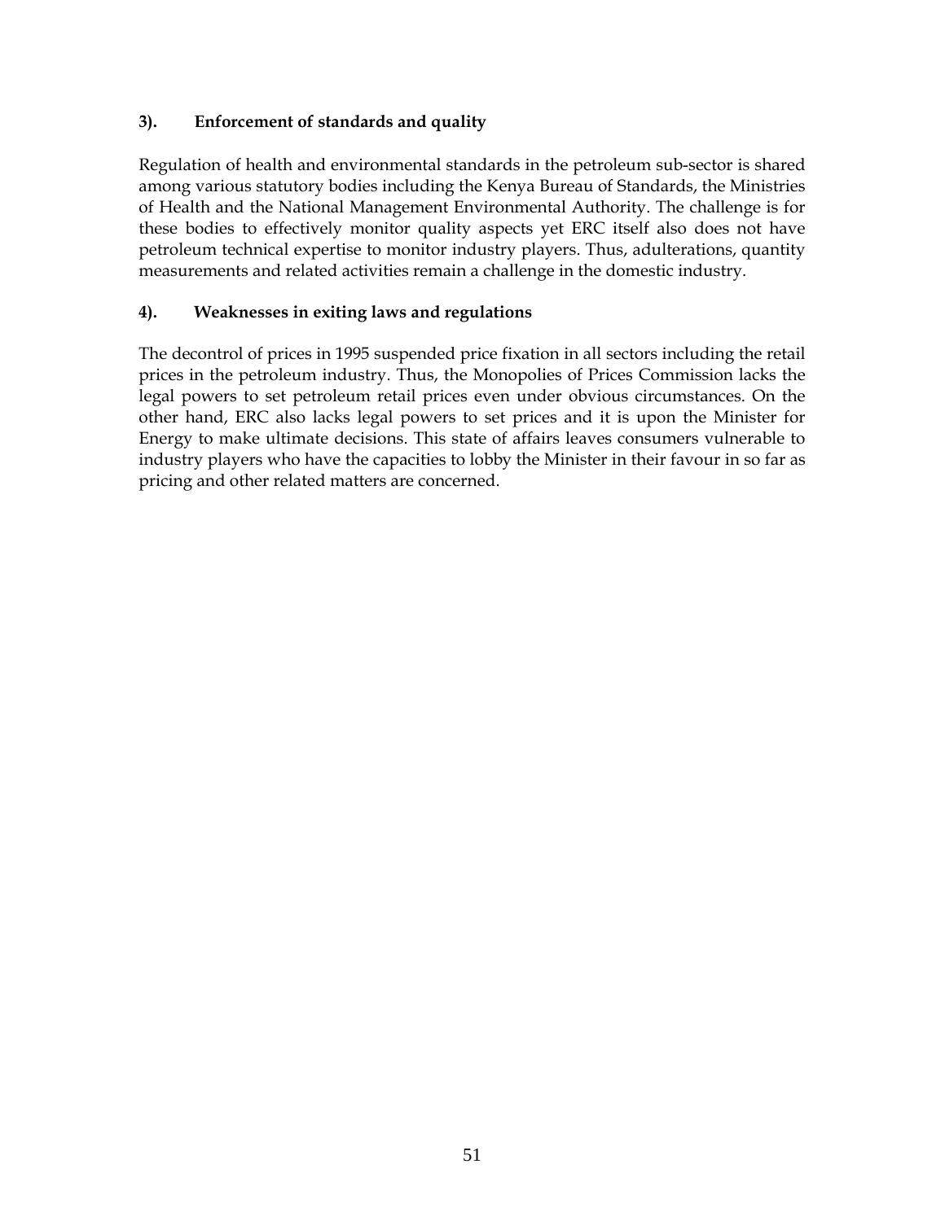**3). Enforcement of standards and quality**

Regulation of health and environmental standards in the petroleum sub-sector is shared among various statutory bodies including the Kenya Bureau of Standards, the Ministries of Health and the National Management Environmental Authority. The challenge is for these bodies to effectively monitor quality aspects yet ERC itself also does not have petroleum technical expertise to monitor industry players. Thus, adulterations, quantity measurements and related activities remain a challenge in the domestic industry.

**4). Weaknesses in exiting laws and regulations**

The decontrol of prices in 1995 suspended price fixation in all sectors including the retail prices in the petroleum industry. Thus, the Monopolies of Prices Commission lacks the legal powers to set petroleum retail prices even under obvious circumstances. On the other hand, ERC also lacks legal powers to set prices and it is upon the Minister for Energy to make ultimate decisions. This state of affairs leaves consumers vulnerable to industry players who have the capacities to lobby the Minister in their favour in so far as pricing and other related matters are concerned.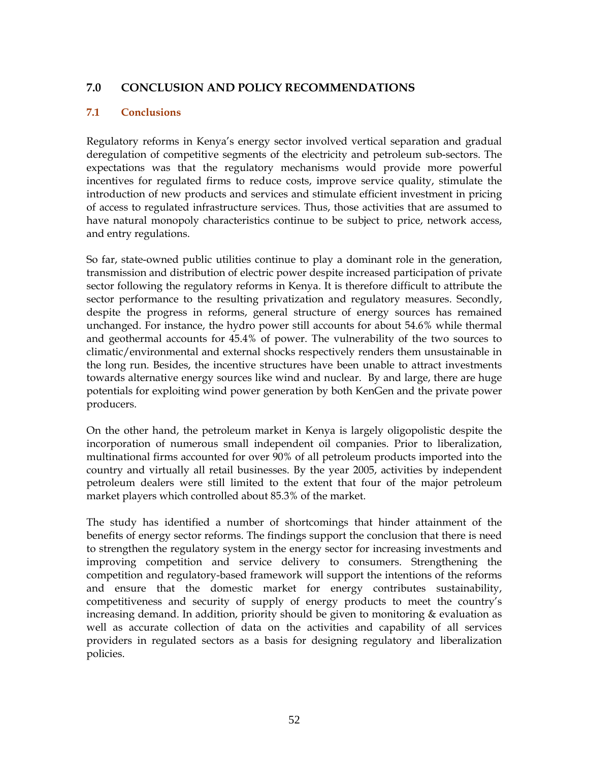# 7.0 CONCLUSION AND POLICY RECOMMENDATIONS

## 7.1 Conclusions

Regulatory reforms in Kenya's energy sector involved vertical separation and gradual deregulation of competitive segments of the electricity and petroleum sub-sectors. The expectations was that the regulatory mechanisms would provide more powerful incentives for regulated firms to reduce costs, improve service quality, stimulate the introduction of new products and services and stimulate efficient investment in pricing of access to regulated infrastructure services. Thus, those activities that are assumed to have natural monopoly characteristics continue to be subject to price, network access, and entry regulations.

So far, state-owned public utilities continue to play a dominant role in the generation, transmission and distribution of electric power despite increased participation of private sector following the regulatory reforms in Kenya. It is therefore difficult to attribute the sector performance to the resulting privatization and regulatory measures. Secondly, despite the progress in reforms, general structure of energy sources has remained unchanged. For instance, the hydro power still accounts for about 54.6% while thermal and geothermal accounts for 45.4% of power. The vulnerability of the two sources to climatic/environmental and external shocks respectively renders them unsustainable in the long run. Besides, the incentive structures have been unable to attract investments towards alternative energy sources like wind and nuclear. By and large, there are huge potentials for exploiting wind power generation by both KenGen and the private power producers.

On the other hand, the petroleum market in Kenya is largely oligopolistic despite the incorporation of numerous small independent oil companies. Prior to liberalization, multinational firms accounted for over 90% of all petroleum products imported into the country and virtually all retail businesses. By the year 2005, activities by independent petroleum dealers were still limited to the extent that four of the major petroleum market players which controlled about 85.3% of the market.

The study has identified a number of shortcomings that hinder attainment of the benefits of energy sector reforms. The findings support the conclusion that there is need to strengthen the regulatory system in the energy sector for increasing investments and improving competition and service delivery to consumers. Strengthening the competition and regulatory-based framework will support the intentions of the reforms and ensure that the domestic market for energy contributes sustainability, competitiveness and security of supply of energy products to meet the country's increasing demand. In addition, priority should be given to monitoring & evaluation as well as accurate collection of data on the activities and capability of all services providers in regulated sectors as a basis for designing regulatory and liberalization policies.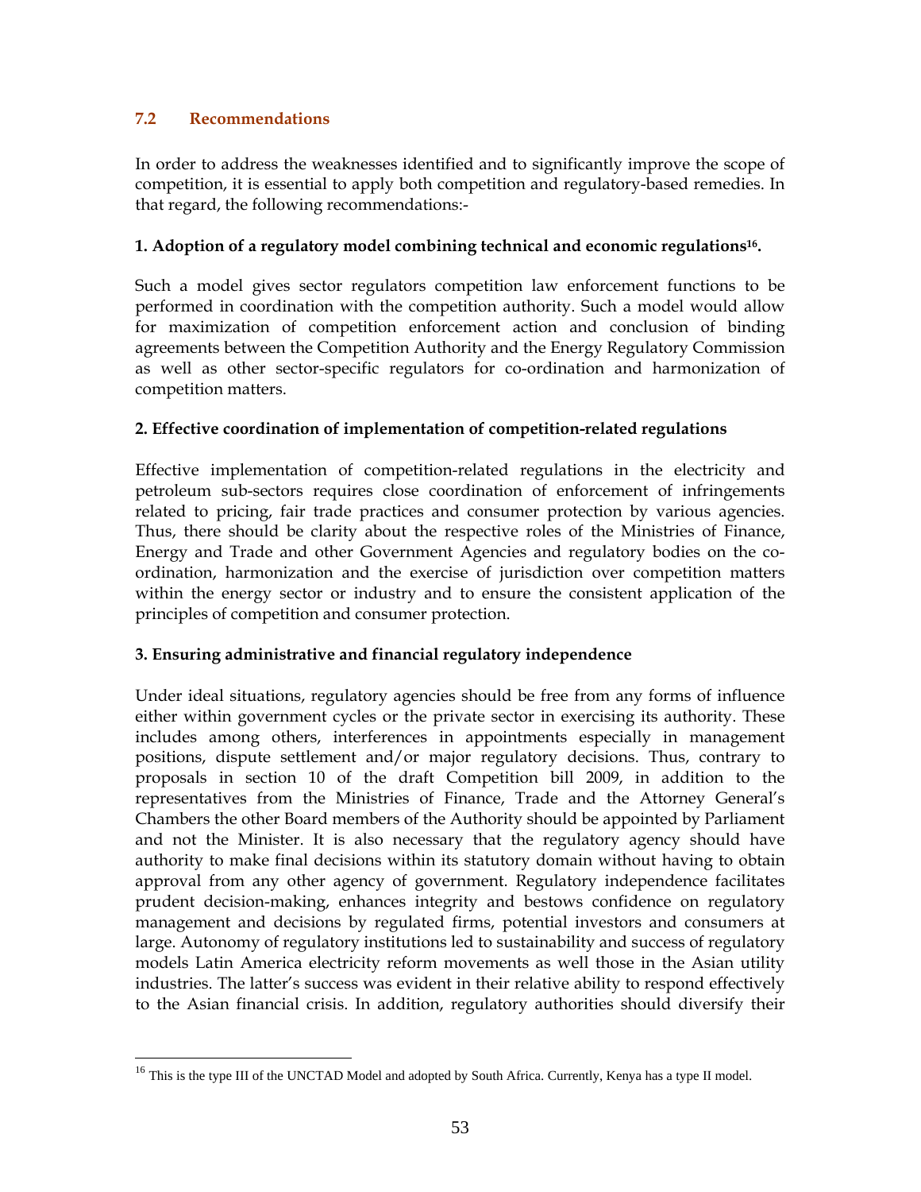### 7.2 Recommendations

In order to address the weaknesses identified and to significantly improve the scope of competition, it is essential to apply both competition and regulatory-based remedies. In that regard, the following recommendations:-

**1. Adoption of a regulatory model combining technical and economic regulations[16].**

Such a model gives sector regulators competition law enforcement functions to be performed in coordination with the competition authority. Such a model would allow for maximization of competition enforcement action and conclusion of binding agreements between the Competition Authority and the Energy Regulatory Commission as well as other sector-specific regulators for co-ordination and harmonization of competition matters.

**2. Effective coordination of implementation of competition-related regulations**

Effective implementation of competition-related regulations in the electricity and petroleum sub-sectors requires close coordination of enforcement of infringements related to pricing, fair trade practices and consumer protection by various agencies. Thus, there should be clarity about the respective roles of the Ministries of Finance, Energy and Trade and other Government Agencies and regulatory bodies on the co-ordination, harmonization and the exercise of jurisdiction over competition matters within the energy sector or industry and to ensure the consistent application of the principles of competition and consumer protection.

**3. Ensuring administrative and financial regulatory independence**

Under ideal situations, regulatory agencies should be free from any forms of influence either within government cycles or the private sector in exercising its authority. These includes among others, interferences in appointments especially in management positions, dispute settlement and/or major regulatory decisions. Thus, contrary to proposals in section 10 of the draft Competition bill 2009, in addition to the representatives from the Ministries of Finance, Trade and the Attorney General's Chambers the other Board members of the Authority should be appointed by Parliament and not the Minister. It is also necessary that the regulatory agency should have authority to make final decisions within its statutory domain without having to obtain approval from any other agency of government. Regulatory independence facilitates prudent decision-making, enhances integrity and bestows confidence on regulatory management and decisions by regulated firms, potential investors and consumers at large. Autonomy of regulatory institutions led to sustainability and success of regulatory models Latin America electricity reform movements as well those in the Asian utility industries. The latter's success was evident in their relative ability to respond effectively to the Asian financial crisis. In addition, regulatory authorities should diversify their

---

[16] This is the type III of the UNCTAD Model and adopted by South Africa. Currently, Kenya has a type II model.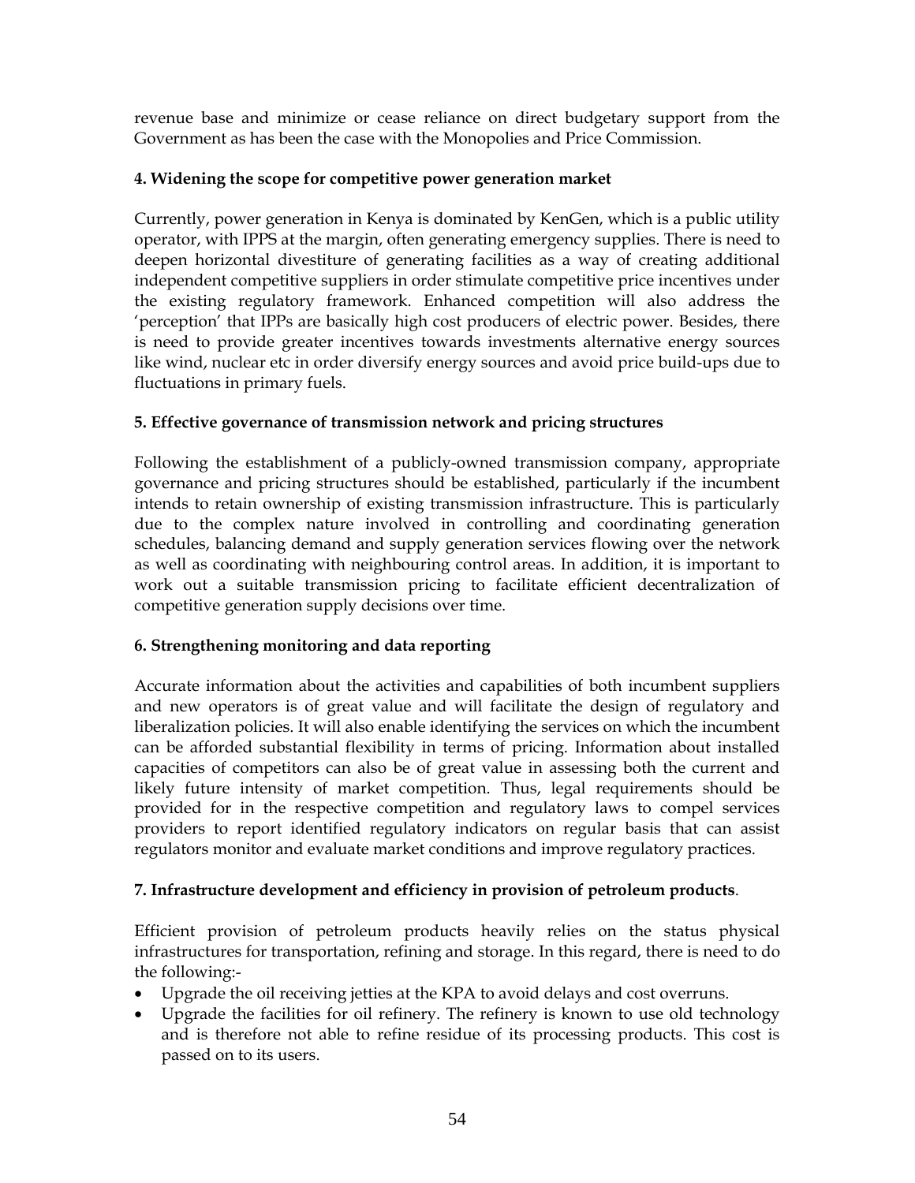revenue base and minimize or cease reliance on direct budgetary support from the Government as has been the case with the Monopolies and Price Commission.

**4. Widening the scope for competitive power generation market**

Currently, power generation in Kenya is dominated by KenGen, which is a public utility operator, with IPPS at the margin, often generating emergency supplies. There is need to deepen horizontal divestiture of generating facilities as a way of creating additional independent competitive suppliers in order stimulate competitive price incentives under the existing regulatory framework. Enhanced competition will also address the 'perception' that IPPs are basically high cost producers of electric power. Besides, there is need to provide greater incentives towards investments alternative energy sources like wind, nuclear etc in order diversify energy sources and avoid price build-ups due to fluctuations in primary fuels.

**5. Effective governance of transmission network and pricing structures**

Following the establishment of a publicly-owned transmission company, appropriate governance and pricing structures should be established, particularly if the incumbent intends to retain ownership of existing transmission infrastructure. This is particularly due to the complex nature involved in controlling and coordinating generation schedules, balancing demand and supply generation services flowing over the network as well as coordinating with neighbouring control areas. In addition, it is important to work out a suitable transmission pricing to facilitate efficient decentralization of competitive generation supply decisions over time.

**6. Strengthening monitoring and data reporting**

Accurate information about the activities and capabilities of both incumbent suppliers and new operators is of great value and will facilitate the design of regulatory and liberalization policies. It will also enable identifying the services on which the incumbent can be afforded substantial flexibility in terms of pricing. Information about installed capacities of competitors can also be of great value in assessing both the current and likely future intensity of market competition. Thus, legal requirements should be provided for in the respective competition and regulatory laws to compel services providers to report identified regulatory indicators on regular basis that can assist regulators monitor and evaluate market conditions and improve regulatory practices.

**7. Infrastructure development and efficiency in provision of petroleum products**.

Efficient provision of petroleum products heavily relies on the status physical infrastructures for transportation, refining and storage. In this regard, there is need to do the following:-

- Upgrade the oil receiving jetties at the KPA to avoid delays and cost overruns.
- Upgrade the facilities for oil refinery. The refinery is known to use old technology and is therefore not able to refine residue of its processing products. This cost is passed on to its users.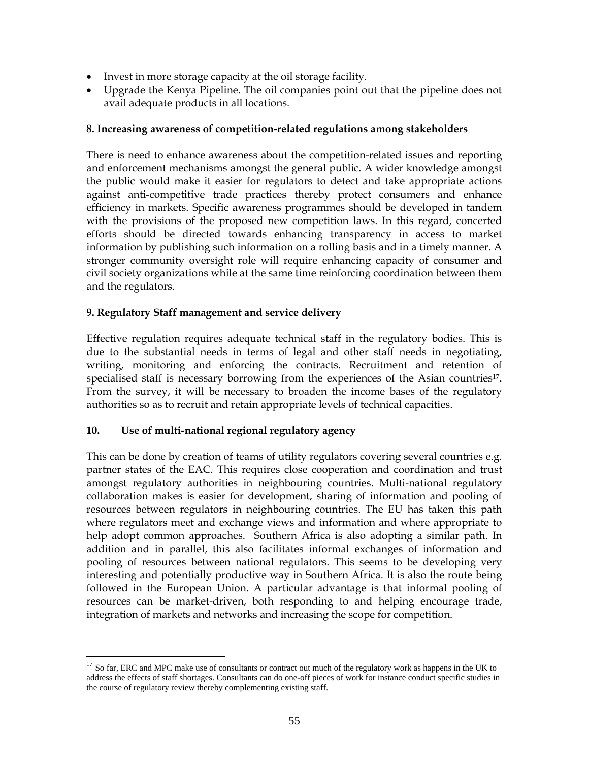- Invest in more storage capacity at the oil storage facility.
- Upgrade the Kenya Pipeline. The oil companies point out that the pipeline does not avail adequate products in all locations.

**8. Increasing awareness of competition-related regulations among stakeholders**

There is need to enhance awareness about the competition-related issues and reporting and enforcement mechanisms amongst the general public. A wider knowledge amongst the public would make it easier for regulators to detect and take appropriate actions against anti-competitive trade practices thereby protect consumers and enhance efficiency in markets. Specific awareness programmes should be developed in tandem with the provisions of the proposed new competition laws. In this regard, concerted efforts should be directed towards enhancing transparency in access to market information by publishing such information on a rolling basis and in a timely manner. A stronger community oversight role will require enhancing capacity of consumer and civil society organizations while at the same time reinforcing coordination between them and the regulators.

**9. Regulatory Staff management and service delivery**

Effective regulation requires adequate technical staff in the regulatory bodies. This is due to the substantial needs in terms of legal and other staff needs in negotiating, writing, monitoring and enforcing the contracts. Recruitment and retention of specialised staff is necessary borrowing from the experiences of the Asian countries[17]. From the survey, it will be necessary to broaden the income bases of the regulatory authorities so as to recruit and retain appropriate levels of technical capacities.

**10. Use of multi-national regional regulatory agency**

This can be done by creation of teams of utility regulators covering several countries e.g. partner states of the EAC. This requires close cooperation and coordination and trust amongst regulatory authorities in neighbouring countries. Multi-national regulatory collaboration makes is easier for development, sharing of information and pooling of resources between regulators in neighbouring countries. The EU has taken this path where regulators meet and exchange views and information and where appropriate to help adopt common approaches. Southern Africa is also adopting a similar path. In addition and in parallel, this also facilitates informal exchanges of information and pooling of resources between national regulators. This seems to be developing very interesting and potentially productive way in Southern Africa. It is also the route being followed in the European Union. A particular advantage is that informal pooling of resources can be market-driven, both responding to and helping encourage trade, integration of markets and networks and increasing the scope for competition.

[17] So far, ERC and MPC make use of consultants or contract out much of the regulatory work as happens in the UK to address the effects of staff shortages. Consultants can do one-off pieces of work for instance conduct specific studies in the course of regulatory review thereby complementing existing staff.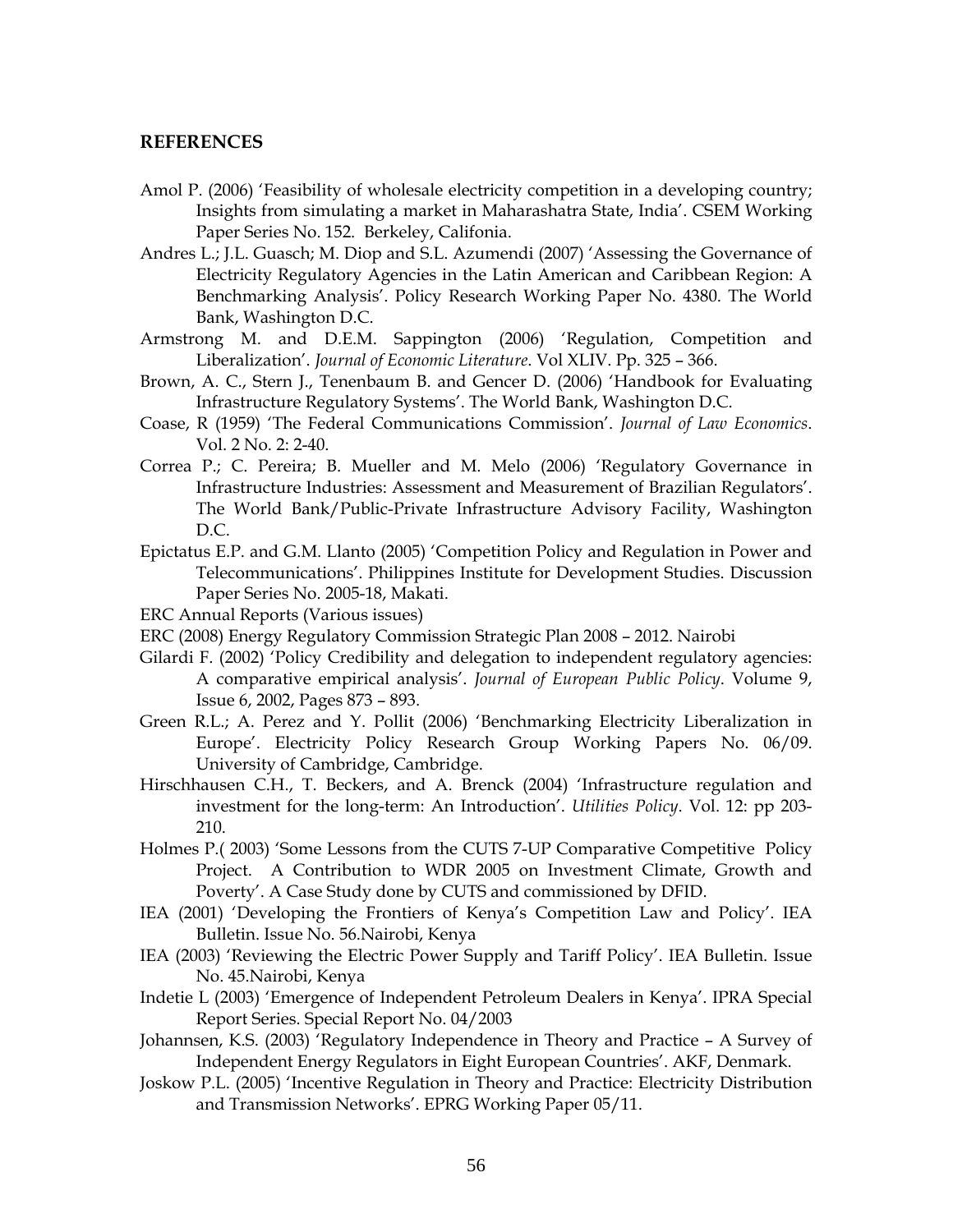## REFERENCES

Amol P. (2006) 'Feasibility of wholesale electricity competition in a developing country; Insights from simulating a market in Maharashatra State, India'. CSEM Working Paper Series No. 152. Berkeley, Califonia.

Andres L.; J.L. Guasch; M. Diop and S.L. Azumendi (2007) 'Assessing the Governance of Electricity Regulatory Agencies in the Latin American and Caribbean Region: A Benchmarking Analysis'. Policy Research Working Paper No. 4380. The World Bank, Washington D.C.

Armstrong M. and D.E.M. Sappington (2006) 'Regulation, Competition and Liberalization'. *Journal of Economic Literature*. Vol XLIV. Pp. 325 – 366.

Brown, A. C., Stern J., Tenenbaum B. and Gencer D. (2006) 'Handbook for Evaluating Infrastructure Regulatory Systems'. The World Bank, Washington D.C.

Coase, R (1959) 'The Federal Communications Commission'. *Journal of Law Economics*. Vol. 2 No. 2: 2-40.

Correa P.; C. Pereira; B. Mueller and M. Melo (2006) 'Regulatory Governance in Infrastructure Industries: Assessment and Measurement of Brazilian Regulators'. The World Bank/Public-Private Infrastructure Advisory Facility, Washington D.C.

Epictatus E.P. and G.M. Llanto (2005) 'Competition Policy and Regulation in Power and Telecommunications'. Philippines Institute for Development Studies. Discussion Paper Series No. 2005-18, Makati.

ERC Annual Reports (Various issues)

ERC (2008) Energy Regulatory Commission Strategic Plan 2008 – 2012. Nairobi

Gilardi F. (2002) 'Policy Credibility and delegation to independent regulatory agencies: A comparative empirical analysis'. *Journal of European Public Policy*. Volume 9, Issue 6, 2002, Pages 873 – 893.

Green R.L.; A. Perez and Y. Pollit (2006) 'Benchmarking Electricity Liberalization in Europe'. Electricity Policy Research Group Working Papers No. 06/09. University of Cambridge, Cambridge.

Hirschhausen C.H., T. Beckers, and A. Brenck (2004) 'Infrastructure regulation and investment for the long-term: An Introduction'. *Utilities Policy*. Vol. 12: pp 203-210.

Holmes P.( 2003) 'Some Lessons from the CUTS 7-UP Comparative Competitive Policy Project. A Contribution to WDR 2005 on Investment Climate, Growth and Poverty'. A Case Study done by CUTS and commissioned by DFID.

IEA (2001) 'Developing the Frontiers of Kenya's Competition Law and Policy'. IEA Bulletin. Issue No. 56.Nairobi, Kenya

IEA (2003) 'Reviewing the Electric Power Supply and Tariff Policy'. IEA Bulletin. Issue No. 45.Nairobi, Kenya

Indetie L (2003) 'Emergence of Independent Petroleum Dealers in Kenya'. IPRA Special Report Series. Special Report No. 04/2003

Johannsen, K.S. (2003) 'Regulatory Independence in Theory and Practice – A Survey of Independent Energy Regulators in Eight European Countries'. AKF, Denmark.

Joskow P.L. (2005) 'Incentive Regulation in Theory and Practice: Electricity Distribution and Transmission Networks'. EPRG Working Paper 05/11.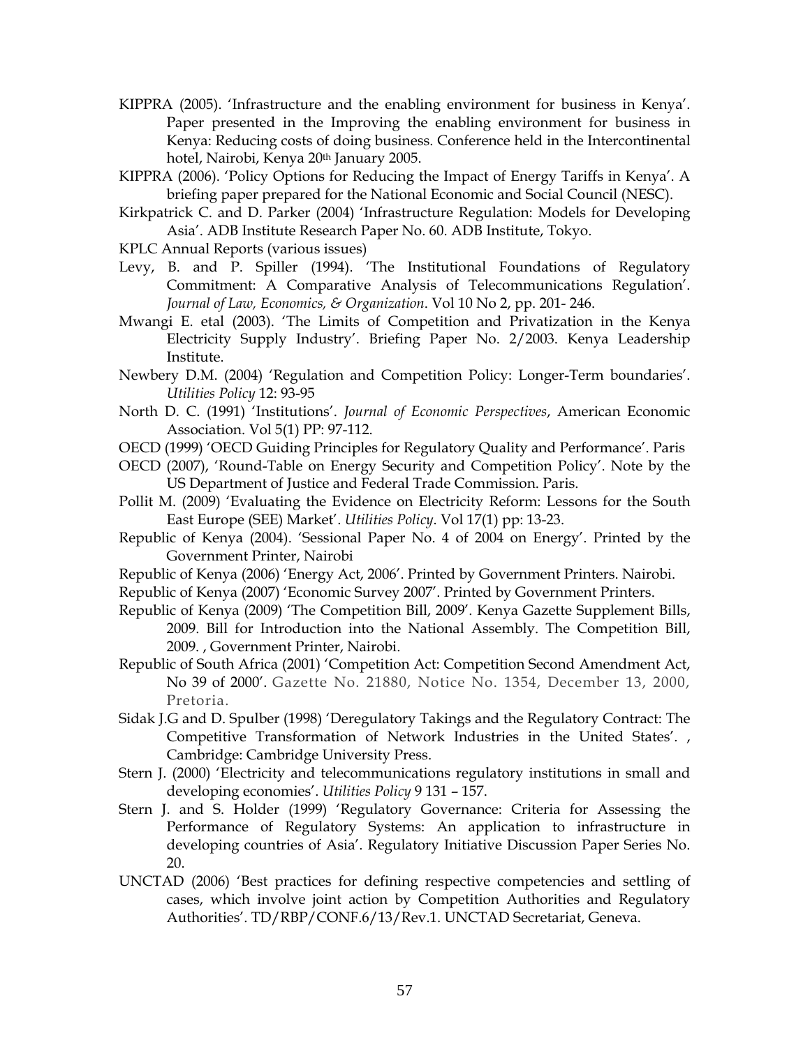KIPPRA (2005). 'Infrastructure and the enabling environment for business in Kenya'. Paper presented in the Improving the enabling environment for business in Kenya: Reducing costs of doing business. Conference held in the Intercontinental hotel, Nairobi, Kenya 20th January 2005.

KIPPRA (2006). 'Policy Options for Reducing the Impact of Energy Tariffs in Kenya'. A briefing paper prepared for the National Economic and Social Council (NESC).

Kirkpatrick C. and D. Parker (2004) 'Infrastructure Regulation: Models for Developing Asia'. ADB Institute Research Paper No. 60. ADB Institute, Tokyo.

KPLC Annual Reports (various issues)

Levy, B. and P. Spiller (1994). 'The Institutional Foundations of Regulatory Commitment: A Comparative Analysis of Telecommunications Regulation'. *Journal of Law, Economics, & Organization*. Vol 10 No 2, pp. 201- 246.

Mwangi E. etal (2003). 'The Limits of Competition and Privatization in the Kenya Electricity Supply Industry'. Briefing Paper No. 2/2003. Kenya Leadership Institute.

Newbery D.M. (2004) 'Regulation and Competition Policy: Longer-Term boundaries'. *Utilities Policy* 12: 93-95

North D. C. (1991) 'Institutions'. *Journal of Economic Perspectives*, American Economic Association. Vol 5(1) PP: 97-112.

OECD (1999) 'OECD Guiding Principles for Regulatory Quality and Performance'. Paris

OECD (2007), 'Round-Table on Energy Security and Competition Policy'. Note by the US Department of Justice and Federal Trade Commission. Paris.

Pollit M. (2009) 'Evaluating the Evidence on Electricity Reform: Lessons for the South East Europe (SEE) Market'. *Utilities Policy*. Vol 17(1) pp: 13-23.

Republic of Kenya (2004). 'Sessional Paper No. 4 of 2004 on Energy'. Printed by the Government Printer, Nairobi

Republic of Kenya (2006) 'Energy Act, 2006'. Printed by Government Printers. Nairobi.

Republic of Kenya (2007) 'Economic Survey 2007'. Printed by Government Printers.

Republic of Kenya (2009) 'The Competition Bill, 2009'. Kenya Gazette Supplement Bills, 2009. Bill for Introduction into the National Assembly. The Competition Bill, 2009. , Government Printer, Nairobi.

Republic of South Africa (2001) 'Competition Act: Competition Second Amendment Act, No 39 of 2000'. Gazette No. 21880, Notice No. 1354, December 13, 2000, Pretoria.

Sidak J.G and D. Spulber (1998) 'Deregulatory Takings and the Regulatory Contract: The Competitive Transformation of Network Industries in the United States'. , Cambridge: Cambridge University Press.

Stern J. (2000) 'Electricity and telecommunications regulatory institutions in small and developing economies'. *Utilities Policy* 9 131 – 157.

Stern J. and S. Holder (1999) 'Regulatory Governance: Criteria for Assessing the Performance of Regulatory Systems: An application to infrastructure in developing countries of Asia'. Regulatory Initiative Discussion Paper Series No. 20.

UNCTAD (2006) 'Best practices for defining respective competencies and settling of cases, which involve joint action by Competition Authorities and Regulatory Authorities'. TD/RBP/CONF.6/13/Rev.1. UNCTAD Secretariat, Geneva.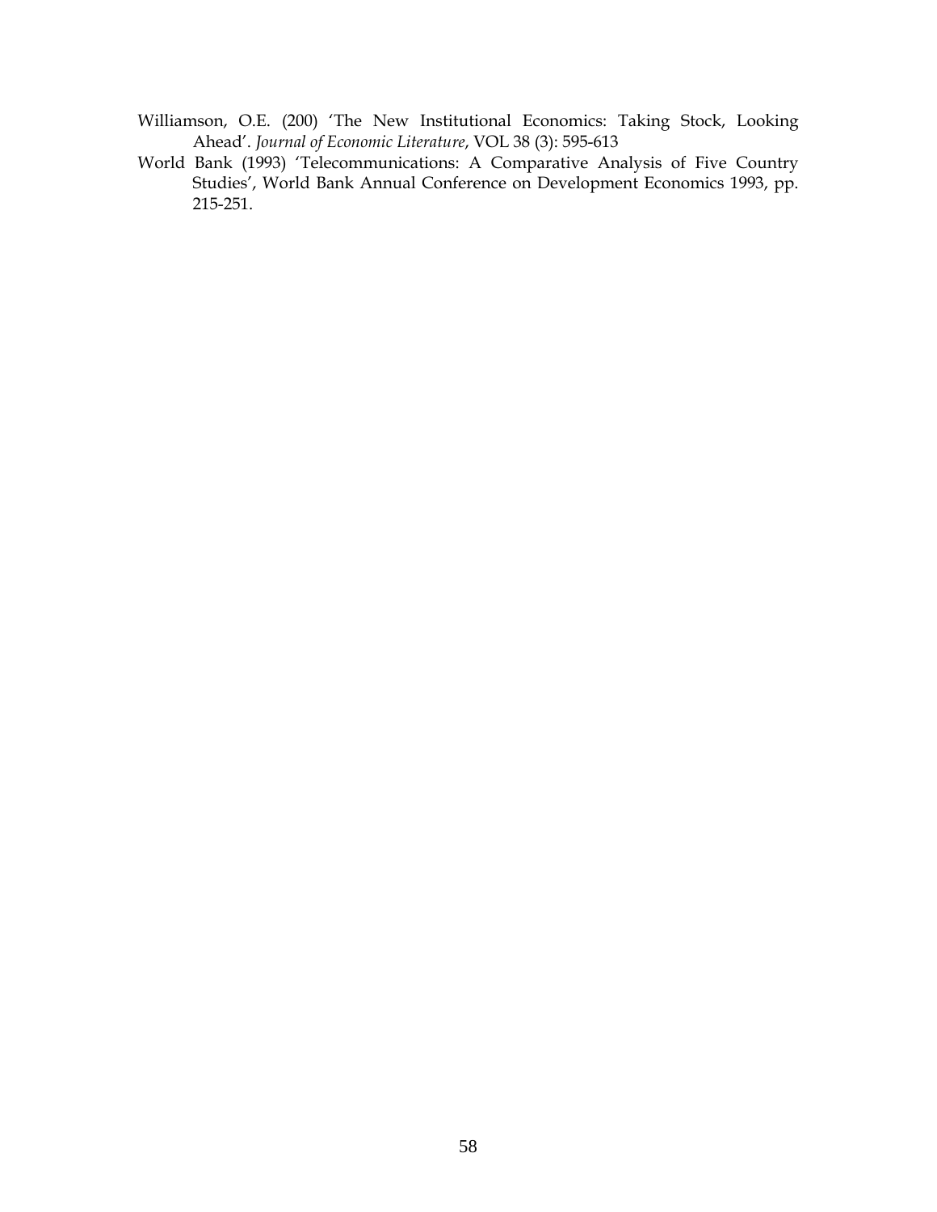Williamson, O.E. (200) 'The New Institutional Economics: Taking Stock, Looking Ahead'. *Journal of Economic Literature*, VOL 38 (3): 595-613

World Bank (1993) 'Telecommunications: A Comparative Analysis of Five Country Studies', World Bank Annual Conference on Development Economics 1993, pp. 215-251.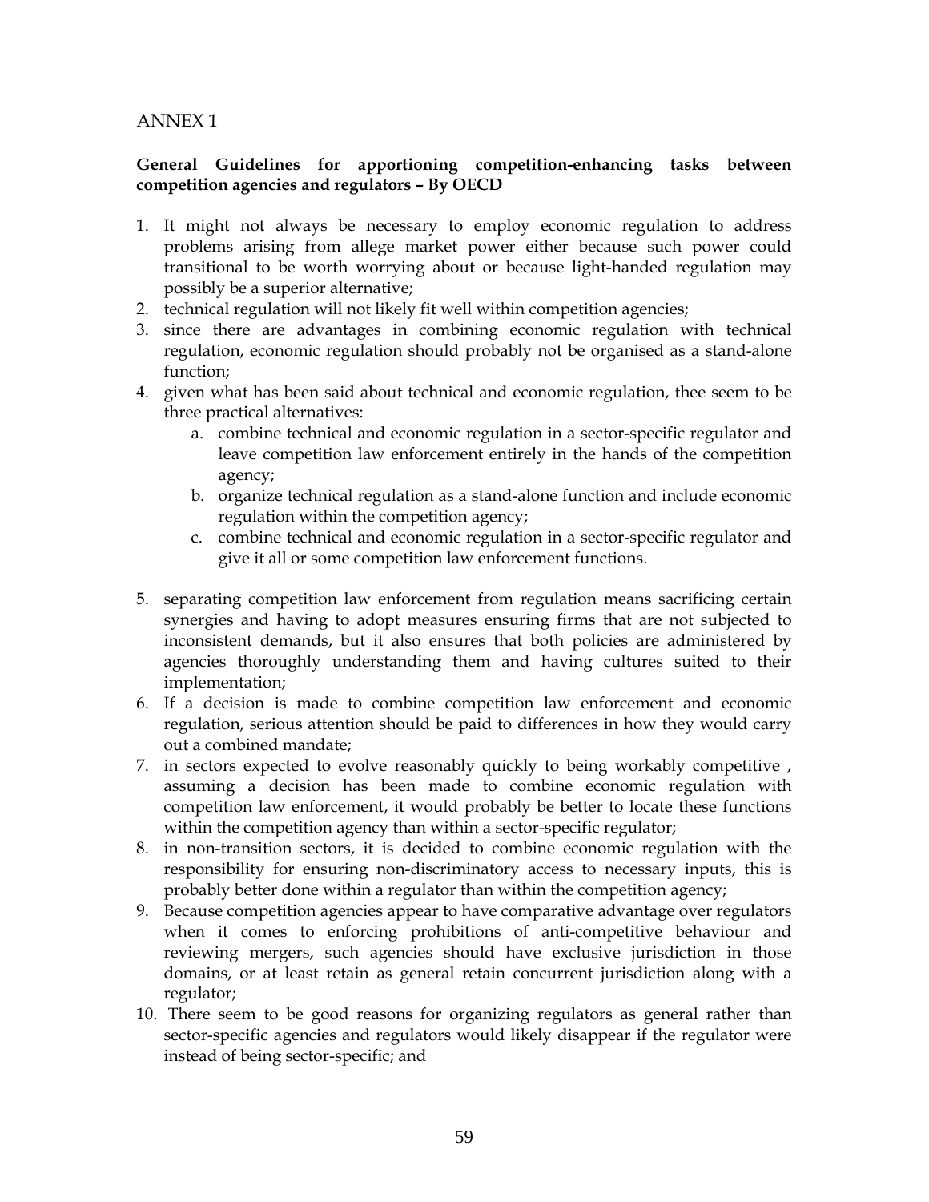ANNEX 1

**General Guidelines for apportioning competition-enhancing tasks between competition agencies and regulators – By OECD**

1. It might not always be necessary to employ economic regulation to address problems arising from allege market power either because such power could transitional to be worth worrying about or because light-handed regulation may possibly be a superior alternative;
2. technical regulation will not likely fit well within competition agencies;
3. since there are advantages in combining economic regulation with technical regulation, economic regulation should probably not be organised as a stand-alone function;
4. given what has been said about technical and economic regulation, thee seem to be three practical alternatives:
   a. combine technical and economic regulation in a sector-specific regulator and leave competition law enforcement entirely in the hands of the competition agency;
   b. organize technical regulation as a stand-alone function and include economic regulation within the competition agency;
   c. combine technical and economic regulation in a sector-specific regulator and give it all or some competition law enforcement functions.

5. separating competition law enforcement from regulation means sacrificing certain synergies and having to adopt measures ensuring firms that are not subjected to inconsistent demands, but it also ensures that both policies are administered by agencies thoroughly understanding them and having cultures suited to their implementation;
6. If a decision is made to combine competition law enforcement and economic regulation, serious attention should be paid to differences in how they would carry out a combined mandate;
7. in sectors expected to evolve reasonably quickly to being workably competitive , assuming a decision has been made to combine economic regulation with competition law enforcement, it would probably be better to locate these functions within the competition agency than within a sector-specific regulator;
8. in non-transition sectors, it is decided to combine economic regulation with the responsibility for ensuring non-discriminatory access to necessary inputs, this is probably better done within a regulator than within the competition agency;
9. Because competition agencies appear to have comparative advantage over regulators when it comes to enforcing prohibitions of anti-competitive behaviour and reviewing mergers, such agencies should have exclusive jurisdiction in those domains, or at least retain as general retain concurrent jurisdiction along with a regulator;
10. There seem to be good reasons for organizing regulators as general rather than sector-specific agencies and regulators would likely disappear if the regulator were instead of being sector-specific; and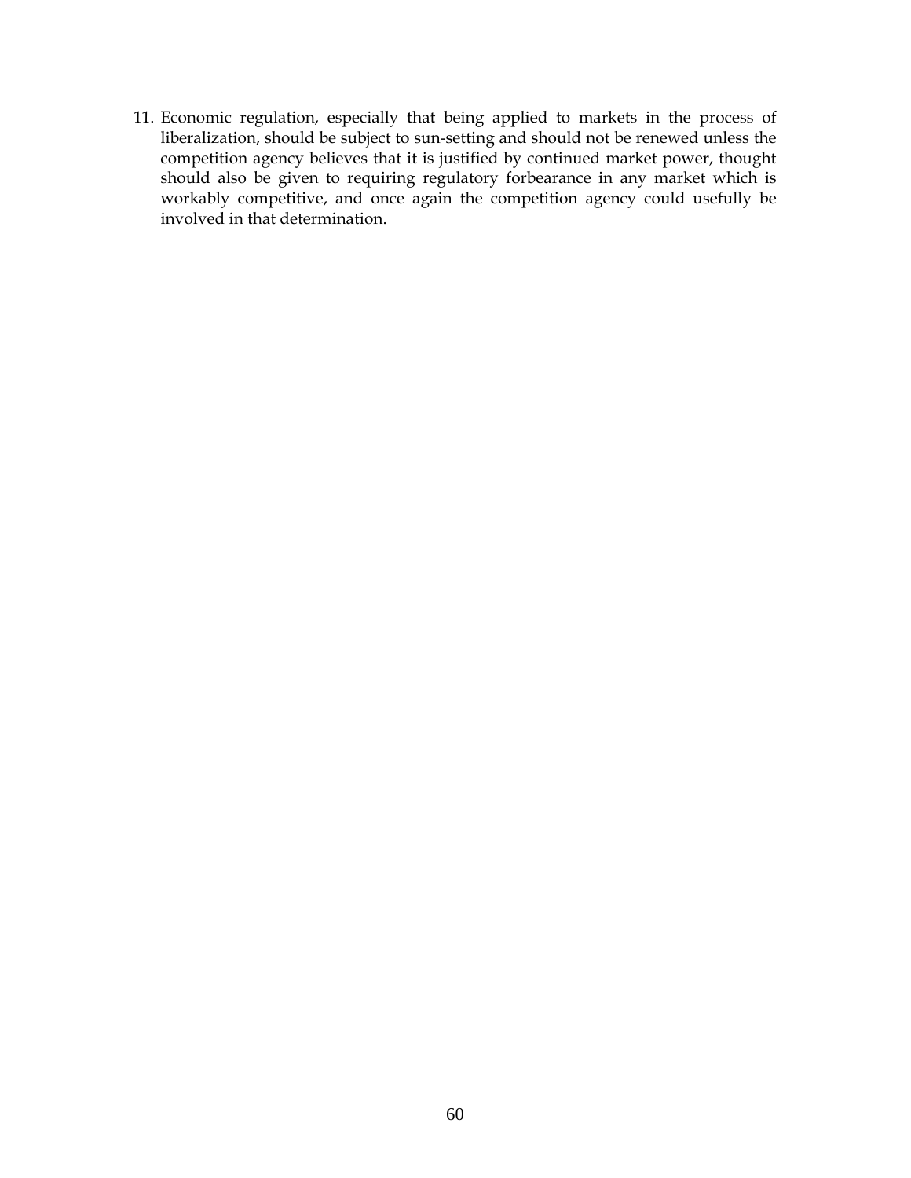11. Economic regulation, especially that being applied to markets in the process of liberalization, should be subject to sun-setting and should not be renewed unless the competition agency believes that it is justified by continued market power, thought should also be given to requiring regulatory forbearance in any market which is workably competitive, and once again the competition agency could usefully be involved in that determination.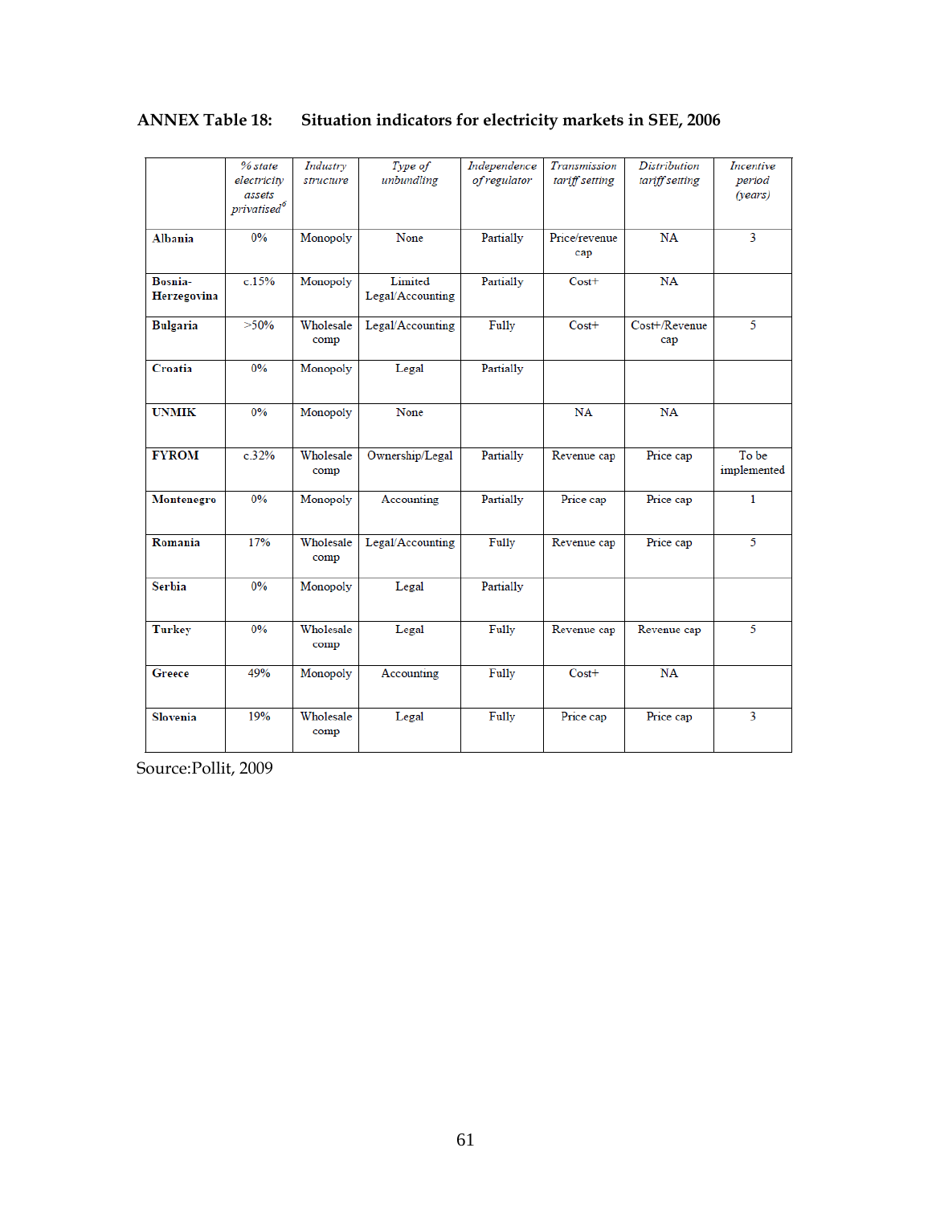**ANNEX Table 18: Situation indicators for electricity markets in SEE, 2006**

| | *% state electricity assets privatised*[6] | *Industry structure* | *Type of unbundling* | *Independence of regulator* | *Transmission tariff setting* | *Distribution tariff setting* | *Incentive period (years)* |
|---|---|---|---|---|---|---|---|
| **Albania** | 0% | Monopoly | None | Partially | Price/revenue cap | NA | 3 |
| **Bosnia-Herzegovina** | c.15% | Monopoly | Limited Legal/Accounting | Partially | Cost+ | NA | |
| **Bulgaria** | >50% | Wholesale comp | Legal/Accounting | Fully | Cost+ | Cost+/Revenue cap | 5 |
| **Croatia** | 0% | Monopoly | Legal | Partially | | | |
| **UNMIK** | 0% | Monopoly | None | | NA | NA | |
| **FYROM** | c.32% | Wholesale comp | Ownership/Legal | Partially | Revenue cap | Price cap | To be implemented |
| **Montenegro** | 0% | Monopoly | Accounting | Partially | Price cap | Price cap | 1 |
| **Romania** | 17% | Wholesale comp | Legal/Accounting | Fully | Revenue cap | Price cap | 5 |
| **Serbia** | 0% | Monopoly | Legal | Partially | | | |
| **Turkey** | 0% | Wholesale comp | Legal | Fully | Revenue cap | Revenue cap | 5 |
| **Greece** | 49% | Monopoly | Accounting | Fully | Cost+ | NA | |
| **Slovenia** | 19% | Wholesale comp | Legal | Fully | Price cap | Price cap | 3 |

Source:Pollit, 2009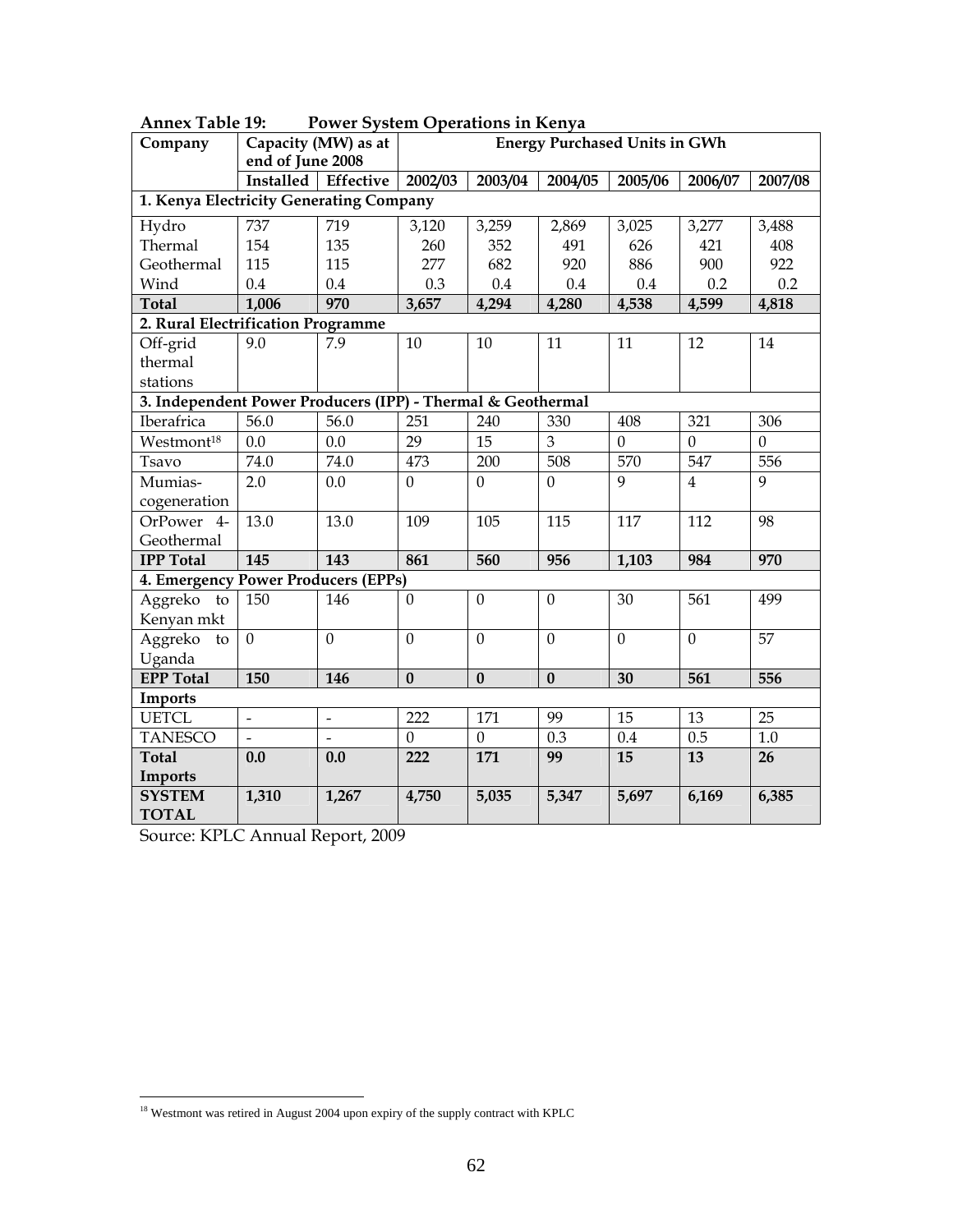**Annex Table 19: Power System Operations in Kenya**

| Company | Capacity (MW) as at end of June 2008 | | Energy Purchased Units in GWh | | | | | |
|---|---|---|---|---|---|---|---|---|
| | Installed | Effective | 2002/03 | 2003/04 | 2004/05 | 2005/06 | 2006/07 | 2007/08 |
| **1. Kenya Electricity Generating Company** | | | | | | | | |
| Hydro | 737 | 719 | 3,120 | 3,259 | 2,869 | 3,025 | 3,277 | 3,488 |
| Thermal | 154 | 135 | 260 | 352 | 491 | 626 | 421 | 408 |
| Geothermal | 115 | 115 | 277 | 682 | 920 | 886 | 900 | 922 |
| Wind | 0.4 | 0.4 | 0.3 | 0.4 | 0.4 | 0.4 | 0.2 | 0.2 |
| **Total** | **1,006** | **970** | **3,657** | **4,294** | **4,280** | **4,538** | **4,599** | **4,818** |
| **2. Rural Electrification Programme** | | | | | | | | |
| Off-grid thermal stations | 9.0 | 7.9 | 10 | 10 | 11 | 11 | 12 | 14 |
| **3. Independent Power Producers (IPP) - Thermal & Geothermal** | | | | | | | | |
| Iberafrica | 56.0 | 56.0 | 251 | 240 | 330 | 408 | 321 | 306 |
| Westmont[18] | 0.0 | 0.0 | 29 | 15 | 3 | 0 | 0 | 0 |
| Tsavo | 74.0 | 74.0 | 473 | 200 | 508 | 570 | 547 | 556 |
| Mumias-cogeneration | 2.0 | 0.0 | 0 | 0 | 0 | 9 | 4 | 9 |
| OrPower 4-Geothermal | 13.0 | 13.0 | 109 | 105 | 115 | 117 | 112 | 98 |
| **IPP Total** | **145** | **143** | **861** | **560** | **956** | **1,103** | **984** | **970** |
| **4. Emergency Power Producers (EPPs)** | | | | | | | | |
| Aggreko to Kenyan mkt | 150 | 146 | 0 | 0 | 0 | 30 | 561 | 499 |
| Aggreko to Uganda | 0 | 0 | 0 | 0 | 0 | 0 | 0 | 57 |
| **EPP Total** | **150** | **146** | **0** | **0** | **0** | **30** | **561** | **556** |
| **Imports** | | | | | | | | |
| UETCL | - | - | 222 | 171 | 99 | 15 | 13 | 25 |
| TANESCO | - | - | 0 | 0 | 0.3 | 0.4 | 0.5 | 1.0 |
| **Total Imports** | **0.0** | **0.0** | **222** | **171** | **99** | **15** | **13** | **26** |
| **SYSTEM TOTAL** | **1,310** | **1,267** | **4,750** | **5,035** | **5,347** | **5,697** | **6,169** | **6,385** |

Source: KPLC Annual Report, 2009

[18] Westmont was retired in August 2004 upon expiry of the supply contract with KPLC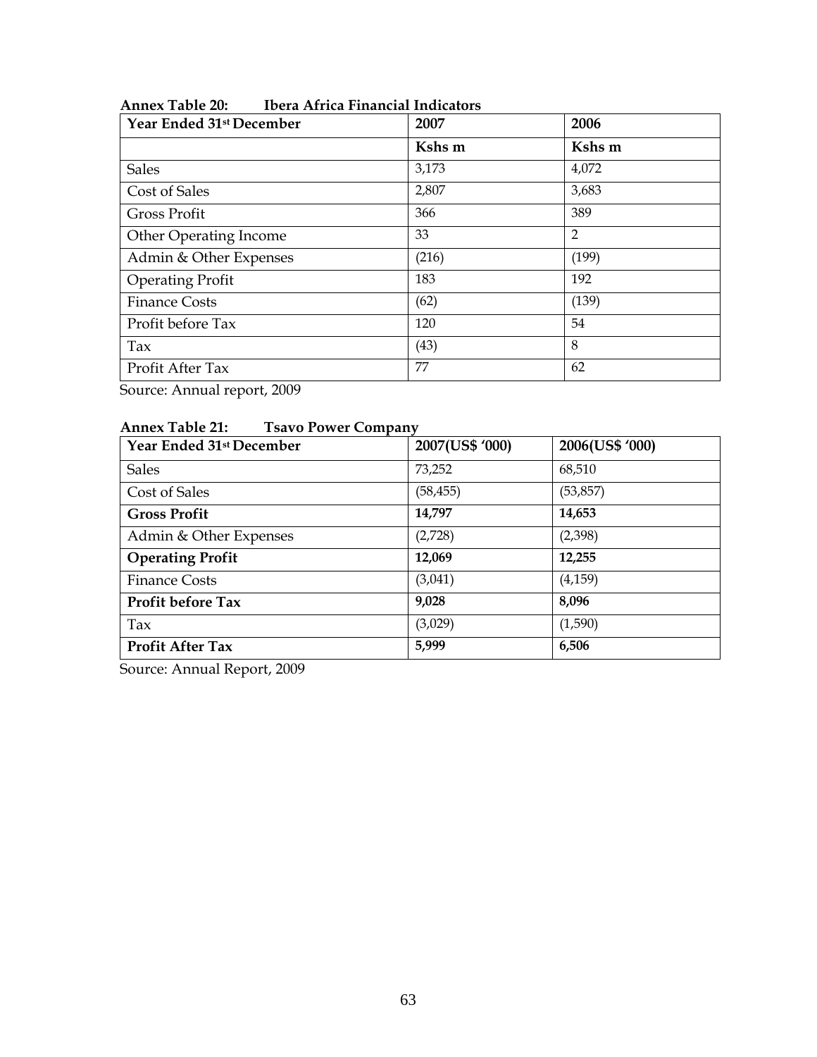**Annex Table 20: Ibera Africa Financial Indicators**

| Year Ended 31st December | 2007 | 2006 |
|---|---|---|
| | **Kshs m** | **Kshs m** |
| Sales | 3,173 | 4,072 |
| Cost of Sales | 2,807 | 3,683 |
| Gross Profit | 366 | 389 |
| Other Operating Income | 33 | 2 |
| Admin & Other Expenses | (216) | (199) |
| Operating Profit | 183 | 192 |
| Finance Costs | (62) | (139) |
| Profit before Tax | 120 | 54 |
| Tax | (43) | 8 |
| Profit After Tax | 77 | 62 |

Source: Annual report, 2009

**Annex Table 21: Tsavo Power Company**

| Year Ended 31st December | 2007(US$ '000) | 2006(US$ '000) |
|---|---|---|
| Sales | 73,252 | 68,510 |
| Cost of Sales | (58,455) | (53,857) |
| **Gross Profit** | **14,797** | **14,653** |
| Admin & Other Expenses | (2,728) | (2,398) |
| **Operating Profit** | **12,069** | **12,255** |
| Finance Costs | (3,041) | (4,159) |
| **Profit before Tax** | **9,028** | **8,096** |
| Tax | (3,029) | (1,590) |
| **Profit After Tax** | **5,999** | **6,506** |

Source: Annual Report, 2009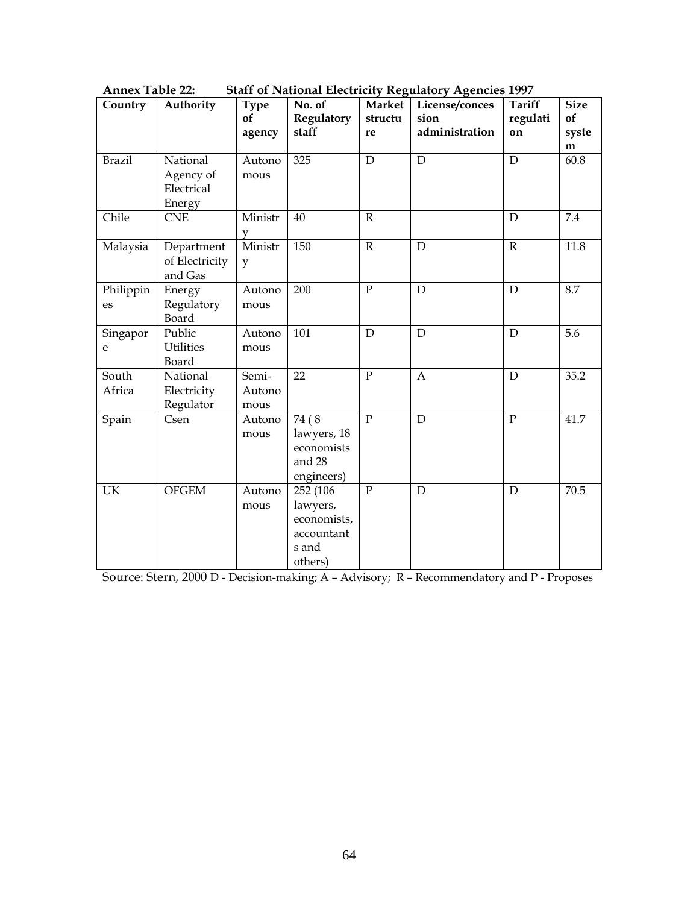**Annex Table 22: Staff of National Electricity Regulatory Agencies 1997**

| Country | Authority | Type of agency | No. of Regulatory staff | Market structure | License/concession administration | Tariff regulation | Size of system |
|---|---|---|---|---|---|---|---|
| Brazil | National Agency of Electrical Energy | Autonomous | 325 | D | D | D | 60.8 |
| Chile | CNE | Ministry | 40 | R | | D | 7.4 |
| Malaysia | Department of Electricity and Gas | Ministry | 150 | R | D | R | 11.8 |
| Philippines | Energy Regulatory Board | Autonomous | 200 | P | D | D | 8.7 |
| Singapore | Public Utilities Board | Autonomous | 101 | D | D | D | 5.6 |
| South Africa | National Electricity Regulator | Semi-Autonomous | 22 | P | A | D | 35.2 |
| Spain | Csen | Autonomous | 74 ( 8 lawyers, 18 economists and 28 engineers) | P | D | P | 41.7 |
| UK | OFGEM | Autonomous | 252 (106 lawyers, economists, accountants and others) | P | D | D | 70.5 |

Source: Stern, 2000 D - Decision-making; A – Advisory; R – Recommendatory and P - Proposes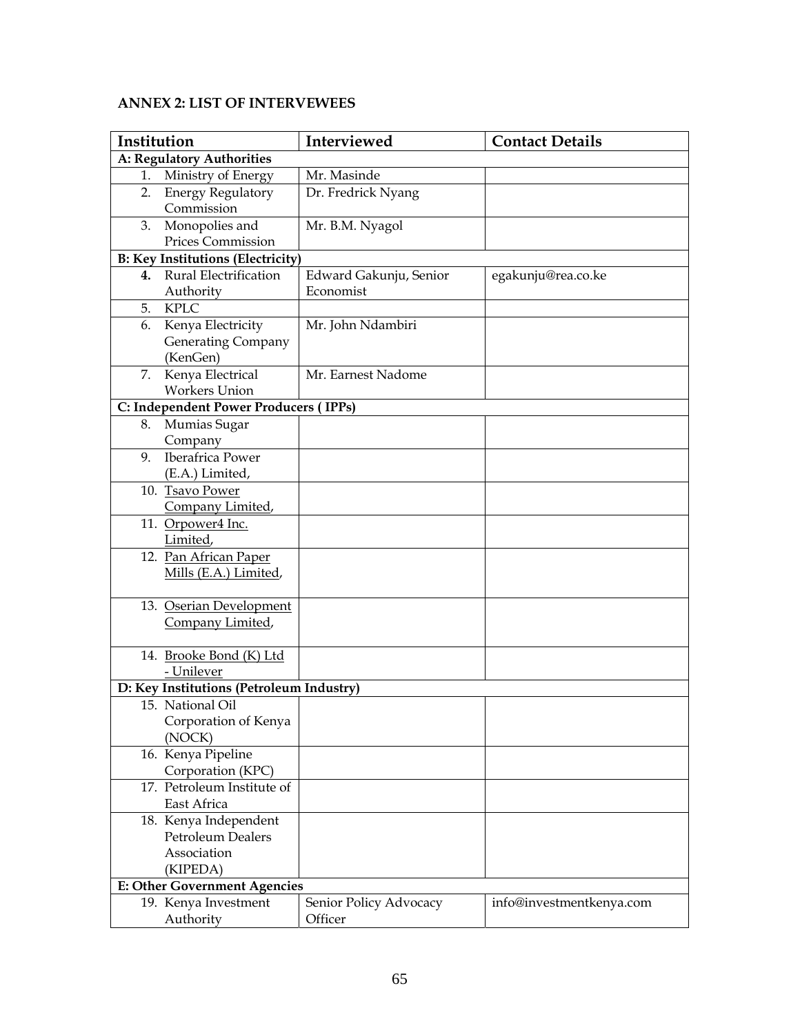**ANNEX 2: LIST OF INTERVEWEES**

| Institution | Interviewed | Contact Details |
|---|---|---|
| **A: Regulatory Authorities** | | |
| 1. Ministry of Energy | Mr. Masinde | |
| 2. Energy Regulatory Commission | Dr. Fredrick Nyang | |
| 3. Monopolies and Prices Commission | Mr. B.M. Nyagol | |
| **B: Key Institutions (Electricity)** | | |
| **4.** Rural Electrification Authority | Edward Gakunju, Senior Economist | egakunju@rea.co.ke |
| 5. KPLC | | |
| 6. Kenya Electricity Generating Company (KenGen) | Mr. John Ndambiri | |
| 7. Kenya Electrical Workers Union | Mr. Earnest Nadome | |
| **C: Independent Power Producers ( IPPs)** | | |
| 8. Mumias Sugar Company | | |
| 9. Iberafrica Power (E.A.) Limited, | | |
| 10. Tsavo Power Company Limited, | | |
| 11. Orpower4 Inc. Limited, | | |
| 12. Pan African Paper Mills (E.A.) Limited, | | |
| 13. Oserian Development Company Limited, | | |
| 14. Brooke Bond (K) Ltd - Unilever | | |
| **D: Key Institutions (Petroleum Industry)** | | |
| 15. National Oil Corporation of Kenya (NOCK) | | |
| 16. Kenya Pipeline Corporation (KPC) | | |
| 17. Petroleum Institute of East Africa | | |
| 18. Kenya Independent Petroleum Dealers Association (KIPEDA) | | |
| **E: Other Government Agencies** | | |
| 19. Kenya Investment Authority | Senior Policy Advocacy Officer | info@investmentkenya.com |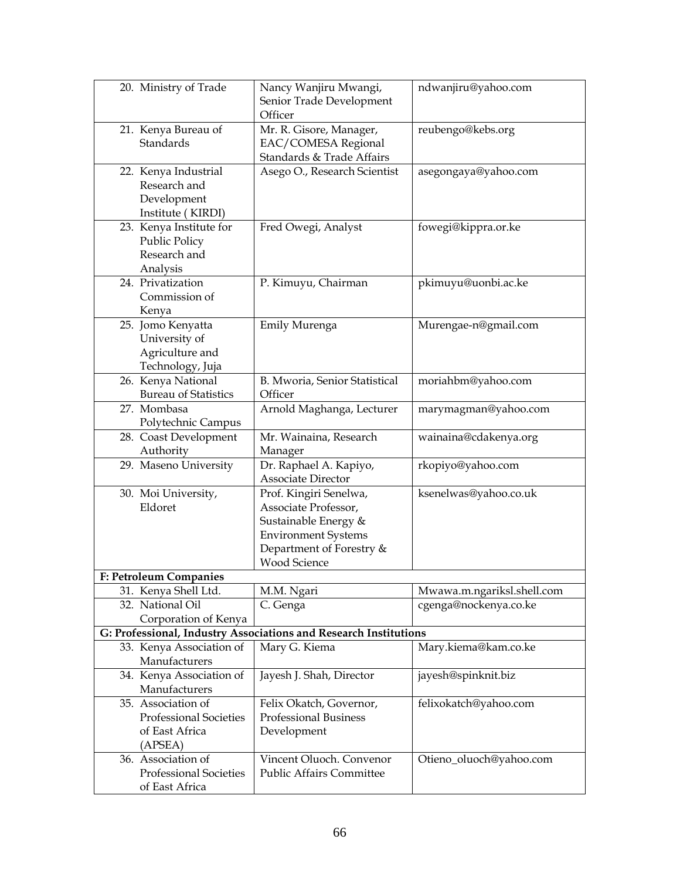| | | |
|---|---|---|
| 20. Ministry of Trade | Nancy Wanjiru Mwangi, Senior Trade Development Officer | ndwanjiru@yahoo.com |
| 21. Kenya Bureau of Standards | Mr. R. Gisore, Manager, EAC/COMESA Regional Standards & Trade Affairs | reubengo@kebs.org |
| 22. Kenya Industrial Research and Development Institute ( KIRDI) | Asego O., Research Scientist | asegongaya@yahoo.com |
| 23. Kenya Institute for Public Policy Research and Analysis | Fred Owegi, Analyst | fowegi@kippra.or.ke |
| 24. Privatization Commission of Kenya | P. Kimuyu, Chairman | pkimuyu@uonbi.ac.ke |
| 25. Jomo Kenyatta University of Agriculture and Technology, Juja | Emily Murenga | Murengae-n@gmail.com |
| 26. Kenya National Bureau of Statistics | B. Mworia, Senior Statistical Officer | moriahbm@yahoo.com |
| 27. Mombasa Polytechnic Campus | Arnold Maghanga, Lecturer | marymagman@yahoo.com |
| 28. Coast Development Authority | Mr. Wainaina, Research Manager | wainaina@cdakenya.org |
| 29. Maseno University | Dr. Raphael A. Kapiyo, Associate Director | rkopiyo@yahoo.com |
| 30. Moi University, Eldoret | Prof. Kingiri Senelwa, Associate Professor, Sustainable Energy & Environment Systems Department of Forestry & Wood Science | ksenelwas@yahoo.co.uk |
| **F: Petroleum Companies** | | |
| 31. Kenya Shell Ltd. | M.M. Ngari | Mwawa.m.ngariksl.shell.com |
| 32. National Oil Corporation of Kenya | C. Genga | cgenga@nockenya.co.ke |
| **G: Professional, Industry Associations and Research Institutions** | | |
| 33. Kenya Association of Manufacturers | Mary G. Kiema | Mary.kiema@kam.co.ke |
| 34. Kenya Association of Manufacturers | Jayesh J. Shah, Director | jayesh@spinknit.biz |
| 35. Association of Professional Societies of East Africa (APSEA) | Felix Okatch, Governor, Professional Business Development | felixokatch@yahoo.com |
| 36. Association of Professional Societies of East Africa | Vincent Oluoch. Convenor Public Affairs Committee | Otieno_oluoch@yahoo.com |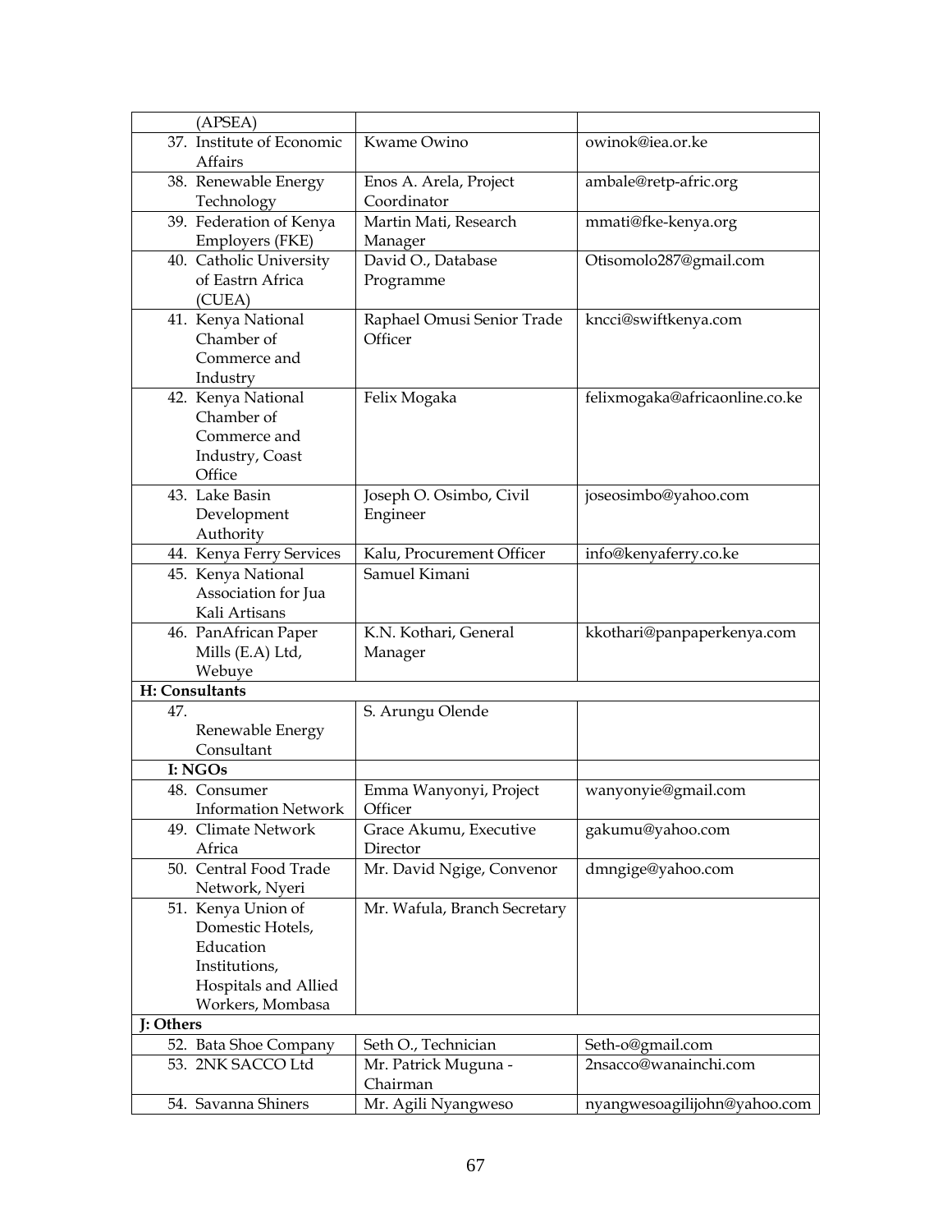| | | |
|---|---|---|
| (APSEA) | | |
| 37. Institute of Economic Affairs | Kwame Owino | owinok@iea.or.ke |
| 38. Renewable Energy Technology | Enos A. Arela, Project Coordinator | ambale@retp-afric.org |
| 39. Federation of Kenya Employers (FKE) | Martin Mati, Research Manager | mmati@fke-kenya.org |
| 40. Catholic University of Eastrn Africa (CUEA) | David O., Database Programme | Otisomolo287@gmail.com |
| 41. Kenya National Chamber of Commerce and Industry | Raphael Omusi Senior Trade Officer | kncci@swiftkenya.com |
| 42. Kenya National Chamber of Commerce and Industry, Coast Office | Felix Mogaka | felixmogaka@africaonline.co.ke |
| 43. Lake Basin Development Authority | Joseph O. Osimbo, Civil Engineer | joseosimbo@yahoo.com |
| 44. Kenya Ferry Services | Kalu, Procurement Officer | info@kenyaferry.co.ke |
| 45. Kenya National Association for Jua Kali Artisans | Samuel Kimani | |
| 46. PanAfrican Paper Mills (E.A) Ltd, Webuye | K.N. Kothari, General Manager | kkothari@panpaperkenya.com |
| **H: Consultants** | | |
| 47. Renewable Energy Consultant | S. Arungu Olende | |
| **I: NGOs** | | |
| 48. Consumer Information Network | Emma Wanyonyi, Project Officer | wanyonyie@gmail.com |
| 49. Climate Network Africa | Grace Akumu, Executive Director | gakumu@yahoo.com |
| 50. Central Food Trade Network, Nyeri | Mr. David Ngige, Convenor | dmngige@yahoo.com |
| 51. Kenya Union of Domestic Hotels, Education Institutions, Hospitals and Allied Workers, Mombasa | Mr. Wafula, Branch Secretary | |
| **J: Others** | | |
| 52. Bata Shoe Company | Seth O., Technician | Seth-o@gmail.com |
| 53. 2NK SACCO Ltd | Mr. Patrick Muguna - Chairman | 2nsacco@wanainchi.com |
| 54. Savanna Shiners | Mr. Agili Nyangweso | nyangwesoagilijohn@yahoo.com |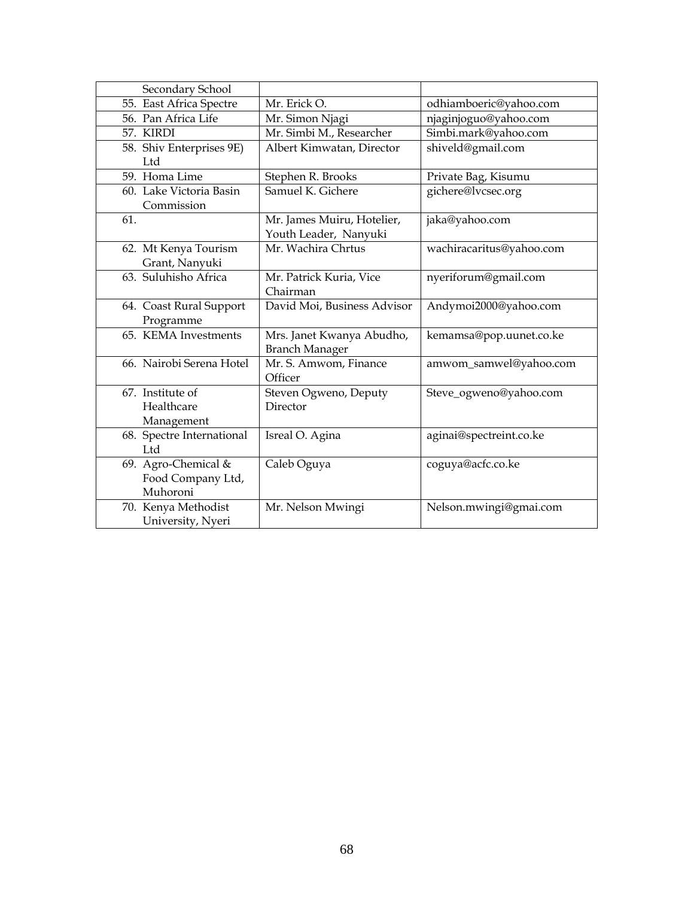| | | |
|---|---|---|
| Secondary School | | |
| 55. East Africa Spectre | Mr. Erick O. | odhiamboeric@yahoo.com |
| 56. Pan Africa Life | Mr. Simon Njagi | njaginjoguo@yahoo.com |
| 57. KIRDI | Mr. Simbi M., Researcher | Simbi.mark@yahoo.com |
| 58. Shiv Enterprises 9E) Ltd | Albert Kimwatan, Director | shiveld@gmail.com |
| 59. Homa Lime | Stephen R. Brooks | Private Bag, Kisumu |
| 60. Lake Victoria Basin Commission | Samuel K. Gichere | gichere@lvcsec.org |
| 61. | Mr. James Muiru, Hotelier, Youth Leader, Nanyuki | jaka@yahoo.com |
| 62. Mt Kenya Tourism Grant, Nanyuki | Mr. Wachira Chrtus | wachiracaritus@yahoo.com |
| 63. Suluhisho Africa | Mr. Patrick Kuria, Vice Chairman | nyeriforum@gmail.com |
| 64. Coast Rural Support Programme | David Moi, Business Advisor | Andymoi2000@yahoo.com |
| 65. KEMA Investments | Mrs. Janet Kwanya Abudho, Branch Manager | kemamsa@pop.uunet.co.ke |
| 66. Nairobi Serena Hotel | Mr. S. Amwom, Finance Officer | amwom_samwel@yahoo.com |
| 67. Institute of Healthcare Management | Steven Ogweno, Deputy Director | Steve_ogweno@yahoo.com |
| 68. Spectre International Ltd | Isreal O. Agina | aginai@spectreint.co.ke |
| 69. Agro-Chemical & Food Company Ltd, Muhoroni | Caleb Oguya | coguya@acfc.co.ke |
| 70. Kenya Methodist University, Nyeri | Mr. Nelson Mwingi | Nelson.mwingi@gmai.com |